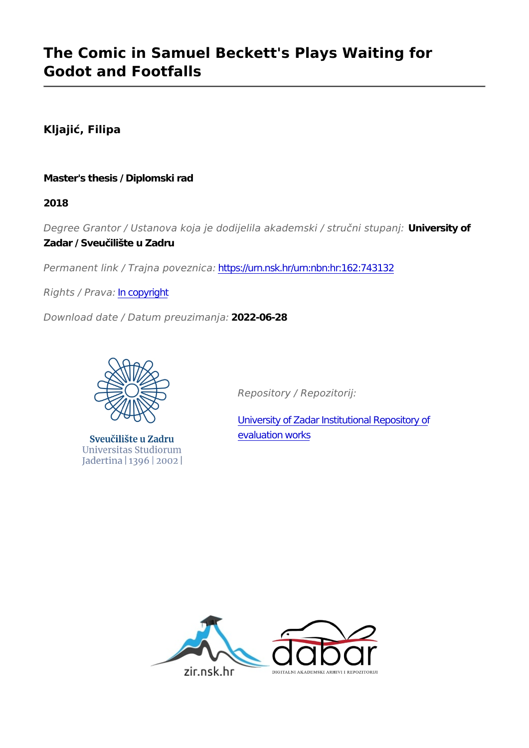# The Comic in Samuel Beckett's Plays Waiting for Godot and Footfalls

**Kljajić, Filipa**

**Master's thesis / Diplomski rad**

**2018**

*Degree Grantor / Ustanova koja je dodijelila akademski / stručni stupanj:* **University of Zadar / Sveučilište u Zadru**

*Permanent link / Trajna poveznica:* https://urn.nsk.hr/urn:nbn:hr:162:743132

*Rights / Prava:* In copyright

*Download date / Datum preuzimanja:* **2022-06-28**

Sveučilište u Zadru
Universitas Studiorum
Jadertina | 1396 | 2002 |

*Repository / Repozitorij:*

University of Zadar Institutional Repository of evaluation works

zir.nsk.hr

dabar
DIGITALNI AKADEMSKI ARHIVI I REPOZITORIJI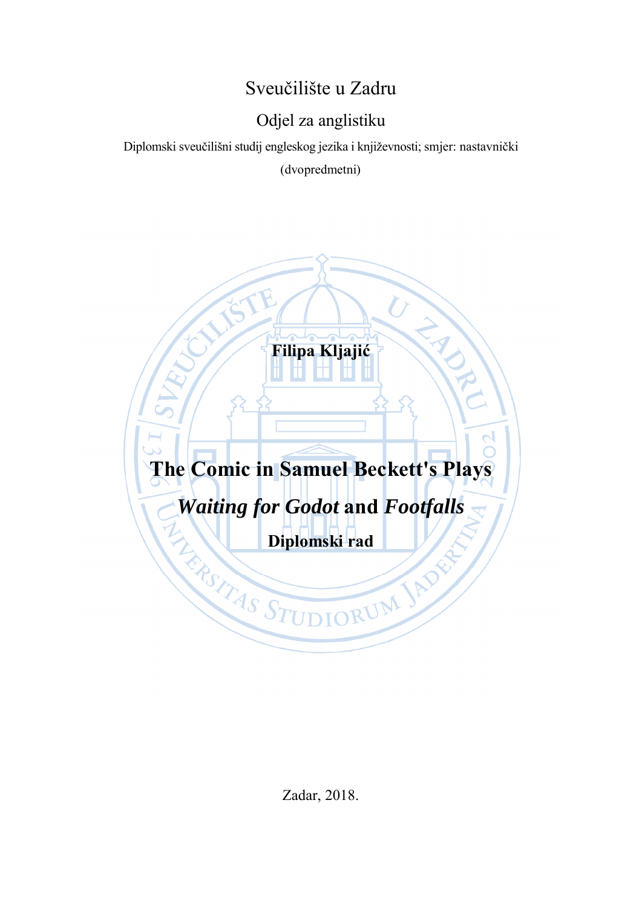Sveučilište u Zadru

Odjel za anglistiku

Diplomski sveučilišni studij engleskog jezika i književnosti; smjer: nastavnički (dvopredmetni)

**Filipa Kljajić**

# The Comic in Samuel Beckett's Plays *Waiting for Godot* and *Footfalls*

**Diplomski rad**

Zadar, 2018.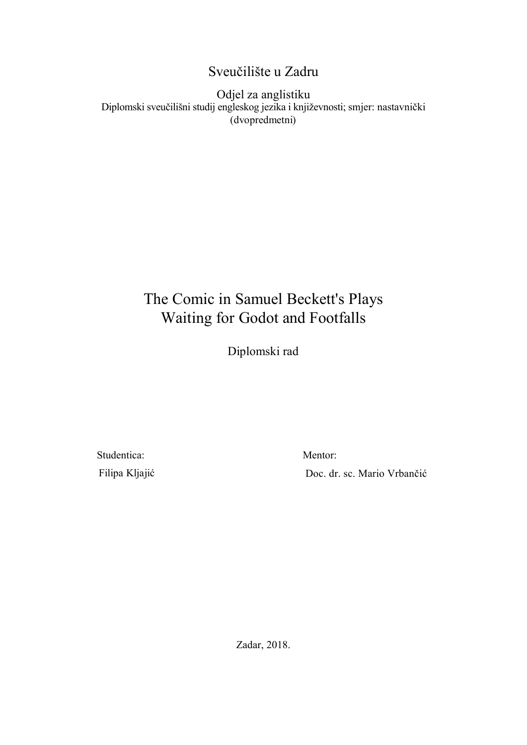Sveučilište u Zadru

Odjel za anglistiku

Diplomski sveučilišni studij engleskog jezika i književnosti; smjer: nastavnički (dvopredmetni)

# The Comic in Samuel Beckett's Plays Waiting for Godot and Footfalls

Diplomski rad

Studentica:

Filipa Kljajić

Mentor:

Doc. dr. sc. Mario Vrbančić

Zadar, 2018.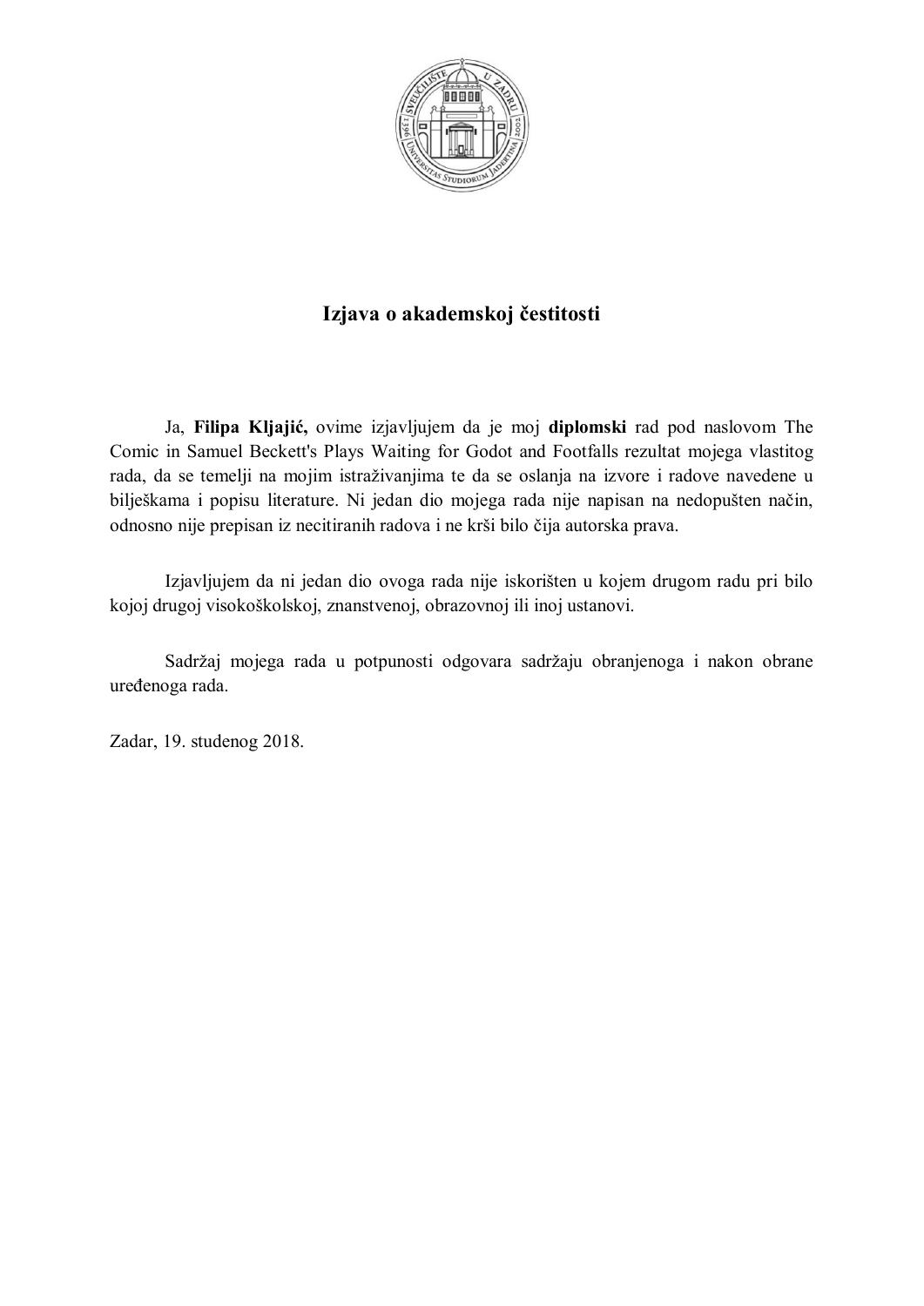# Izjava o akademskoj čestitosti

Ja, **Filipa Kljajić,** ovime izjavljujem da je moj **diplomski** rad pod naslovom The Comic in Samuel Beckett's Plays Waiting for Godot and Footfalls rezultat mojega vlastitog rada, da se temelji na mojim istraživanjima te da se oslanja na izvore i radove navedene u bilješkama i popisu literature. Ni jedan dio mojega rada nije napisan na nedopušten način, odnosno nije prepisan iz necitiranih radova i ne krši bilo čija autorska prava.

Izjavljujem da ni jedan dio ovoga rada nije iskorišten u kojem drugom radu pri bilo kojoj drugoj visokoškolskoj, znanstvenoj, obrazovnoj ili inoj ustanovi.

Sadržaj mojega rada u potpunosti odgovara sadržaju obranjenoga i nakon obrane uređenoga rada.

Zadar, 19. studenog 2018.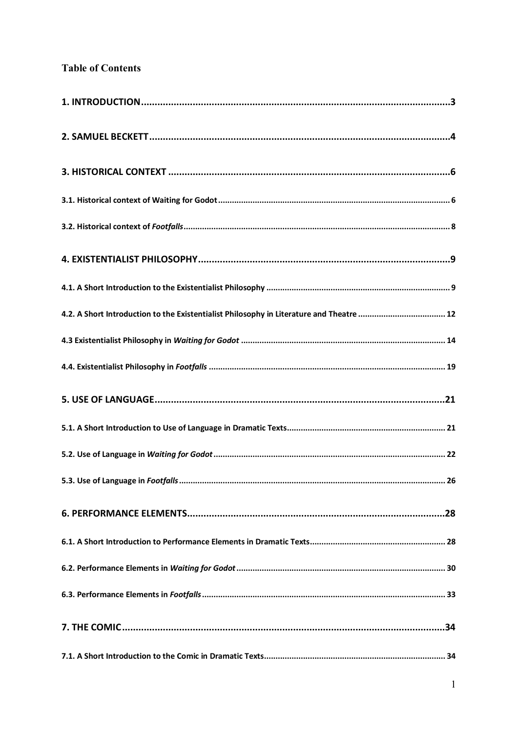## Table of Contents

**1. INTRODUCTION** .......... **3**

**2. SAMUEL BECKETT** .......... **4**

**3. HISTORICAL CONTEXT** .......... **6**

**3.1. Historical context of Waiting for Godot** .......... **6**

**3.2. Historical context of *Footfalls*** .......... **8**

**4. EXISTENTIALIST PHILOSOPHY** .......... **9**

**4.1. A Short Introduction to the Existentialist Philosophy** .......... **9**

**4.2. A Short Introduction to the Existentialist Philosophy in Literature and Theatre** .......... **12**

**4.3 Existentialist Philosophy in *Waiting for Godot*** .......... **14**

**4.4. Existentialist Philosophy in *Footfalls*** .......... **19**

**5. USE OF LANGUAGE** .......... **21**

**5.1. A Short Introduction to Use of Language in Dramatic Texts** .......... **21**

**5.2. Use of Language in *Waiting for Godot*** .......... **22**

**5.3. Use of Language in *Footfalls*** .......... **26**

**6. PERFORMANCE ELEMENTS** .......... **28**

**6.1. A Short Introduction to Performance Elements in Dramatic Texts** .......... **28**

**6.2. Performance Elements in *Waiting for Godot*** .......... **30**

**6.3. Performance Elements in *Footfalls*** .......... **33**

**7. THE COMIC** .......... **34**

**7.1. A Short Introduction to the Comic in Dramatic Texts** .......... **34**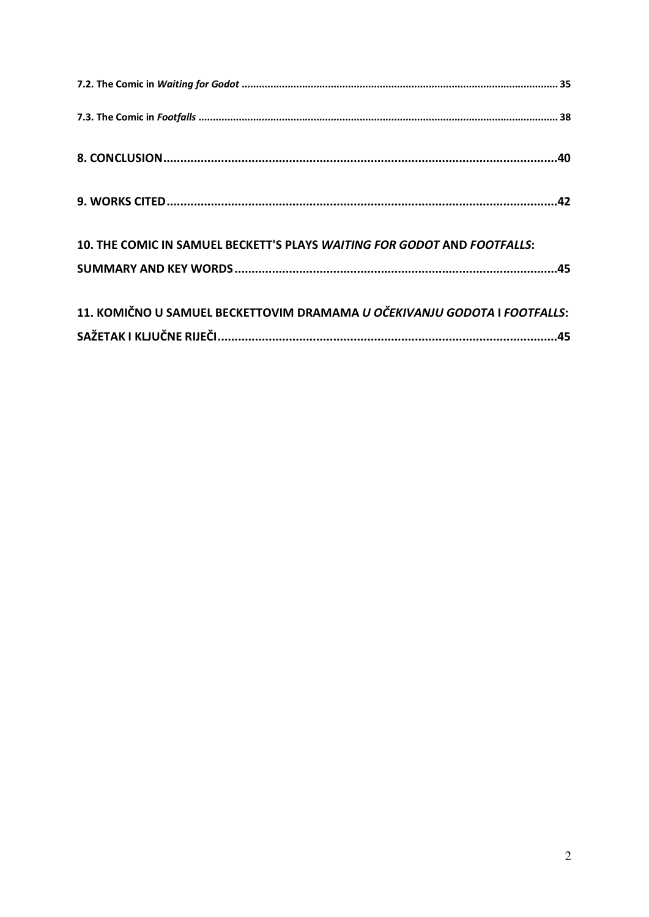7.2. The Comic in *Waiting for Godot* ........................................................................................................... 35

7.3. The Comic in *Footfalls* ........................................................................................................................... 38

**8. CONCLUSION.....................................................................................................................40**

**9. WORKS CITED....................................................................................................................42**

**10. THE COMIC IN SAMUEL BECKETT'S PLAYS *WAITING FOR GODOT* AND *FOOTFALLS*: SUMMARY AND KEY WORDS...............................................................................................45**

**11. KOMIČNO U SAMUEL BECKETTOVIM DRAMAMA *U OČEKIVANJU GODOTA* I *FOOTFALLS*: SAŽETAK I KLJUČNE RIJEČI....................................................................................................45**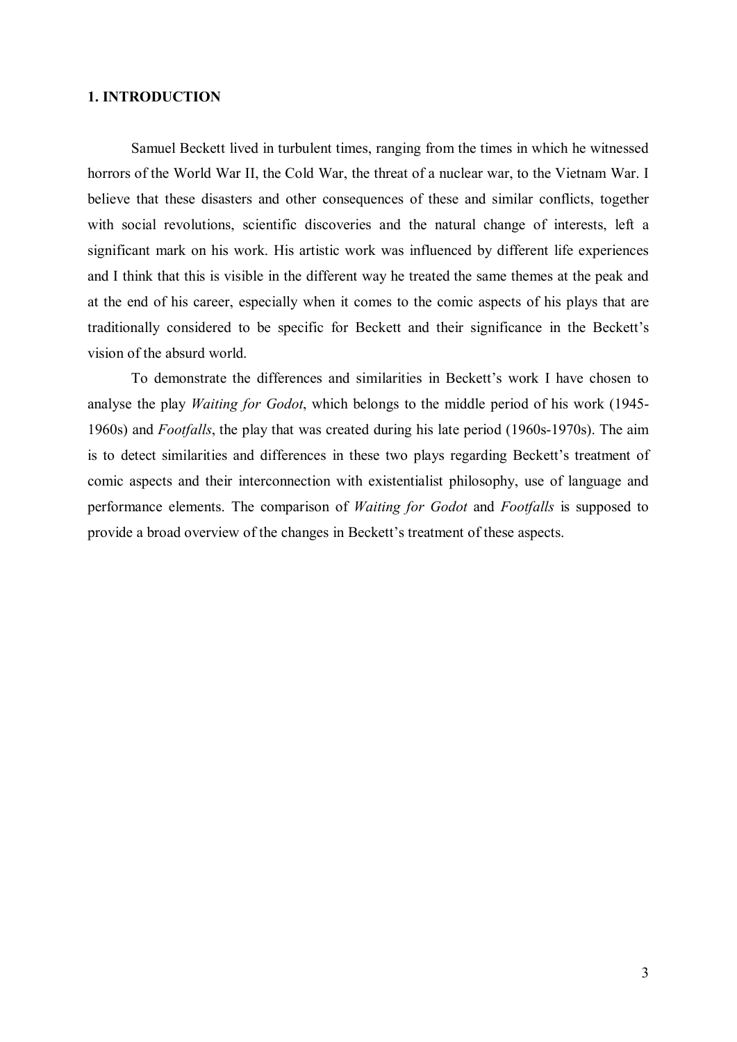## 1. INTRODUCTION

Samuel Beckett lived in turbulent times, ranging from the times in which he witnessed horrors of the World War II, the Cold War, the threat of a nuclear war, to the Vietnam War. I believe that these disasters and other consequences of these and similar conflicts, together with social revolutions, scientific discoveries and the natural change of interests, left a significant mark on his work. His artistic work was influenced by different life experiences and I think that this is visible in the different way he treated the same themes at the peak and at the end of his career, especially when it comes to the comic aspects of his plays that are traditionally considered to be specific for Beckett and their significance in the Beckett's vision of the absurd world.

To demonstrate the differences and similarities in Beckett's work I have chosen to analyse the play *Waiting for Godot*, which belongs to the middle period of his work (1945-1960s) and *Footfalls*, the play that was created during his late period (1960s-1970s). The aim is to detect similarities and differences in these two plays regarding Beckett's treatment of comic aspects and their interconnection with existentialist philosophy, use of language and performance elements. The comparison of *Waiting for Godot* and *Footfalls* is supposed to provide a broad overview of the changes in Beckett's treatment of these aspects.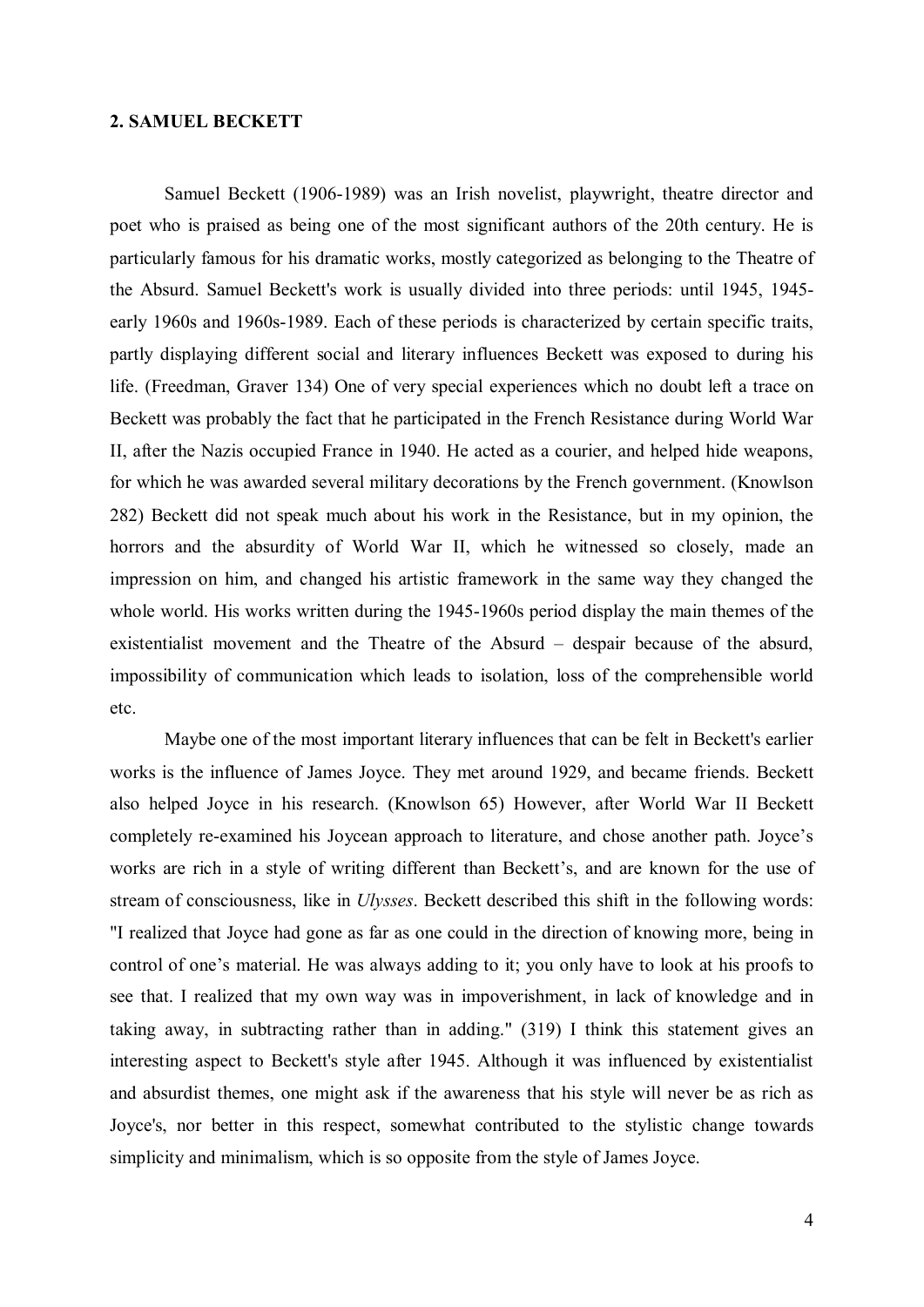## 2. SAMUEL BECKETT

Samuel Beckett (1906-1989) was an Irish novelist, playwright, theatre director and poet who is praised as being one of the most significant authors of the 20th century. He is particularly famous for his dramatic works, mostly categorized as belonging to the Theatre of the Absurd. Samuel Beckett's work is usually divided into three periods: until 1945, 1945-early 1960s and 1960s-1989. Each of these periods is characterized by certain specific traits, partly displaying different social and literary influences Beckett was exposed to during his life. (Freedman, Graver 134) One of very special experiences which no doubt left a trace on Beckett was probably the fact that he participated in the French Resistance during World War II, after the Nazis occupied France in 1940. He acted as a courier, and helped hide weapons, for which he was awarded several military decorations by the French government. (Knowlson 282) Beckett did not speak much about his work in the Resistance, but in my opinion, the horrors and the absurdity of World War II, which he witnessed so closely, made an impression on him, and changed his artistic framework in the same way they changed the whole world. His works written during the 1945-1960s period display the main themes of the existentialist movement and the Theatre of the Absurd – despair because of the absurd, impossibility of communication which leads to isolation, loss of the comprehensible world etc.

Maybe one of the most important literary influences that can be felt in Beckett's earlier works is the influence of James Joyce. They met around 1929, and became friends. Beckett also helped Joyce in his research. (Knowlson 65) However, after World War II Beckett completely re-examined his Joycean approach to literature, and chose another path. Joyce's works are rich in a style of writing different than Beckett's, and are known for the use of stream of consciousness, like in *Ulysses*. Beckett described this shift in the following words: "I realized that Joyce had gone as far as one could in the direction of knowing more, being in control of one's material. He was always adding to it; you only have to look at his proofs to see that. I realized that my own way was in impoverishment, in lack of knowledge and in taking away, in subtracting rather than in adding." (319) I think this statement gives an interesting aspect to Beckett's style after 1945. Although it was influenced by existentialist and absurdist themes, one might ask if the awareness that his style will never be as rich as Joyce's, nor better in this respect, somewhat contributed to the stylistic change towards simplicity and minimalism, which is so opposite from the style of James Joyce.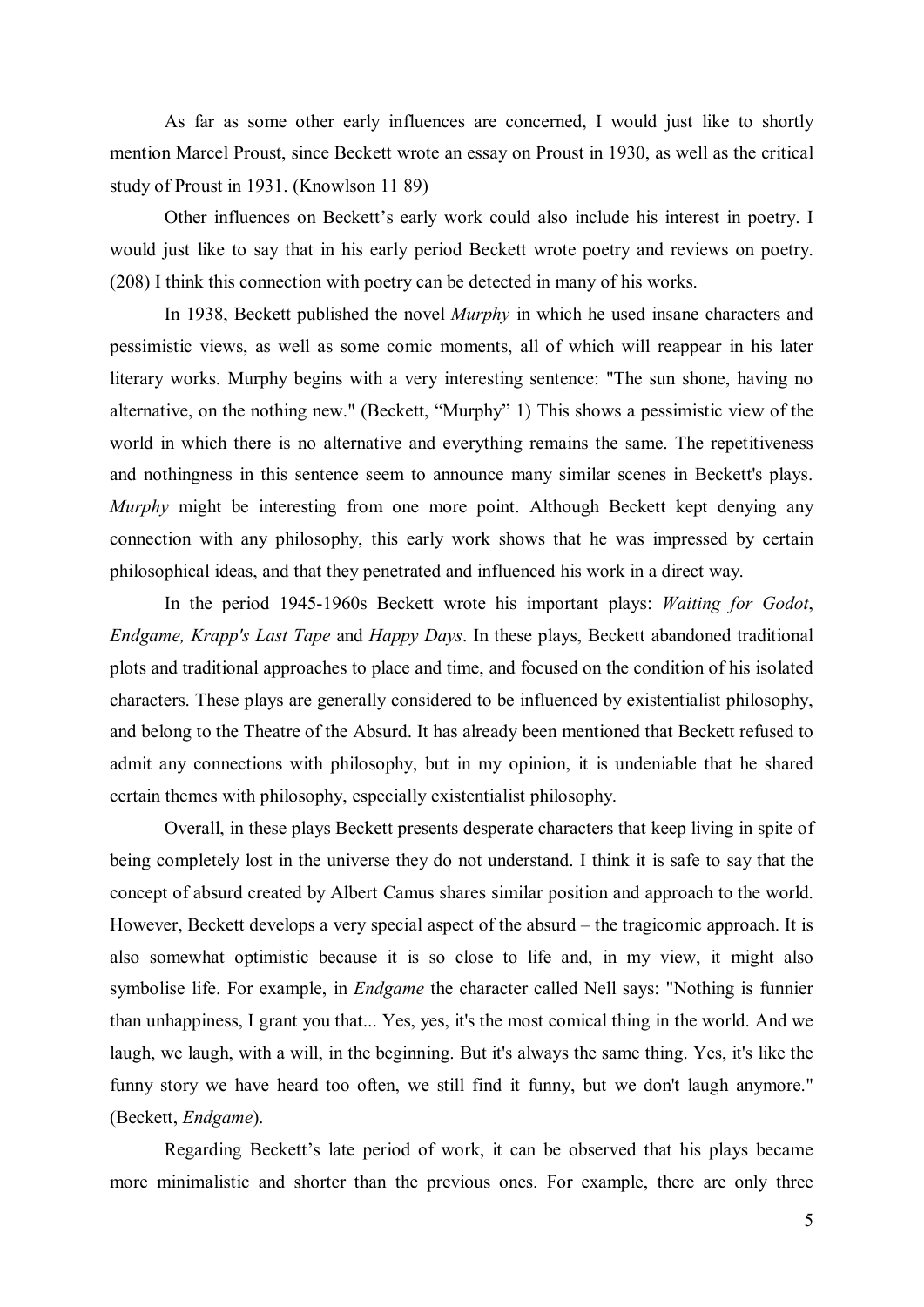As far as some other early influences are concerned, I would just like to shortly mention Marcel Proust, since Beckett wrote an essay on Proust in 1930, as well as the critical study of Proust in 1931. (Knowlson 11 89)

Other influences on Beckett's early work could also include his interest in poetry. I would just like to say that in his early period Beckett wrote poetry and reviews on poetry. (208) I think this connection with poetry can be detected in many of his works.

In 1938, Beckett published the novel *Murphy* in which he used insane characters and pessimistic views, as well as some comic moments, all of which will reappear in his later literary works. Murphy begins with a very interesting sentence: "The sun shone, having no alternative, on the nothing new." (Beckett, "Murphy" 1) This shows a pessimistic view of the world in which there is no alternative and everything remains the same. The repetitiveness and nothingness in this sentence seem to announce many similar scenes in Beckett's plays. *Murphy* might be interesting from one more point. Although Beckett kept denying any connection with any philosophy, this early work shows that he was impressed by certain philosophical ideas, and that they penetrated and influenced his work in a direct way.

In the period 1945-1960s Beckett wrote his important plays: *Waiting for Godot*, *Endgame, Krapp's Last Tape* and *Happy Days*. In these plays, Beckett abandoned traditional plots and traditional approaches to place and time, and focused on the condition of his isolated characters. These plays are generally considered to be influenced by existentialist philosophy, and belong to the Theatre of the Absurd. It has already been mentioned that Beckett refused to admit any connections with philosophy, but in my opinion, it is undeniable that he shared certain themes with philosophy, especially existentialist philosophy.

Overall, in these plays Beckett presents desperate characters that keep living in spite of being completely lost in the universe they do not understand. I think it is safe to say that the concept of absurd created by Albert Camus shares similar position and approach to the world. However, Beckett develops a very special aspect of the absurd – the tragicomic approach. It is also somewhat optimistic because it is so close to life and, in my view, it might also symbolise life. For example, in *Endgame* the character called Nell says: "Nothing is funnier than unhappiness, I grant you that... Yes, yes, it's the most comical thing in the world. And we laugh, we laugh, with a will, in the beginning. But it's always the same thing. Yes, it's like the funny story we have heard too often, we still find it funny, but we don't laugh anymore." (Beckett, *Endgame*).

Regarding Beckett's late period of work, it can be observed that his plays became more minimalistic and shorter than the previous ones. For example, there are only three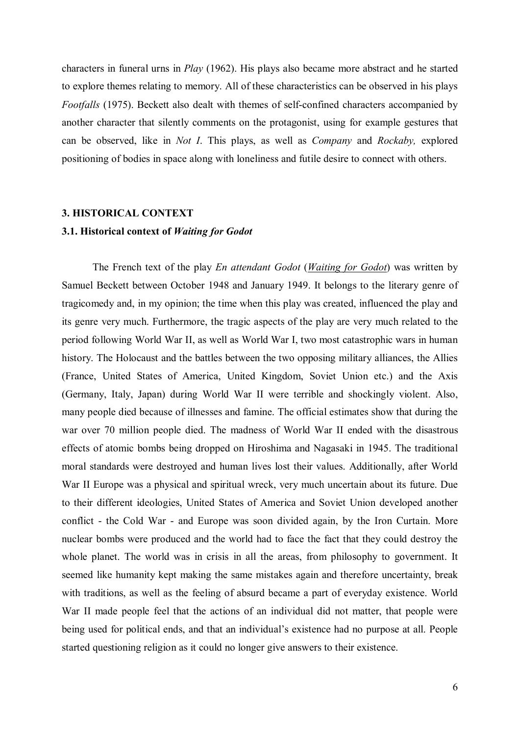characters in funeral urns in *Play* (1962). His plays also became more abstract and he started to explore themes relating to memory. All of these characteristics can be observed in his plays *Footfalls* (1975). Beckett also dealt with themes of self-confined characters accompanied by another character that silently comments on the protagonist, using for example gestures that can be observed, like in *Not I*. This plays, as well as *Company* and *Rockaby,* explored positioning of bodies in space along with loneliness and futile desire to connect with others.

## 3. HISTORICAL CONTEXT

### 3.1. Historical context of *Waiting for Godot*

The French text of the play *En attendant Godot* (*Waiting for Godot*) was written by Samuel Beckett between October 1948 and January 1949. It belongs to the literary genre of tragicomedy and, in my opinion; the time when this play was created, influenced the play and its genre very much. Furthermore, the tragic aspects of the play are very much related to the period following World War II, as well as World War I, two most catastrophic wars in human history. The Holocaust and the battles between the two opposing military alliances, the Allies (France, United States of America, United Kingdom, Soviet Union etc.) and the Axis (Germany, Italy, Japan) during World War II were terrible and shockingly violent. Also, many people died because of illnesses and famine. The official estimates show that during the war over 70 million people died. The madness of World War II ended with the disastrous effects of atomic bombs being dropped on Hiroshima and Nagasaki in 1945. The traditional moral standards were destroyed and human lives lost their values. Additionally, after World War II Europe was a physical and spiritual wreck, very much uncertain about its future. Due to their different ideologies, United States of America and Soviet Union developed another conflict - the Cold War - and Europe was soon divided again, by the Iron Curtain. More nuclear bombs were produced and the world had to face the fact that they could destroy the whole planet. The world was in crisis in all the areas, from philosophy to government. It seemed like humanity kept making the same mistakes again and therefore uncertainty, break with traditions, as well as the feeling of absurd became a part of everyday existence. World War II made people feel that the actions of an individual did not matter, that people were being used for political ends, and that an individual's existence had no purpose at all. People started questioning religion as it could no longer give answers to their existence.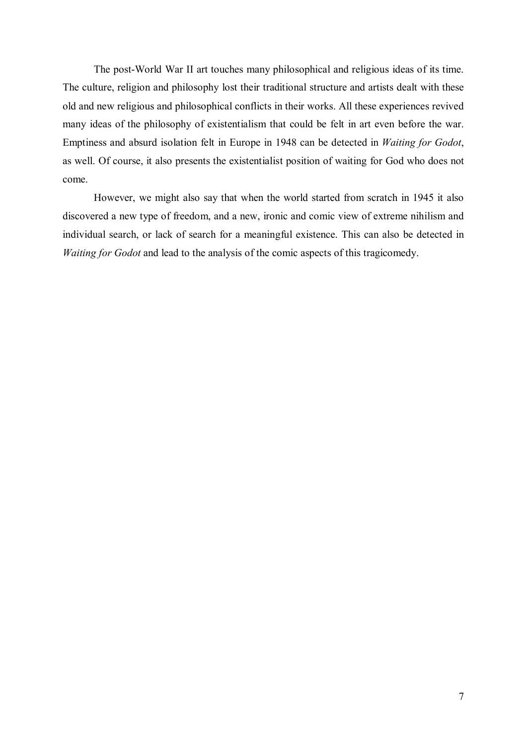The post-World War II art touches many philosophical and religious ideas of its time. The culture, religion and philosophy lost their traditional structure and artists dealt with these old and new religious and philosophical conflicts in their works. All these experiences revived many ideas of the philosophy of existentialism that could be felt in art even before the war. Emptiness and absurd isolation felt in Europe in 1948 can be detected in *Waiting for Godot*, as well. Of course, it also presents the existentialist position of waiting for God who does not come.

However, we might also say that when the world started from scratch in 1945 it also discovered a new type of freedom, and a new, ironic and comic view of extreme nihilism and individual search, or lack of search for a meaningful existence. This can also be detected in *Waiting for Godot* and lead to the analysis of the comic aspects of this tragicomedy.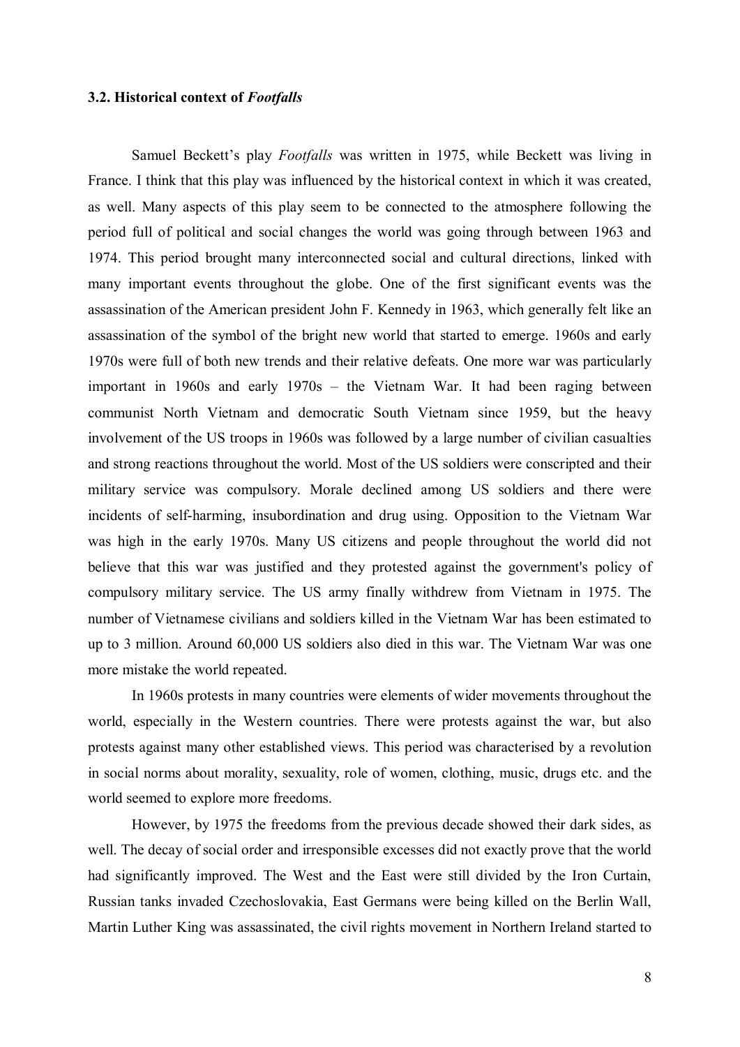### 3.2. Historical context of *Footfalls*

Samuel Beckett's play *Footfalls* was written in 1975, while Beckett was living in France. I think that this play was influenced by the historical context in which it was created, as well. Many aspects of this play seem to be connected to the atmosphere following the period full of political and social changes the world was going through between 1963 and 1974. This period brought many interconnected social and cultural directions, linked with many important events throughout the globe. One of the first significant events was the assassination of the American president John F. Kennedy in 1963, which generally felt like an assassination of the symbol of the bright new world that started to emerge. 1960s and early 1970s were full of both new trends and their relative defeats. One more war was particularly important in 1960s and early 1970s – the Vietnam War. It had been raging between communist North Vietnam and democratic South Vietnam since 1959, but the heavy involvement of the US troops in 1960s was followed by a large number of civilian casualties and strong reactions throughout the world. Most of the US soldiers were conscripted and their military service was compulsory. Morale declined among US soldiers and there were incidents of self-harming, insubordination and drug using. Opposition to the Vietnam War was high in the early 1970s. Many US citizens and people throughout the world did not believe that this war was justified and they protested against the government's policy of compulsory military service. The US army finally withdrew from Vietnam in 1975. The number of Vietnamese civilians and soldiers killed in the Vietnam War has been estimated to up to 3 million. Around 60,000 US soldiers also died in this war. The Vietnam War was one more mistake the world repeated.

In 1960s protests in many countries were elements of wider movements throughout the world, especially in the Western countries. There were protests against the war, but also protests against many other established views. This period was characterised by a revolution in social norms about morality, sexuality, role of women, clothing, music, drugs etc. and the world seemed to explore more freedoms.

However, by 1975 the freedoms from the previous decade showed their dark sides, as well. The decay of social order and irresponsible excesses did not exactly prove that the world had significantly improved. The West and the East were still divided by the Iron Curtain, Russian tanks invaded Czechoslovakia, East Germans were being killed on the Berlin Wall, Martin Luther King was assassinated, the civil rights movement in Northern Ireland started to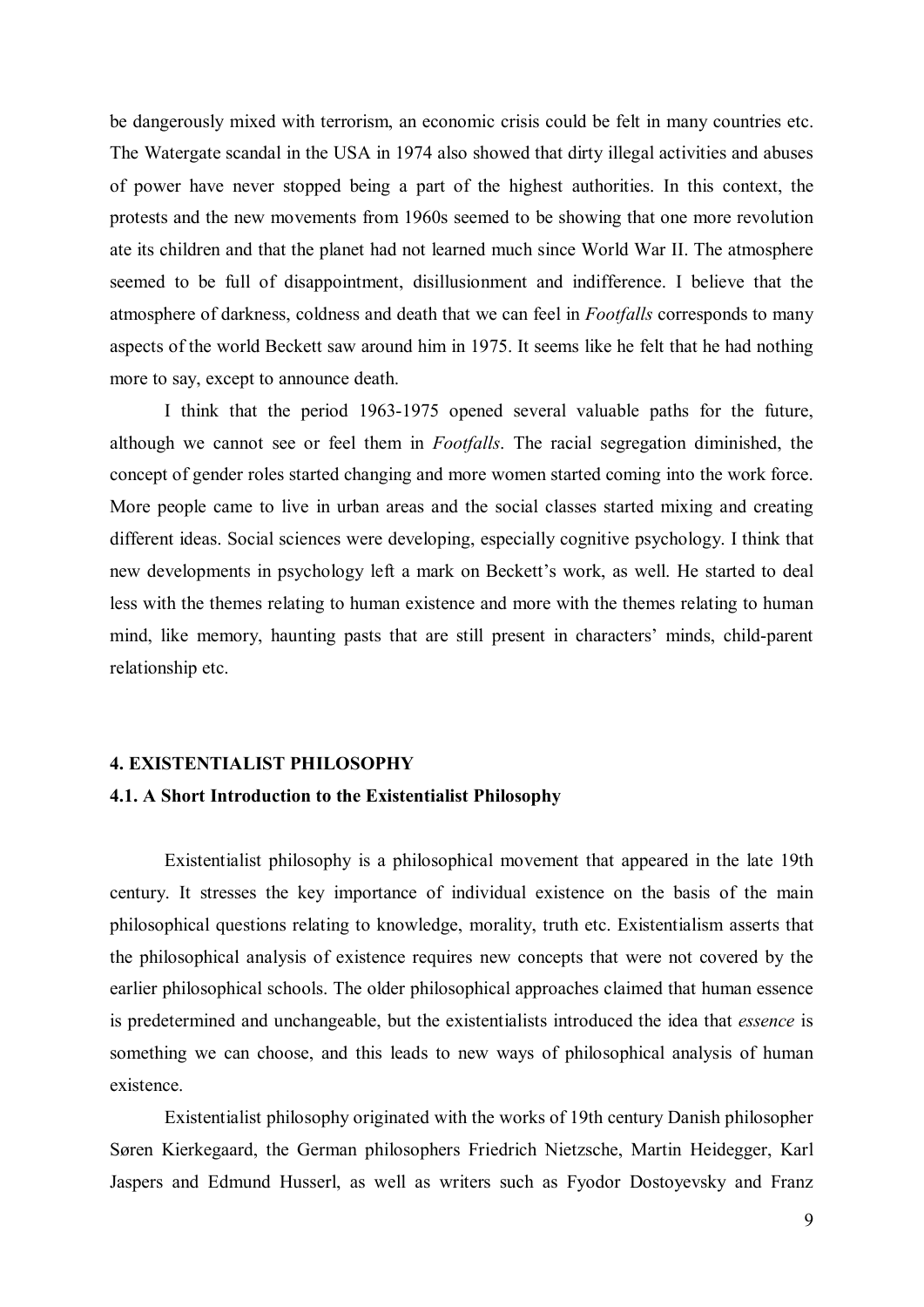be dangerously mixed with terrorism, an economic crisis could be felt in many countries etc. The Watergate scandal in the USA in 1974 also showed that dirty illegal activities and abuses of power have never stopped being a part of the highest authorities. In this context, the protests and the new movements from 1960s seemed to be showing that one more revolution ate its children and that the planet had not learned much since World War II. The atmosphere seemed to be full of disappointment, disillusionment and indifference. I believe that the atmosphere of darkness, coldness and death that we can feel in *Footfalls* corresponds to many aspects of the world Beckett saw around him in 1975. It seems like he felt that he had nothing more to say, except to announce death.

I think that the period 1963-1975 opened several valuable paths for the future, although we cannot see or feel them in *Footfalls*. The racial segregation diminished, the concept of gender roles started changing and more women started coming into the work force. More people came to live in urban areas and the social classes started mixing and creating different ideas. Social sciences were developing, especially cognitive psychology. I think that new developments in psychology left a mark on Beckett's work, as well. He started to deal less with the themes relating to human existence and more with the themes relating to human mind, like memory, haunting pasts that are still present in characters' minds, child-parent relationship etc.

## 4. EXISTENTIALIST PHILOSOPHY

### 4.1. A Short Introduction to the Existentialist Philosophy

Existentialist philosophy is a philosophical movement that appeared in the late 19th century. It stresses the key importance of individual existence on the basis of the main philosophical questions relating to knowledge, morality, truth etc. Existentialism asserts that the philosophical analysis of existence requires new concepts that were not covered by the earlier philosophical schools. The older philosophical approaches claimed that human essence is predetermined and unchangeable, but the existentialists introduced the idea that *essence* is something we can choose, and this leads to new ways of philosophical analysis of human existence.

Existentialist philosophy originated with the works of 19th century Danish philosopher Søren Kierkegaard, the German philosophers Friedrich Nietzsche, Martin Heidegger, Karl Jaspers and Edmund Husserl, as well as writers such as Fyodor Dostoyevsky and Franz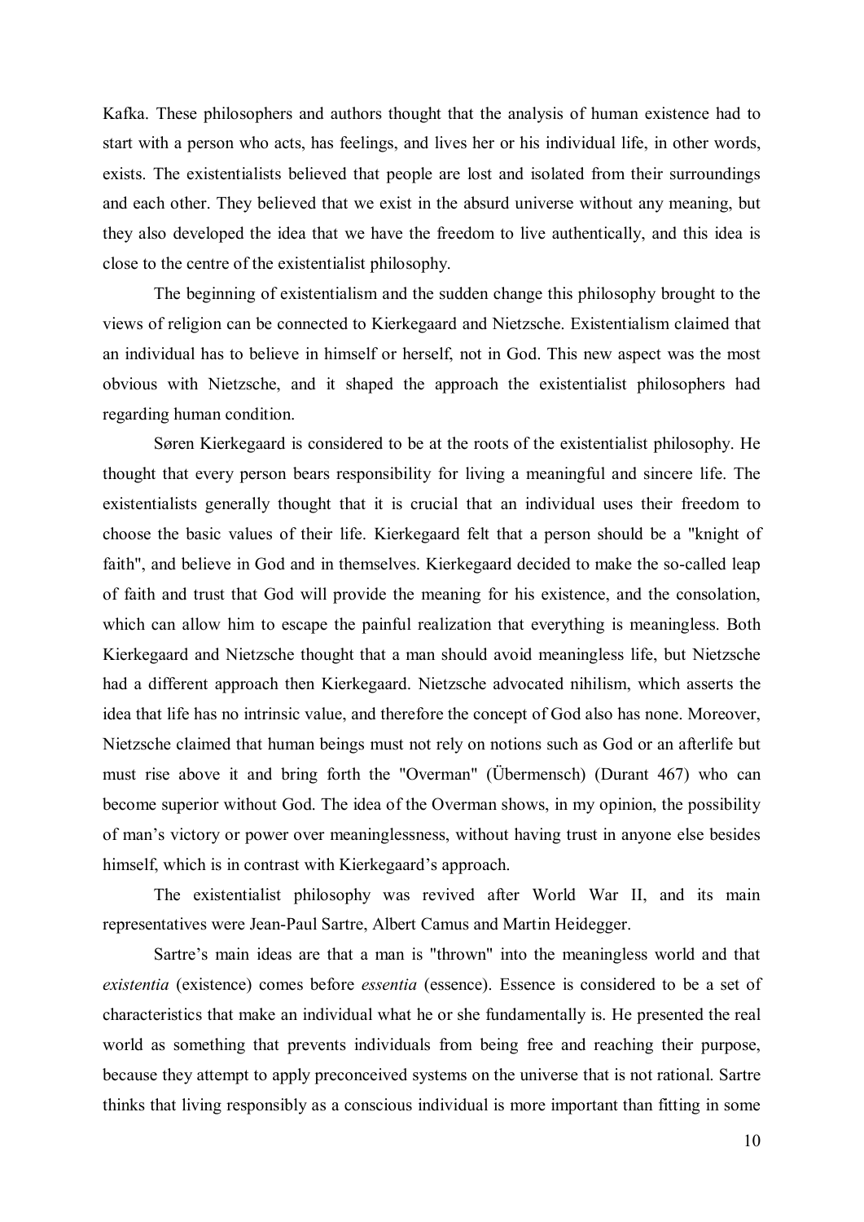Kafka. These philosophers and authors thought that the analysis of human existence had to start with a person who acts, has feelings, and lives her or his individual life, in other words, exists. The existentialists believed that people are lost and isolated from their surroundings and each other. They believed that we exist in the absurd universe without any meaning, but they also developed the idea that we have the freedom to live authentically, and this idea is close to the centre of the existentialist philosophy.

The beginning of existentialism and the sudden change this philosophy brought to the views of religion can be connected to Kierkegaard and Nietzsche. Existentialism claimed that an individual has to believe in himself or herself, not in God. This new aspect was the most obvious with Nietzsche, and it shaped the approach the existentialist philosophers had regarding human condition.

Søren Kierkegaard is considered to be at the roots of the existentialist philosophy. He thought that every person bears responsibility for living a meaningful and sincere life. The existentialists generally thought that it is crucial that an individual uses their freedom to choose the basic values of their life. Kierkegaard felt that a person should be a "knight of faith", and believe in God and in themselves. Kierkegaard decided to make the so-called leap of faith and trust that God will provide the meaning for his existence, and the consolation, which can allow him to escape the painful realization that everything is meaningless. Both Kierkegaard and Nietzsche thought that a man should avoid meaningless life, but Nietzsche had a different approach then Kierkegaard. Nietzsche advocated nihilism, which asserts the idea that life has no intrinsic value, and therefore the concept of God also has none. Moreover, Nietzsche claimed that human beings must not rely on notions such as God or an afterlife but must rise above it and bring forth the "Overman" (Übermensch) (Durant 467) who can become superior without God. The idea of the Overman shows, in my opinion, the possibility of man's victory or power over meaninglessness, without having trust in anyone else besides himself, which is in contrast with Kierkegaard's approach.

The existentialist philosophy was revived after World War II, and its main representatives were Jean-Paul Sartre, Albert Camus and Martin Heidegger.

Sartre's main ideas are that a man is "thrown" into the meaningless world and that *existentia* (existence) comes before *essentia* (essence). Essence is considered to be a set of characteristics that make an individual what he or she fundamentally is. He presented the real world as something that prevents individuals from being free and reaching their purpose, because they attempt to apply preconceived systems on the universe that is not rational. Sartre thinks that living responsibly as a conscious individual is more important than fitting in some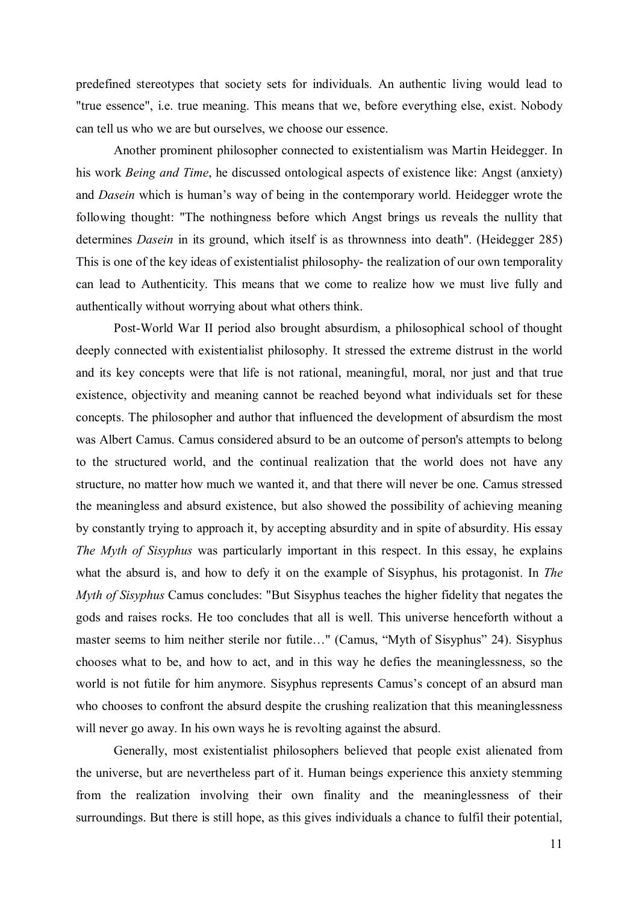predefined stereotypes that society sets for individuals. An authentic living would lead to "true essence", i.e. true meaning. This means that we, before everything else, exist. Nobody can tell us who we are but ourselves, we choose our essence.

Another prominent philosopher connected to existentialism was Martin Heidegger. In his work *Being and Time*, he discussed ontological aspects of existence like: Angst (anxiety) and *Dasein* which is human's way of being in the contemporary world. Heidegger wrote the following thought: "The nothingness before which Angst brings us reveals the nullity that determines *Dasein* in its ground, which itself is as thrownness into death". (Heidegger 285) This is one of the key ideas of existentialist philosophy- the realization of our own temporality can lead to Authenticity. This means that we come to realize how we must live fully and authentically without worrying about what others think.

Post-World War II period also brought absurdism, a philosophical school of thought deeply connected with existentialist philosophy. It stressed the extreme distrust in the world and its key concepts were that life is not rational, meaningful, moral, nor just and that true existence, objectivity and meaning cannot be reached beyond what individuals set for these concepts. The philosopher and author that influenced the development of absurdism the most was Albert Camus. Camus considered absurd to be an outcome of person's attempts to belong to the structured world, and the continual realization that the world does not have any structure, no matter how much we wanted it, and that there will never be one. Camus stressed the meaningless and absurd existence, but also showed the possibility of achieving meaning by constantly trying to approach it, by accepting absurdity and in spite of absurdity. His essay *The Myth of Sisyphus* was particularly important in this respect. In this essay, he explains what the absurd is, and how to defy it on the example of Sisyphus, his protagonist. In *The Myth of Sisyphus* Camus concludes: "But Sisyphus teaches the higher fidelity that negates the gods and raises rocks. He too concludes that all is well. This universe henceforth without a master seems to him neither sterile nor futile…" (Camus, "Myth of Sisyphus" 24). Sisyphus chooses what to be, and how to act, and in this way he defies the meaninglessness, so the world is not futile for him anymore. Sisyphus represents Camus's concept of an absurd man who chooses to confront the absurd despite the crushing realization that this meaninglessness will never go away. In his own ways he is revolting against the absurd.

Generally, most existentialist philosophers believed that people exist alienated from the universe, but are nevertheless part of it. Human beings experience this anxiety stemming from the realization involving their own finality and the meaninglessness of their surroundings. But there is still hope, as this gives individuals a chance to fulfil their potential,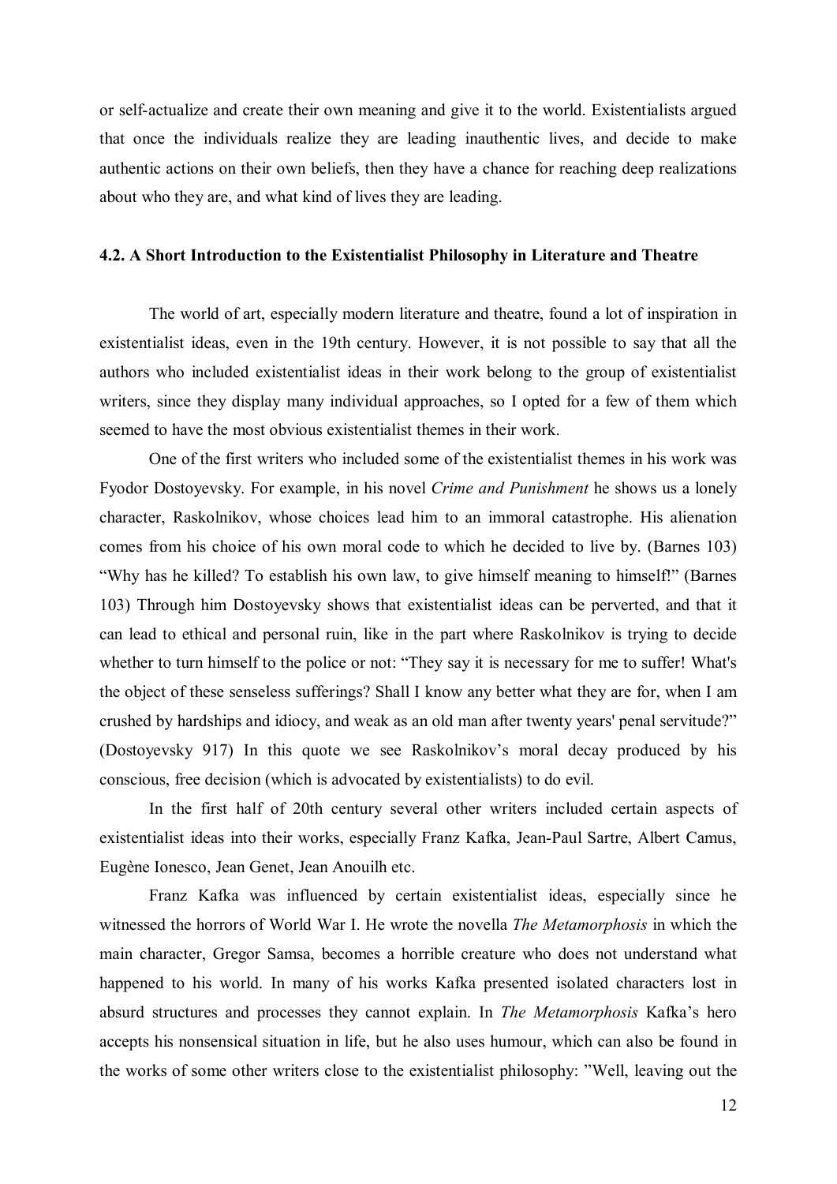or self-actualize and create their own meaning and give it to the world. Existentialists argued that once the individuals realize they are leading inauthentic lives, and decide to make authentic actions on their own beliefs, then they have a chance for reaching deep realizations about who they are, and what kind of lives they are leading.

### 4.2. A Short Introduction to the Existentialist Philosophy in Literature and Theatre

The world of art, especially modern literature and theatre, found a lot of inspiration in existentialist ideas, even in the 19th century. However, it is not possible to say that all the authors who included existentialist ideas in their work belong to the group of existentialist writers, since they display many individual approaches, so I opted for a few of them which seemed to have the most obvious existentialist themes in their work.

One of the first writers who included some of the existentialist themes in his work was Fyodor Dostoyevsky. For example, in his novel *Crime and Punishment* he shows us a lonely character, Raskolnikov, whose choices lead him to an immoral catastrophe. His alienation comes from his choice of his own moral code to which he decided to live by. (Barnes 103) "Why has he killed? To establish his own law, to give himself meaning to himself!" (Barnes 103) Through him Dostoyevsky shows that existentialist ideas can be perverted, and that it can lead to ethical and personal ruin, like in the part where Raskolnikov is trying to decide whether to turn himself to the police or not: "They say it is necessary for me to suffer! What's the object of these senseless sufferings? Shall I know any better what they are for, when I am crushed by hardships and idiocy, and weak as an old man after twenty years' penal servitude?" (Dostoyevsky 917) In this quote we see Raskolnikov's moral decay produced by his conscious, free decision (which is advocated by existentialists) to do evil.

In the first half of 20th century several other writers included certain aspects of existentialist ideas into their works, especially Franz Kafka, Jean-Paul Sartre, Albert Camus, Eugène Ionesco, Jean Genet, Jean Anouilh etc.

Franz Kafka was influenced by certain existentialist ideas, especially since he witnessed the horrors of World War I. He wrote the novella *The Metamorphosis* in which the main character, Gregor Samsa, becomes a horrible creature who does not understand what happened to his world. In many of his works Kafka presented isolated characters lost in absurd structures and processes they cannot explain. In *The Metamorphosis* Kafka's hero accepts his nonsensical situation in life, but he also uses humour, which can also be found in the works of some other writers close to the existentialist philosophy: "Well, leaving out the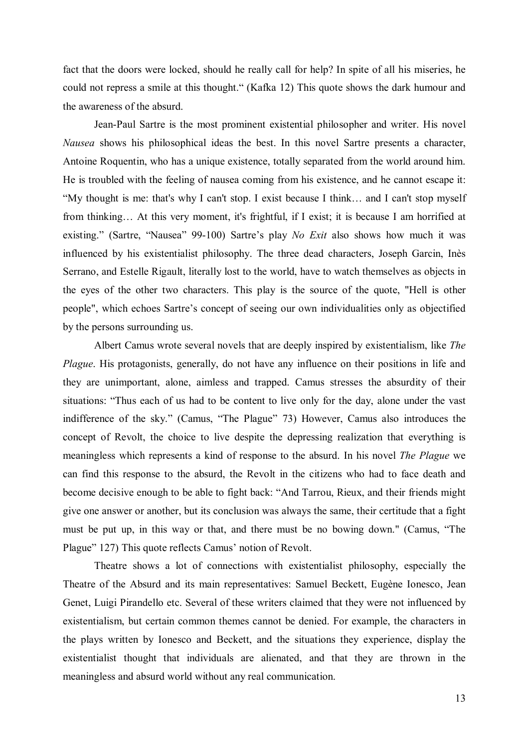fact that the doors were locked, should he really call for help? In spite of all his miseries, he could not repress a smile at this thought." (Kafka 12) This quote shows the dark humour and the awareness of the absurd.

Jean-Paul Sartre is the most prominent existential philosopher and writer. His novel *Nausea* shows his philosophical ideas the best. In this novel Sartre presents a character, Antoine Roquentin, who has a unique existence, totally separated from the world around him. He is troubled with the feeling of nausea coming from his existence, and he cannot escape it: "My thought is me: that's why I can't stop. I exist because I think… and I can't stop myself from thinking… At this very moment, it's frightful, if I exist; it is because I am horrified at existing." (Sartre, "Nausea" 99-100) Sartre's play *No Exit* also shows how much it was influenced by his existentialist philosophy. The three dead characters, Joseph Garcin, Inès Serrano, and Estelle Rigault, literally lost to the world, have to watch themselves as objects in the eyes of the other two characters. This play is the source of the quote, "Hell is other people", which echoes Sartre's concept of seeing our own individualities only as objectified by the persons surrounding us.

Albert Camus wrote several novels that are deeply inspired by existentialism, like *The Plague*. His protagonists, generally, do not have any influence on their positions in life and they are unimportant, alone, aimless and trapped. Camus stresses the absurdity of their situations: "Thus each of us had to be content to live only for the day, alone under the vast indifference of the sky." (Camus, "The Plague" 73) However, Camus also introduces the concept of Revolt, the choice to live despite the depressing realization that everything is meaningless which represents a kind of response to the absurd. In his novel *The Plague* we can find this response to the absurd, the Revolt in the citizens who had to face death and become decisive enough to be able to fight back: "And Tarrou, Rieux, and their friends might give one answer or another, but its conclusion was always the same, their certitude that a fight must be put up, in this way or that, and there must be no bowing down." (Camus, "The Plague" 127) This quote reflects Camus' notion of Revolt.

Theatre shows a lot of connections with existentialist philosophy, especially the Theatre of the Absurd and its main representatives: Samuel Beckett, Eugène Ionesco, Jean Genet, Luigi Pirandello etc. Several of these writers claimed that they were not influenced by existentialism, but certain common themes cannot be denied. For example, the characters in the plays written by Ionesco and Beckett, and the situations they experience, display the existentialist thought that individuals are alienated, and that they are thrown in the meaningless and absurd world without any real communication.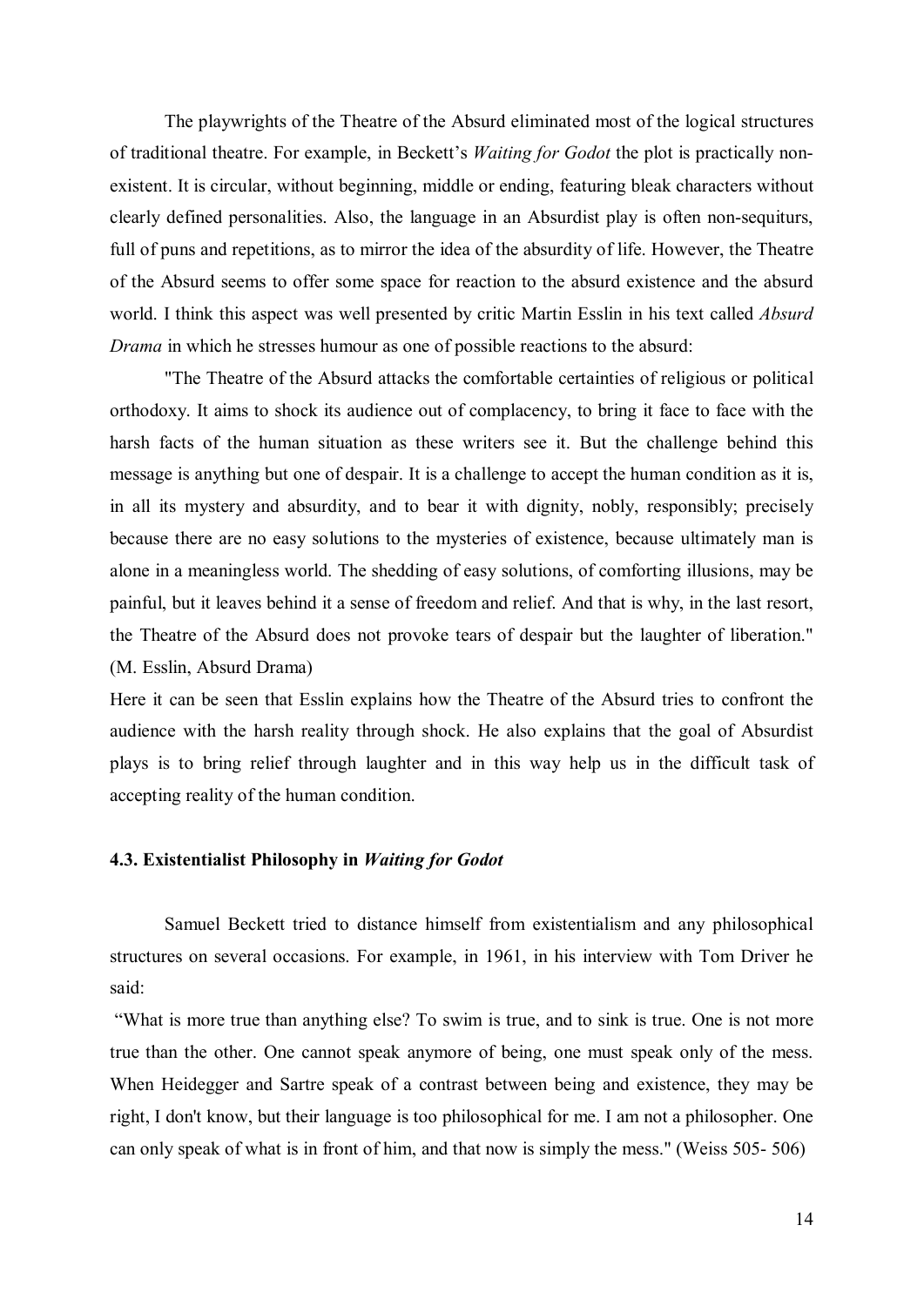The playwrights of the Theatre of the Absurd eliminated most of the logical structures of traditional theatre. For example, in Beckett's *Waiting for Godot* the plot is practically non-existent. It is circular, without beginning, middle or ending, featuring bleak characters without clearly defined personalities. Also, the language in an Absurdist play is often non-sequiturs, full of puns and repetitions, as to mirror the idea of the absurdity of life. However, the Theatre of the Absurd seems to offer some space for reaction to the absurd existence and the absurd world. I think this aspect was well presented by critic Martin Esslin in his text called *Absurd Drama* in which he stresses humour as one of possible reactions to the absurd:

"The Theatre of the Absurd attacks the comfortable certainties of religious or political orthodoxy. It aims to shock its audience out of complacency, to bring it face to face with the harsh facts of the human situation as these writers see it. But the challenge behind this message is anything but one of despair. It is a challenge to accept the human condition as it is, in all its mystery and absurdity, and to bear it with dignity, nobly, responsibly; precisely because there are no easy solutions to the mysteries of existence, because ultimately man is alone in a meaningless world. The shedding of easy solutions, of comforting illusions, may be painful, but it leaves behind it a sense of freedom and relief. And that is why, in the last resort, the Theatre of the Absurd does not provoke tears of despair but the laughter of liberation." (M. Esslin, Absurd Drama)

Here it can be seen that Esslin explains how the Theatre of the Absurd tries to confront the audience with the harsh reality through shock. He also explains that the goal of Absurdist plays is to bring relief through laughter and in this way help us in the difficult task of accepting reality of the human condition.

### 4.3. Existentialist Philosophy in *Waiting for Godot*

Samuel Beckett tried to distance himself from existentialism and any philosophical structures on several occasions. For example, in 1961, in his interview with Tom Driver he said:

"What is more true than anything else? To swim is true, and to sink is true. One is not more true than the other. One cannot speak anymore of being, one must speak only of the mess. When Heidegger and Sartre speak of a contrast between being and existence, they may be right, I don't know, but their language is too philosophical for me. I am not a philosopher. One can only speak of what is in front of him, and that now is simply the mess." (Weiss 505- 506)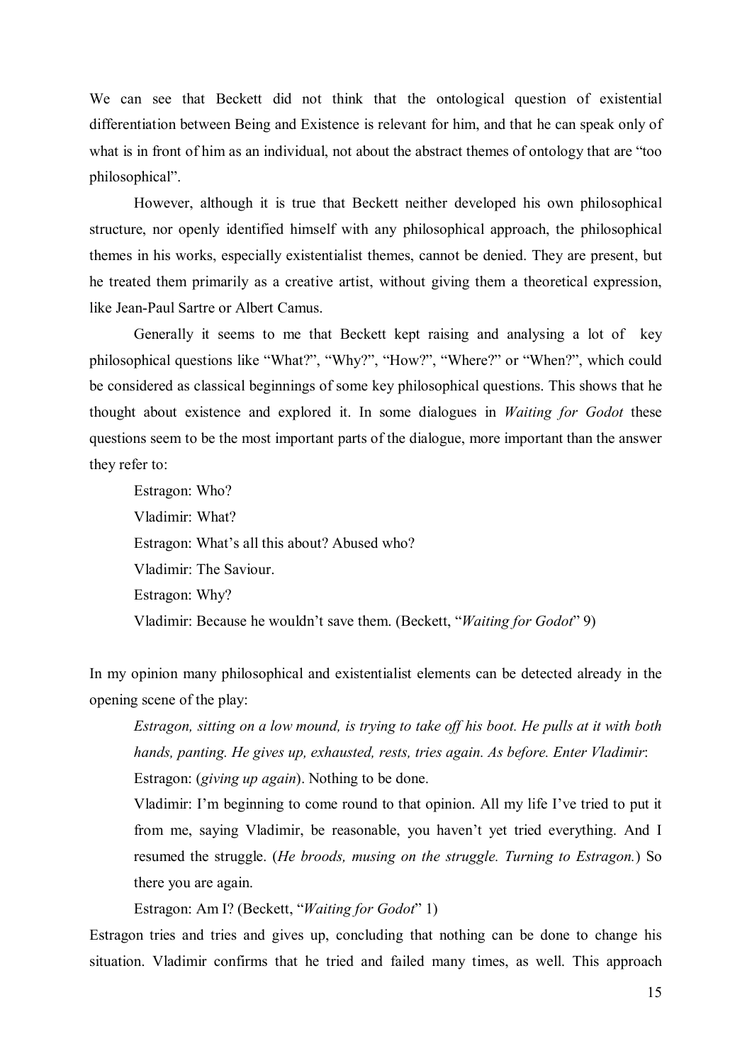We can see that Beckett did not think that the ontological question of existential differentiation between Being and Existence is relevant for him, and that he can speak only of what is in front of him as an individual, not about the abstract themes of ontology that are "too philosophical".

However, although it is true that Beckett neither developed his own philosophical structure, nor openly identified himself with any philosophical approach, the philosophical themes in his works, especially existentialist themes, cannot be denied. They are present, but he treated them primarily as a creative artist, without giving them a theoretical expression, like Jean-Paul Sartre or Albert Camus.

Generally it seems to me that Beckett kept raising and analysing a lot of key philosophical questions like "What?", "Why?", "How?", "Where?" or "When?", which could be considered as classical beginnings of some key philosophical questions. This shows that he thought about existence and explored it. In some dialogues in *Waiting for Godot* these questions seem to be the most important parts of the dialogue, more important than the answer they refer to:

> Estragon: Who?
>
> Vladimir: What?
>
> Estragon: What's all this about? Abused who?
>
> Vladimir: The Saviour.
>
> Estragon: Why?
>
> Vladimir: Because he wouldn't save them. (Beckett, "*Waiting for Godot*" 9)

In my opinion many philosophical and existentialist elements can be detected already in the opening scene of the play:

> *Estragon, sitting on a low mound, is trying to take off his boot. He pulls at it with both hands, panting. He gives up, exhausted, rests, tries again. As before. Enter Vladimir*:
>
> Estragon: (*giving up again*). Nothing to be done.
>
> Vladimir: I'm beginning to come round to that opinion. All my life I've tried to put it from me, saying Vladimir, be reasonable, you haven't yet tried everything. And I resumed the struggle. (*He broods, musing on the struggle. Turning to Estragon.*) So there you are again.
>
> Estragon: Am I? (Beckett, "*Waiting for Godot*" 1)

Estragon tries and tries and gives up, concluding that nothing can be done to change his situation. Vladimir confirms that he tried and failed many times, as well. This approach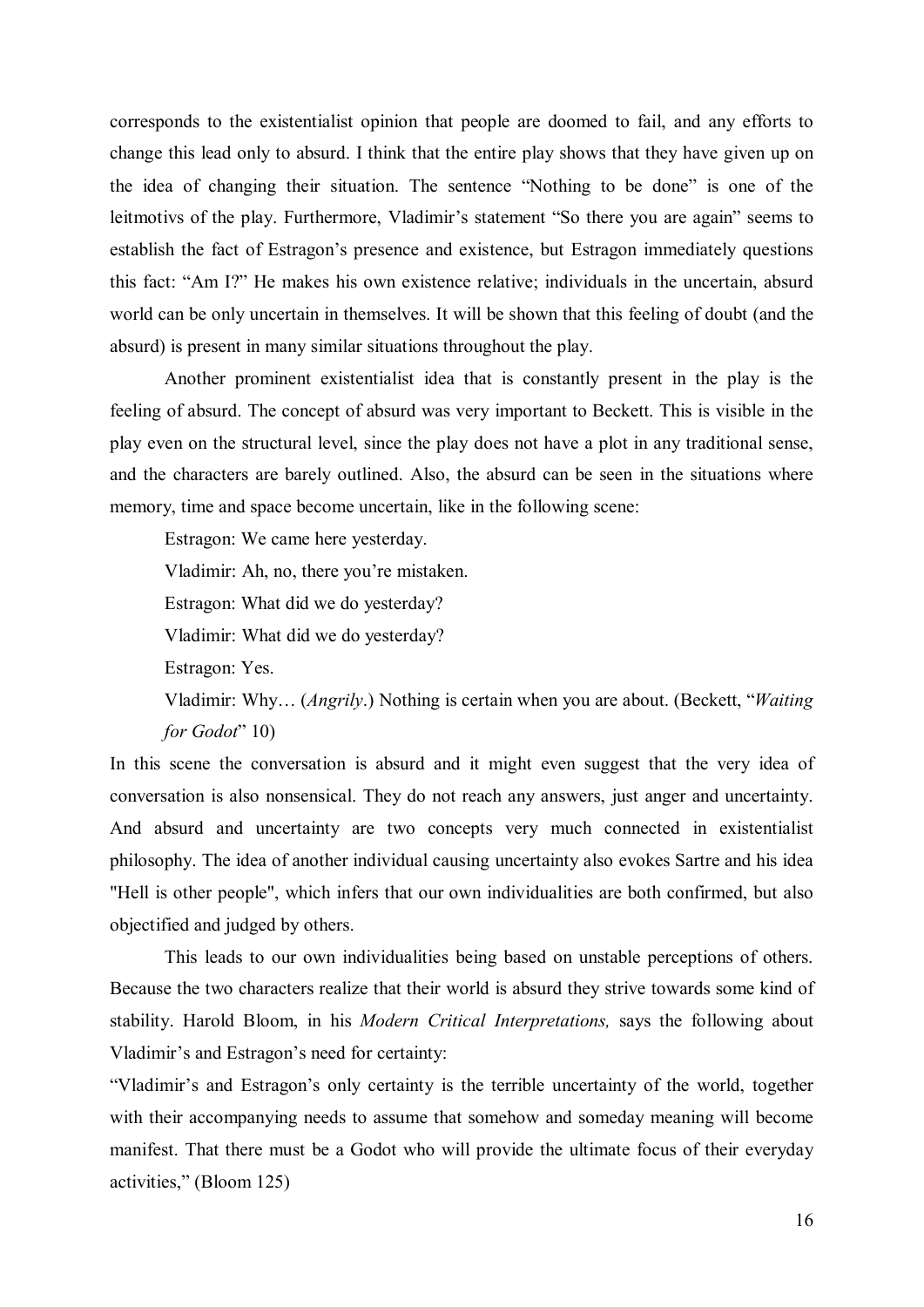corresponds to the existentialist opinion that people are doomed to fail, and any efforts to change this lead only to absurd. I think that the entire play shows that they have given up on the idea of changing their situation. The sentence "Nothing to be done" is one of the leitmotivs of the play. Furthermore, Vladimir's statement "So there you are again" seems to establish the fact of Estragon's presence and existence, but Estragon immediately questions this fact: "Am I?" He makes his own existence relative; individuals in the uncertain, absurd world can be only uncertain in themselves. It will be shown that this feeling of doubt (and the absurd) is present in many similar situations throughout the play.

Another prominent existentialist idea that is constantly present in the play is the feeling of absurd. The concept of absurd was very important to Beckett. This is visible in the play even on the structural level, since the play does not have a plot in any traditional sense, and the characters are barely outlined. Also, the absurd can be seen in the situations where memory, time and space become uncertain, like in the following scene:

> Estragon: We came here yesterday.
>
> Vladimir: Ah, no, there you're mistaken.
>
> Estragon: What did we do yesterday?
>
> Vladimir: What did we do yesterday?
>
> Estragon: Yes.
>
> Vladimir: Why… (*Angrily*.) Nothing is certain when you are about. (Beckett, "*Waiting for Godot*" 10)

In this scene the conversation is absurd and it might even suggest that the very idea of conversation is also nonsensical. They do not reach any answers, just anger and uncertainty. And absurd and uncertainty are two concepts very much connected in existentialist philosophy. The idea of another individual causing uncertainty also evokes Sartre and his idea "Hell is other people", which infers that our own individualities are both confirmed, but also objectified and judged by others.

This leads to our own individualities being based on unstable perceptions of others. Because the two characters realize that their world is absurd they strive towards some kind of stability. Harold Bloom, in his *Modern Critical Interpretations,* says the following about Vladimir's and Estragon's need for certainty:

"Vladimir's and Estragon's only certainty is the terrible uncertainty of the world, together with their accompanying needs to assume that somehow and someday meaning will become manifest. That there must be a Godot who will provide the ultimate focus of their everyday activities," (Bloom 125)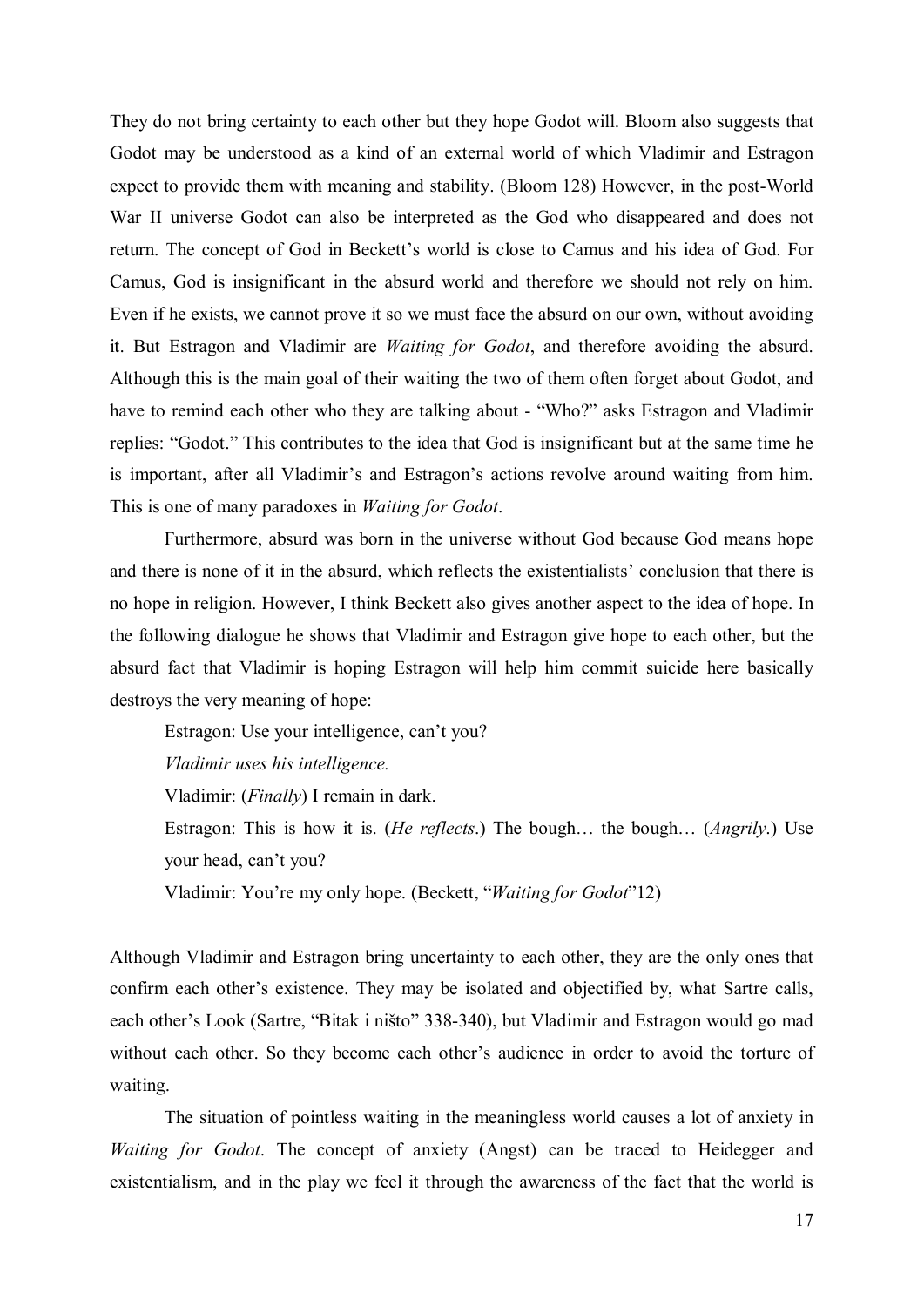They do not bring certainty to each other but they hope Godot will. Bloom also suggests that Godot may be understood as a kind of an external world of which Vladimir and Estragon expect to provide them with meaning and stability. (Bloom 128) However, in the post-World War II universe Godot can also be interpreted as the God who disappeared and does not return. The concept of God in Beckett's world is close to Camus and his idea of God. For Camus, God is insignificant in the absurd world and therefore we should not rely on him. Even if he exists, we cannot prove it so we must face the absurd on our own, without avoiding it. But Estragon and Vladimir are *Waiting for Godot*, and therefore avoiding the absurd. Although this is the main goal of their waiting the two of them often forget about Godot, and have to remind each other who they are talking about - "Who?" asks Estragon and Vladimir replies: "Godot." This contributes to the idea that God is insignificant but at the same time he is important, after all Vladimir's and Estragon's actions revolve around waiting from him. This is one of many paradoxes in *Waiting for Godot*.

Furthermore, absurd was born in the universe without God because God means hope and there is none of it in the absurd, which reflects the existentialists' conclusion that there is no hope in religion. However, I think Beckett also gives another aspect to the idea of hope. In the following dialogue he shows that Vladimir and Estragon give hope to each other, but the absurd fact that Vladimir is hoping Estragon will help him commit suicide here basically destroys the very meaning of hope:

> Estragon: Use your intelligence, can't you?
>
> *Vladimir uses his intelligence.*
>
> Vladimir: (*Finally*) I remain in dark.
>
> Estragon: This is how it is. (*He reflects*.) The bough… the bough… (*Angrily*.) Use your head, can't you?
>
> Vladimir: You're my only hope. (Beckett, "*Waiting for Godot*"12)

Although Vladimir and Estragon bring uncertainty to each other, they are the only ones that confirm each other's existence. They may be isolated and objectified by, what Sartre calls, each other's Look (Sartre, "Bitak i ništo" 338-340), but Vladimir and Estragon would go mad without each other. So they become each other's audience in order to avoid the torture of waiting.

The situation of pointless waiting in the meaningless world causes a lot of anxiety in *Waiting for Godot*. The concept of anxiety (Angst) can be traced to Heidegger and existentialism, and in the play we feel it through the awareness of the fact that the world is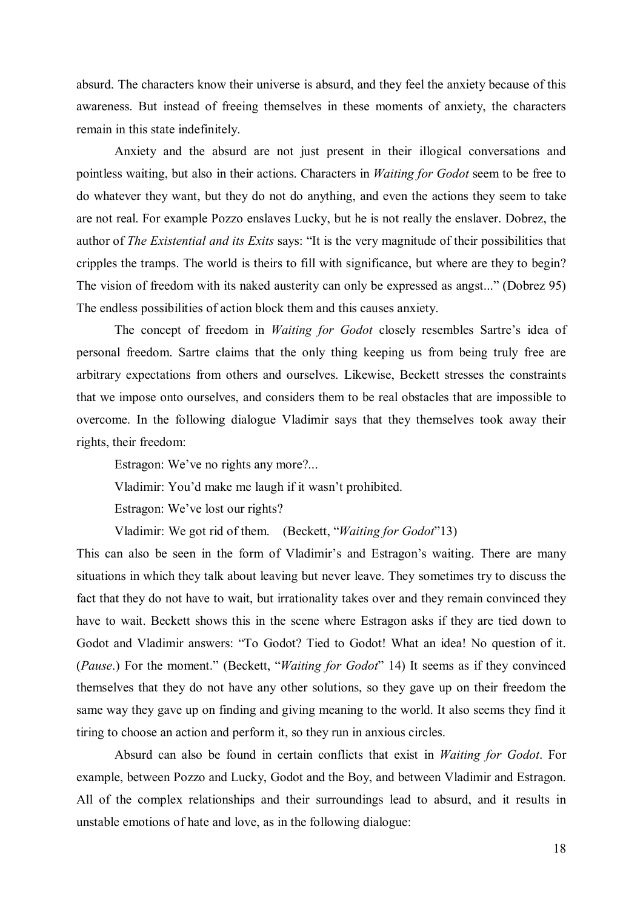absurd. The characters know their universe is absurd, and they feel the anxiety because of this awareness. But instead of freeing themselves in these moments of anxiety, the characters remain in this state indefinitely.

Anxiety and the absurd are not just present in their illogical conversations and pointless waiting, but also in their actions. Characters in *Waiting for Godot* seem to be free to do whatever they want, but they do not do anything, and even the actions they seem to take are not real. For example Pozzo enslaves Lucky, but he is not really the enslaver. Dobrez, the author of *The Existential and its Exits* says: "It is the very magnitude of their possibilities that cripples the tramps. The world is theirs to fill with significance, but where are they to begin? The vision of freedom with its naked austerity can only be expressed as angst..." (Dobrez 95) The endless possibilities of action block them and this causes anxiety.

The concept of freedom in *Waiting for Godot* closely resembles Sartre's idea of personal freedom. Sartre claims that the only thing keeping us from being truly free are arbitrary expectations from others and ourselves. Likewise, Beckett stresses the constraints that we impose onto ourselves, and considers them to be real obstacles that are impossible to overcome. In the following dialogue Vladimir says that they themselves took away their rights, their freedom:

Estragon: We've no rights any more?...

Vladimir: You'd make me laugh if it wasn't prohibited.

Estragon: We've lost our rights?

Vladimir: We got rid of them. (Beckett, "*Waiting for Godot*"13)

This can also be seen in the form of Vladimir's and Estragon's waiting. There are many situations in which they talk about leaving but never leave. They sometimes try to discuss the fact that they do not have to wait, but irrationality takes over and they remain convinced they have to wait. Beckett shows this in the scene where Estragon asks if they are tied down to Godot and Vladimir answers: "To Godot? Tied to Godot! What an idea! No question of it. (*Pause*.) For the moment." (Beckett, "*Waiting for Godot*" 14) It seems as if they convinced themselves that they do not have any other solutions, so they gave up on their freedom the same way they gave up on finding and giving meaning to the world. It also seems they find it tiring to choose an action and perform it, so they run in anxious circles.

Absurd can also be found in certain conflicts that exist in *Waiting for Godot*. For example, between Pozzo and Lucky, Godot and the Boy, and between Vladimir and Estragon. All of the complex relationships and their surroundings lead to absurd, and it results in unstable emotions of hate and love, as in the following dialogue: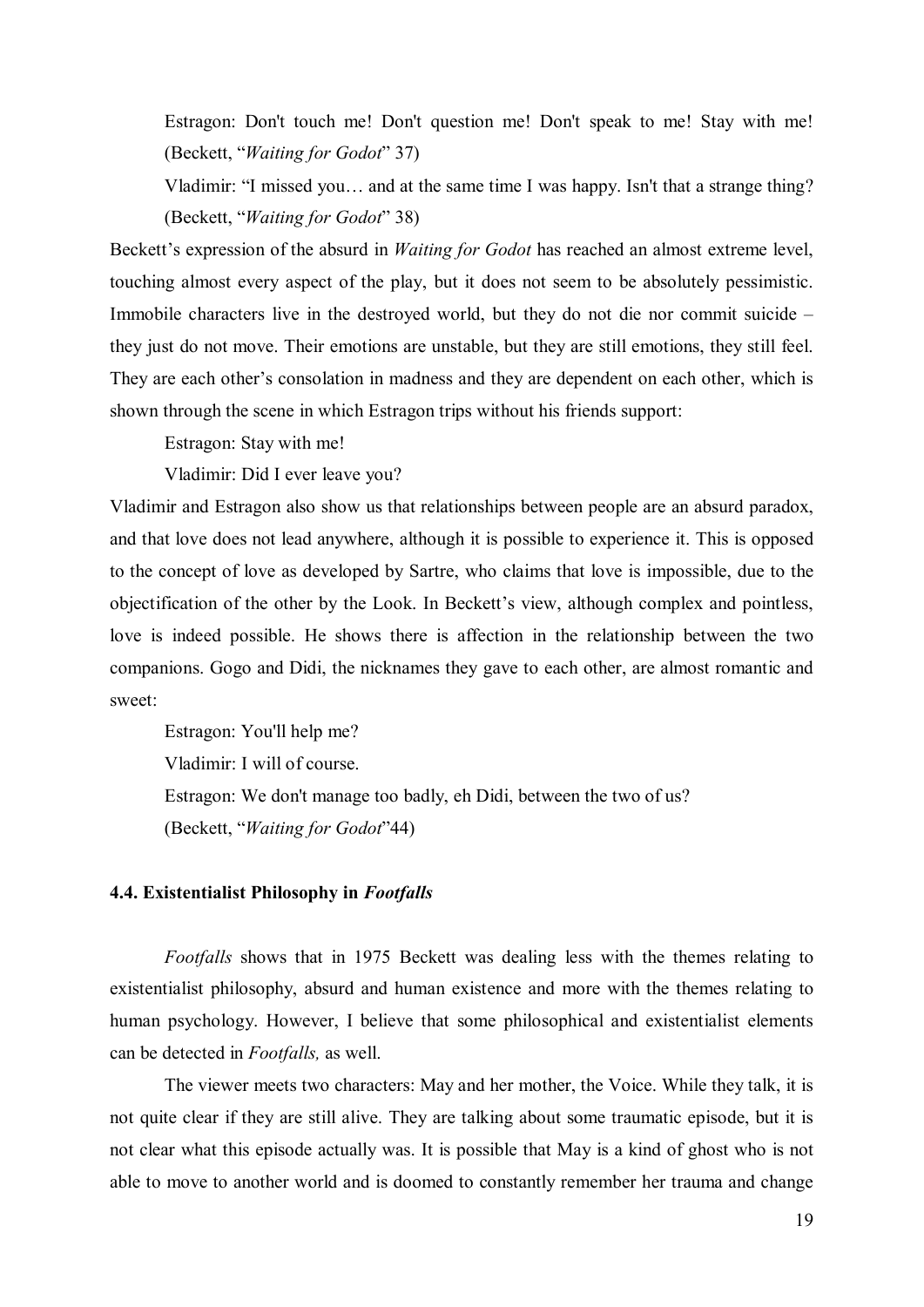Estragon: Don't touch me! Don't question me! Don't speak to me! Stay with me! (Beckett, "*Waiting for Godot*" 37)

Vladimir: "I missed you… and at the same time I was happy. Isn't that a strange thing? (Beckett, "*Waiting for Godot*" 38)

Beckett's expression of the absurd in *Waiting for Godot* has reached an almost extreme level, touching almost every aspect of the play, but it does not seem to be absolutely pessimistic. Immobile characters live in the destroyed world, but they do not die nor commit suicide – they just do not move. Their emotions are unstable, but they are still emotions, they still feel. They are each other's consolation in madness and they are dependent on each other, which is shown through the scene in which Estragon trips without his friends support:

Estragon: Stay with me!

Vladimir: Did I ever leave you?

Vladimir and Estragon also show us that relationships between people are an absurd paradox, and that love does not lead anywhere, although it is possible to experience it. This is opposed to the concept of love as developed by Sartre, who claims that love is impossible, due to the objectification of the other by the Look. In Beckett's view, although complex and pointless, love is indeed possible. He shows there is affection in the relationship between the two companions. Gogo and Didi, the nicknames they gave to each other, are almost romantic and sweet:

Estragon: You'll help me?

Vladimir: I will of course.

Estragon: We don't manage too badly, eh Didi, between the two of us? (Beckett, "*Waiting for Godot*"44)

### 4.4. Existentialist Philosophy in *Footfalls*

*Footfalls* shows that in 1975 Beckett was dealing less with the themes relating to existentialist philosophy, absurd and human existence and more with the themes relating to human psychology. However, I believe that some philosophical and existentialist elements can be detected in *Footfalls,* as well.

The viewer meets two characters: May and her mother, the Voice. While they talk, it is not quite clear if they are still alive. They are talking about some traumatic episode, but it is not clear what this episode actually was. It is possible that May is a kind of ghost who is not able to move to another world and is doomed to constantly remember her trauma and change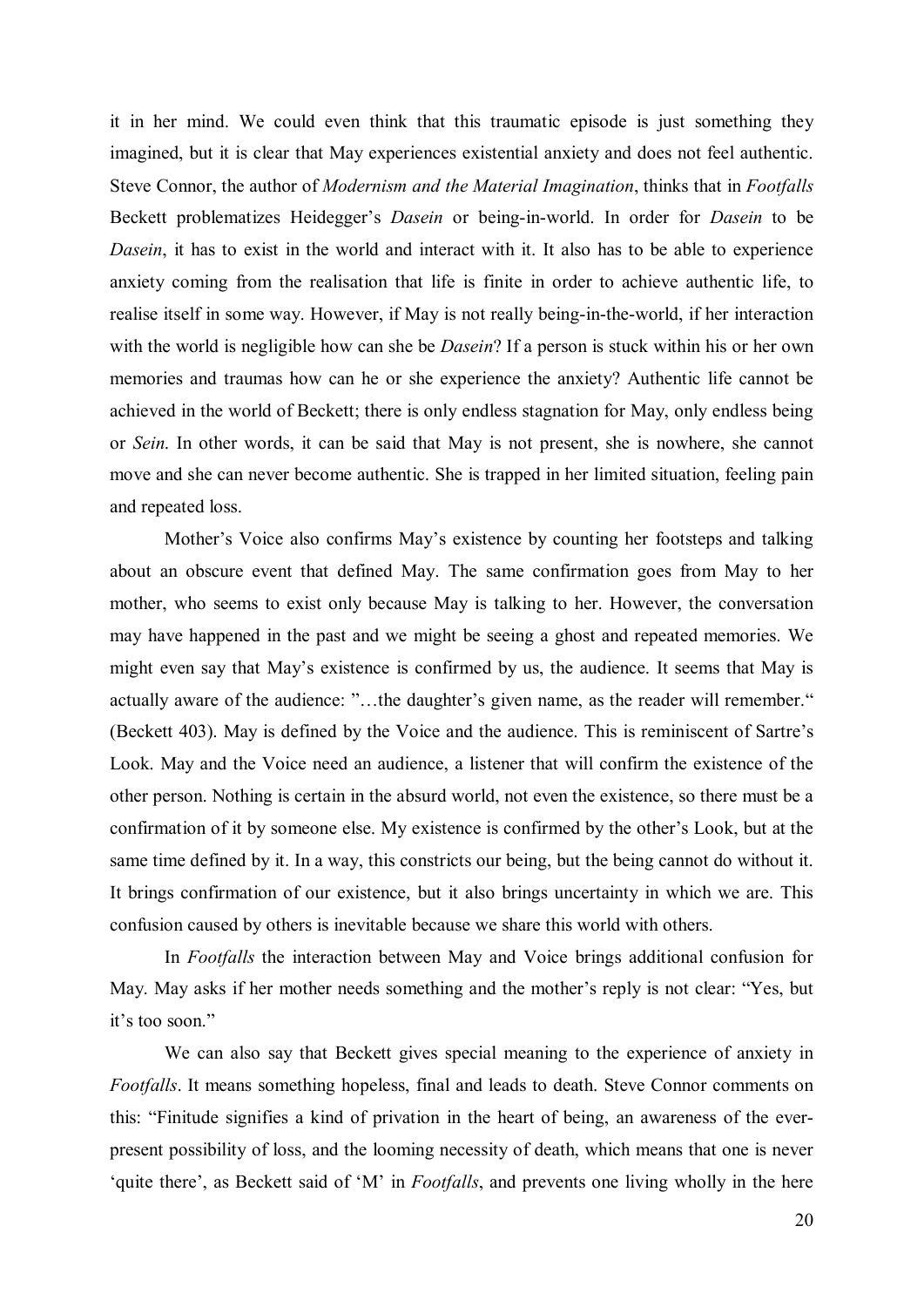it in her mind. We could even think that this traumatic episode is just something they imagined, but it is clear that May experiences existential anxiety and does not feel authentic. Steve Connor, the author of *Modernism and the Material Imagination*, thinks that in *Footfalls* Beckett problematizes Heidegger's *Dasein* or being-in-world. In order for *Dasein* to be *Dasein*, it has to exist in the world and interact with it. It also has to be able to experience anxiety coming from the realisation that life is finite in order to achieve authentic life, to realise itself in some way. However, if May is not really being-in-the-world, if her interaction with the world is negligible how can she be *Dasein*? If a person is stuck within his or her own memories and traumas how can he or she experience the anxiety? Authentic life cannot be achieved in the world of Beckett; there is only endless stagnation for May, only endless being or *Sein*. In other words, it can be said that May is not present, she is nowhere, she cannot move and she can never become authentic. She is trapped in her limited situation, feeling pain and repeated loss.

Mother's Voice also confirms May's existence by counting her footsteps and talking about an obscure event that defined May. The same confirmation goes from May to her mother, who seems to exist only because May is talking to her. However, the conversation may have happened in the past and we might be seeing a ghost and repeated memories. We might even say that May's existence is confirmed by us, the audience. It seems that May is actually aware of the audience: "…the daughter's given name, as the reader will remember." (Beckett 403). May is defined by the Voice and the audience. This is reminiscent of Sartre's Look. May and the Voice need an audience, a listener that will confirm the existence of the other person. Nothing is certain in the absurd world, not even the existence, so there must be a confirmation of it by someone else. My existence is confirmed by the other's Look, but at the same time defined by it. In a way, this constricts our being, but the being cannot do without it. It brings confirmation of our existence, but it also brings uncertainty in which we are. This confusion caused by others is inevitable because we share this world with others.

In *Footfalls* the interaction between May and Voice brings additional confusion for May. May asks if her mother needs something and the mother's reply is not clear: "Yes, but it's too soon."

We can also say that Beckett gives special meaning to the experience of anxiety in *Footfalls*. It means something hopeless, final and leads to death. Steve Connor comments on this: "Finitude signifies a kind of privation in the heart of being, an awareness of the ever-present possibility of loss, and the looming necessity of death, which means that one is never 'quite there', as Beckett said of 'M' in *Footfalls*, and prevents one living wholly in the here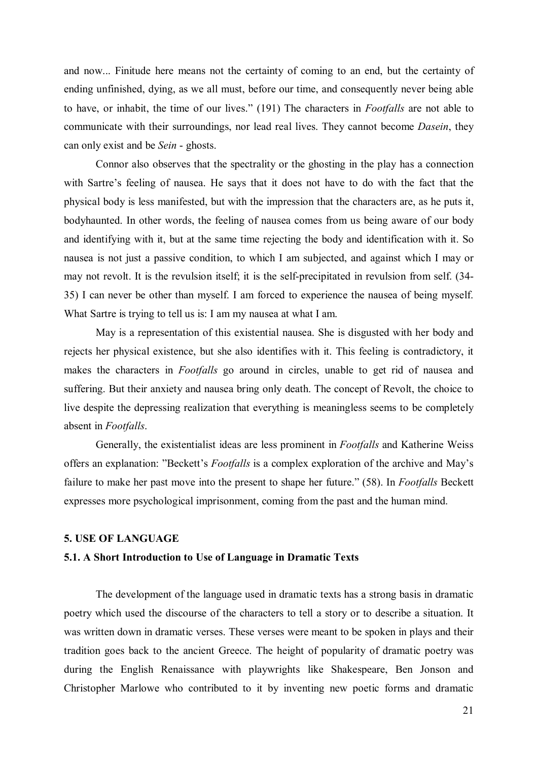and now... Finitude here means not the certainty of coming to an end, but the certainty of ending unfinished, dying, as we all must, before our time, and consequently never being able to have, or inhabit, the time of our lives." (191) The characters in *Footfalls* are not able to communicate with their surroundings, nor lead real lives. They cannot become *Dasein*, they can only exist and be *Sein* - ghosts.

Connor also observes that the spectrality or the ghosting in the play has a connection with Sartre's feeling of nausea. He says that it does not have to do with the fact that the physical body is less manifested, but with the impression that the characters are, as he puts it, bodyhaunted. In other words, the feeling of nausea comes from us being aware of our body and identifying with it, but at the same time rejecting the body and identification with it. So nausea is not just a passive condition, to which I am subjected, and against which I may or may not revolt. It is the revulsion itself; it is the self-precipitated in revulsion from self. (34-35) I can never be other than myself. I am forced to experience the nausea of being myself. What Sartre is trying to tell us is: I am my nausea at what I am.

May is a representation of this existential nausea. She is disgusted with her body and rejects her physical existence, but she also identifies with it. This feeling is contradictory, it makes the characters in *Footfalls* go around in circles, unable to get rid of nausea and suffering. But their anxiety and nausea bring only death. The concept of Revolt, the choice to live despite the depressing realization that everything is meaningless seems to be completely absent in *Footfalls*.

Generally, the existentialist ideas are less prominent in *Footfalls* and Katherine Weiss offers an explanation: "Beckett's *Footfalls* is a complex exploration of the archive and May's failure to make her past move into the present to shape her future." (58). In *Footfalls* Beckett expresses more psychological imprisonment, coming from the past and the human mind.

## 5. USE OF LANGUAGE

### 5.1. A Short Introduction to Use of Language in Dramatic Texts

The development of the language used in dramatic texts has a strong basis in dramatic poetry which used the discourse of the characters to tell a story or to describe a situation. It was written down in dramatic verses. These verses were meant to be spoken in plays and their tradition goes back to the ancient Greece. The height of popularity of dramatic poetry was during the English Renaissance with playwrights like Shakespeare, Ben Jonson and Christopher Marlowe who contributed to it by inventing new poetic forms and dramatic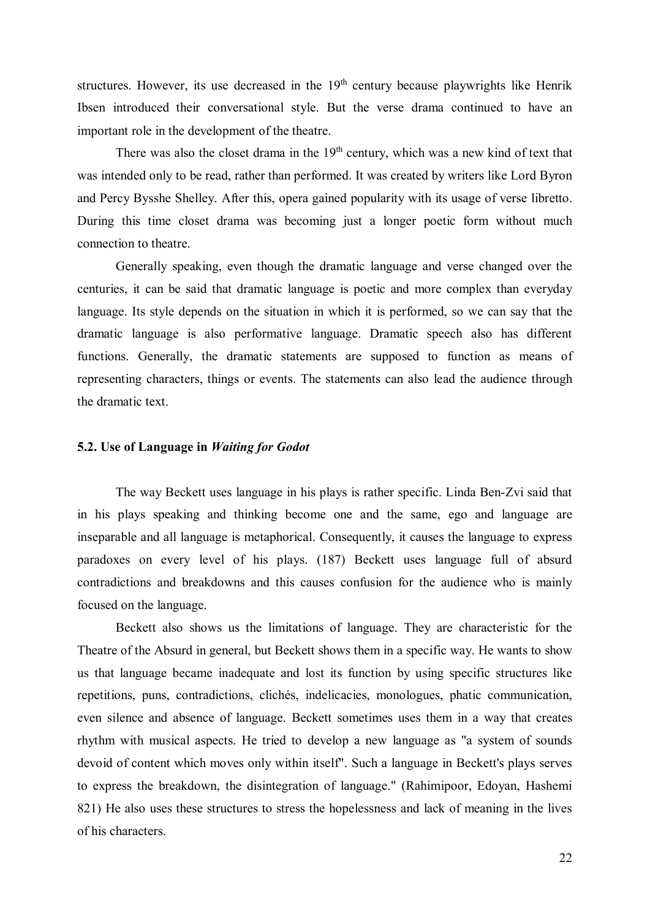structures. However, its use decreased in the $19^{th}$ century because playwrights like Henrik Ibsen introduced their conversational style. But the verse drama continued to have an important role in the development of the theatre.

There was also the closet drama in the $19^{th}$ century, which was a new kind of text that was intended only to be read, rather than performed. It was created by writers like Lord Byron and Percy Bysshe Shelley. After this, opera gained popularity with its usage of verse libretto. During this time closet drama was becoming just a longer poetic form without much connection to theatre.

Generally speaking, even though the dramatic language and verse changed over the centuries, it can be said that dramatic language is poetic and more complex than everyday language. Its style depends on the situation in which it is performed, so we can say that the dramatic language is also performative language. Dramatic speech also has different functions. Generally, the dramatic statements are supposed to function as means of representing characters, things or events. The statements can also lead the audience through the dramatic text.

### 5.2. Use of Language in *Waiting for Godot*

The way Beckett uses language in his plays is rather specific. Linda Ben-Zvi said that in his plays speaking and thinking become one and the same, ego and language are inseparable and all language is metaphorical. Consequently, it causes the language to express paradoxes on every level of his plays. (187) Beckett uses language full of absurd contradictions and breakdowns and this causes confusion for the audience who is mainly focused on the language.

Beckett also shows us the limitations of language. They are characteristic for the Theatre of the Absurd in general, but Beckett shows them in a specific way. He wants to show us that language became inadequate and lost its function by using specific structures like repetitions, puns, contradictions, clichés, indelicacies, monologues, phatic communication, even silence and absence of language. Beckett sometimes uses them in a way that creates rhythm with musical aspects. He tried to develop a new language as "a system of sounds devoid of content which moves only within itself". Such a language in Beckett's plays serves to express the breakdown, the disintegration of language." (Rahimipoor, Edoyan, Hashemi 821) He also uses these structures to stress the hopelessness and lack of meaning in the lives of his characters.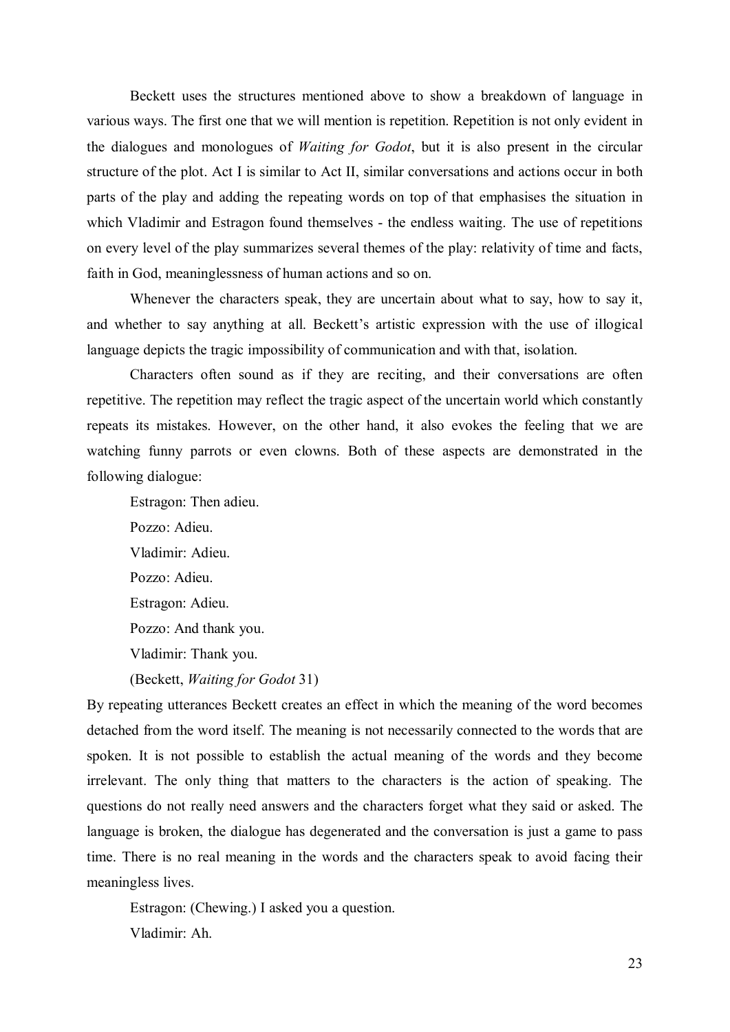Beckett uses the structures mentioned above to show a breakdown of language in various ways. The first one that we will mention is repetition. Repetition is not only evident in the dialogues and monologues of *Waiting for Godot*, but it is also present in the circular structure of the plot. Act I is similar to Act II, similar conversations and actions occur in both parts of the play and adding the repeating words on top of that emphasises the situation in which Vladimir and Estragon found themselves - the endless waiting. The use of repetitions on every level of the play summarizes several themes of the play: relativity of time and facts, faith in God, meaninglessness of human actions and so on.

Whenever the characters speak, they are uncertain about what to say, how to say it, and whether to say anything at all. Beckett's artistic expression with the use of illogical language depicts the tragic impossibility of communication and with that, isolation.

Characters often sound as if they are reciting, and their conversations are often repetitive. The repetition may reflect the tragic aspect of the uncertain world which constantly repeats its mistakes. However, on the other hand, it also evokes the feeling that we are watching funny parrots or even clowns. Both of these aspects are demonstrated in the following dialogue:

Estragon: Then adieu.

Pozzo: Adieu.

Vladimir: Adieu.

Pozzo: Adieu.

Estragon: Adieu.

Pozzo: And thank you.

Vladimir: Thank you.

(Beckett, *Waiting for Godot* 31)

By repeating utterances Beckett creates an effect in which the meaning of the word becomes detached from the word itself. The meaning is not necessarily connected to the words that are spoken. It is not possible to establish the actual meaning of the words and they become irrelevant. The only thing that matters to the characters is the action of speaking. The questions do not really need answers and the characters forget what they said or asked. The language is broken, the dialogue has degenerated and the conversation is just a game to pass time. There is no real meaning in the words and the characters speak to avoid facing their meaningless lives.

Estragon: (Chewing.) I asked you a question.

Vladimir: Ah.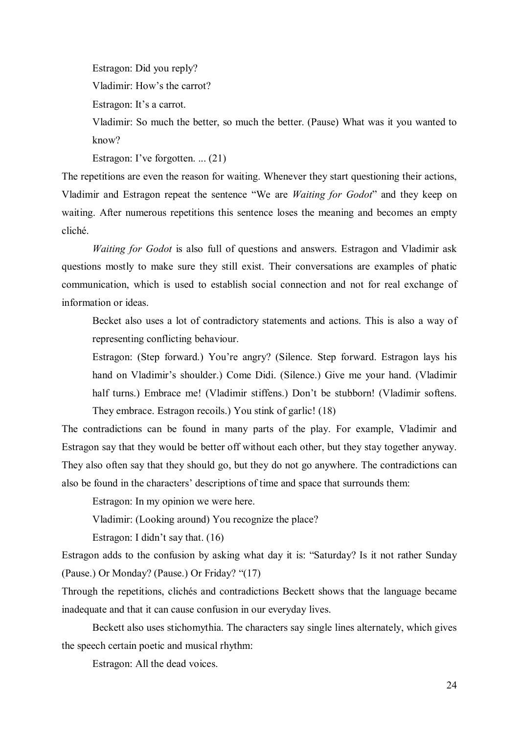Estragon: Did you reply?

Vladimir: How's the carrot?

Estragon: It's a carrot.

Vladimir: So much the better, so much the better. (Pause) What was it you wanted to know?

Estragon: I've forgotten. ... (21)

The repetitions are even the reason for waiting. Whenever they start questioning their actions, Vladimir and Estragon repeat the sentence "We are *Waiting for Godot*" and they keep on waiting. After numerous repetitions this sentence loses the meaning and becomes an empty cliché.

*Waiting for Godot* is also full of questions and answers. Estragon and Vladimir ask questions mostly to make sure they still exist. Their conversations are examples of phatic communication, which is used to establish social connection and not for real exchange of information or ideas.

Becket also uses a lot of contradictory statements and actions. This is also a way of representing conflicting behaviour.

Estragon: (Step forward.) You're angry? (Silence. Step forward. Estragon lays his hand on Vladimir's shoulder.) Come Didi. (Silence.) Give me your hand. (Vladimir half turns.) Embrace me! (Vladimir stiffens.) Don't be stubborn! (Vladimir softens. They embrace. Estragon recoils.) You stink of garlic! (18)

The contradictions can be found in many parts of the play. For example, Vladimir and Estragon say that they would be better off without each other, but they stay together anyway. They also often say that they should go, but they do not go anywhere. The contradictions can also be found in the characters' descriptions of time and space that surrounds them:

Estragon: In my opinion we were here.

Vladimir: (Looking around) You recognize the place?

Estragon: I didn't say that. (16)

Estragon adds to the confusion by asking what day it is: "Saturday? Is it not rather Sunday (Pause.) Or Monday? (Pause.) Or Friday? "(17)

Through the repetitions, clichés and contradictions Beckett shows that the language became inadequate and that it can cause confusion in our everyday lives.

Beckett also uses stichomythia. The characters say single lines alternately, which gives the speech certain poetic and musical rhythm:

Estragon: All the dead voices.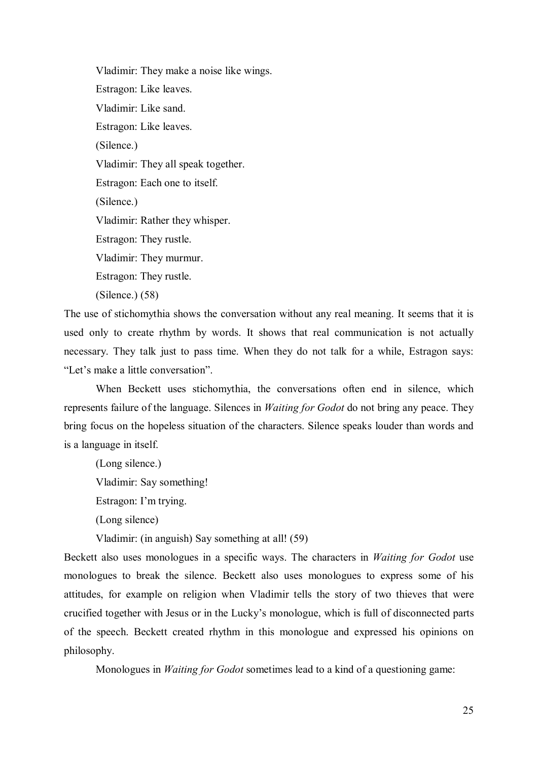Vladimir: They make a noise like wings.

Estragon: Like leaves.

Vladimir: Like sand.

Estragon: Like leaves.

(Silence.)

Vladimir: They all speak together.

Estragon: Each one to itself.

(Silence.)

Vladimir: Rather they whisper.

Estragon: They rustle.

Vladimir: They murmur.

Estragon: They rustle.

(Silence.) (58)

The use of stichomythia shows the conversation without any real meaning. It seems that it is used only to create rhythm by words. It shows that real communication is not actually necessary. They talk just to pass time. When they do not talk for a while, Estragon says: "Let's make a little conversation".

When Beckett uses stichomythia, the conversations often end in silence, which represents failure of the language. Silences in *Waiting for Godot* do not bring any peace. They bring focus on the hopeless situation of the characters. Silence speaks louder than words and is a language in itself.

(Long silence.)

Vladimir: Say something!

Estragon: I'm trying.

(Long silence)

Vladimir: (in anguish) Say something at all! (59)

Beckett also uses monologues in a specific ways. The characters in *Waiting for Godot* use monologues to break the silence. Beckett also uses monologues to express some of his attitudes, for example on religion when Vladimir tells the story of two thieves that were crucified together with Jesus or in the Lucky's monologue, which is full of disconnected parts of the speech. Beckett created rhythm in this monologue and expressed his opinions on philosophy.

Monologues in *Waiting for Godot* sometimes lead to a kind of a questioning game: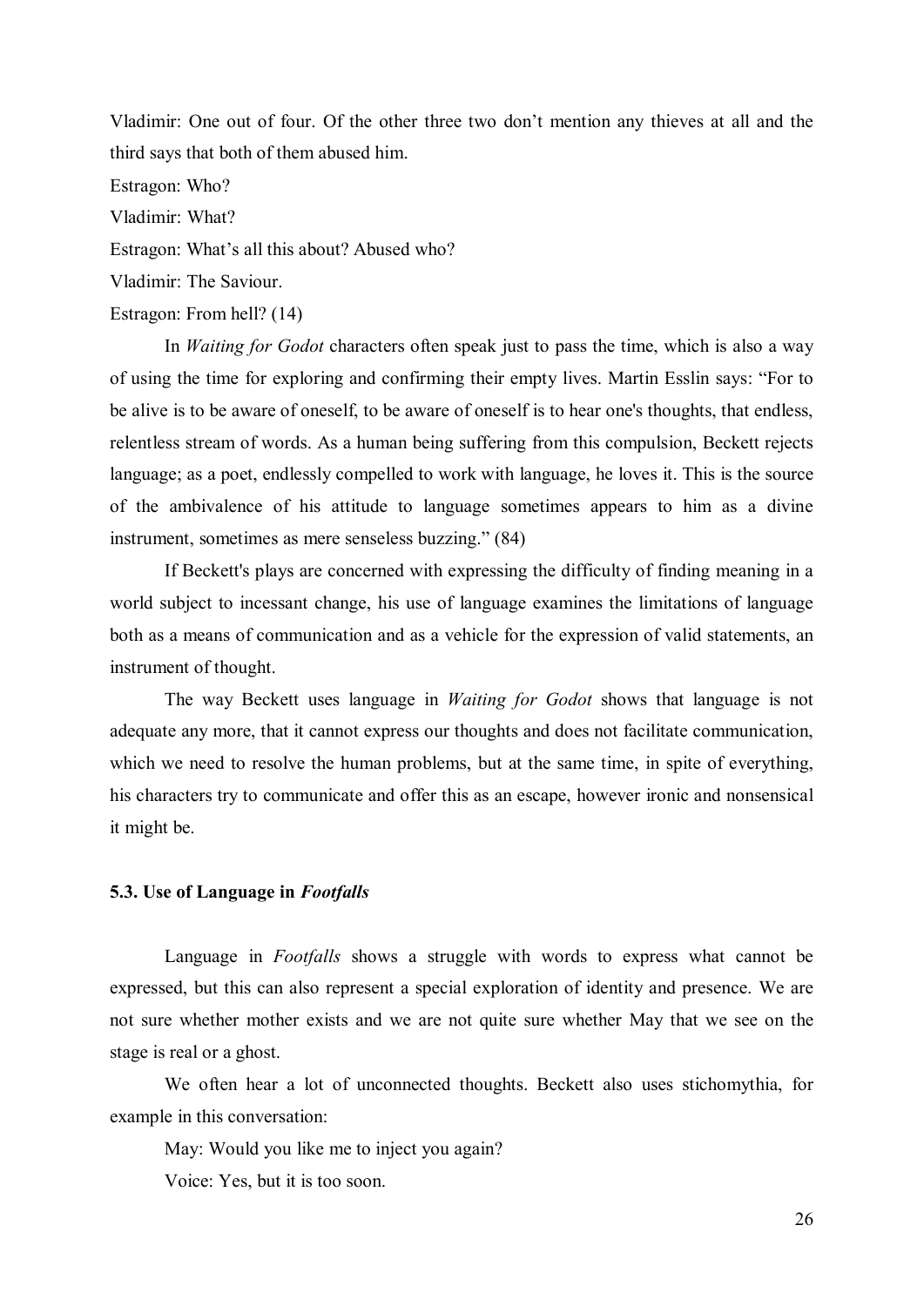Vladimir: One out of four. Of the other three two don't mention any thieves at all and the third says that both of them abused him.

Estragon: Who?

Vladimir: What?

Estragon: What's all this about? Abused who?

Vladimir: The Saviour.

Estragon: From hell? (14)

In *Waiting for Godot* characters often speak just to pass the time, which is also a way of using the time for exploring and confirming their empty lives. Martin Esslin says: "For to be alive is to be aware of oneself, to be aware of oneself is to hear one's thoughts, that endless, relentless stream of words. As a human being suffering from this compulsion, Beckett rejects language; as a poet, endlessly compelled to work with language, he loves it. This is the source of the ambivalence of his attitude to language sometimes appears to him as a divine instrument, sometimes as mere senseless buzzing." (84)

If Beckett's plays are concerned with expressing the difficulty of finding meaning in a world subject to incessant change, his use of language examines the limitations of language both as a means of communication and as a vehicle for the expression of valid statements, an instrument of thought.

The way Beckett uses language in *Waiting for Godot* shows that language is not adequate any more, that it cannot express our thoughts and does not facilitate communication, which we need to resolve the human problems, but at the same time, in spite of everything, his characters try to communicate and offer this as an escape, however ironic and nonsensical it might be.

### 5.3. Use of Language in *Footfalls*

Language in *Footfalls* shows a struggle with words to express what cannot be expressed, but this can also represent a special exploration of identity and presence. We are not sure whether mother exists and we are not quite sure whether May that we see on the stage is real or a ghost.

We often hear a lot of unconnected thoughts. Beckett also uses stichomythia, for example in this conversation:

May: Would you like me to inject you again?

Voice: Yes, but it is too soon.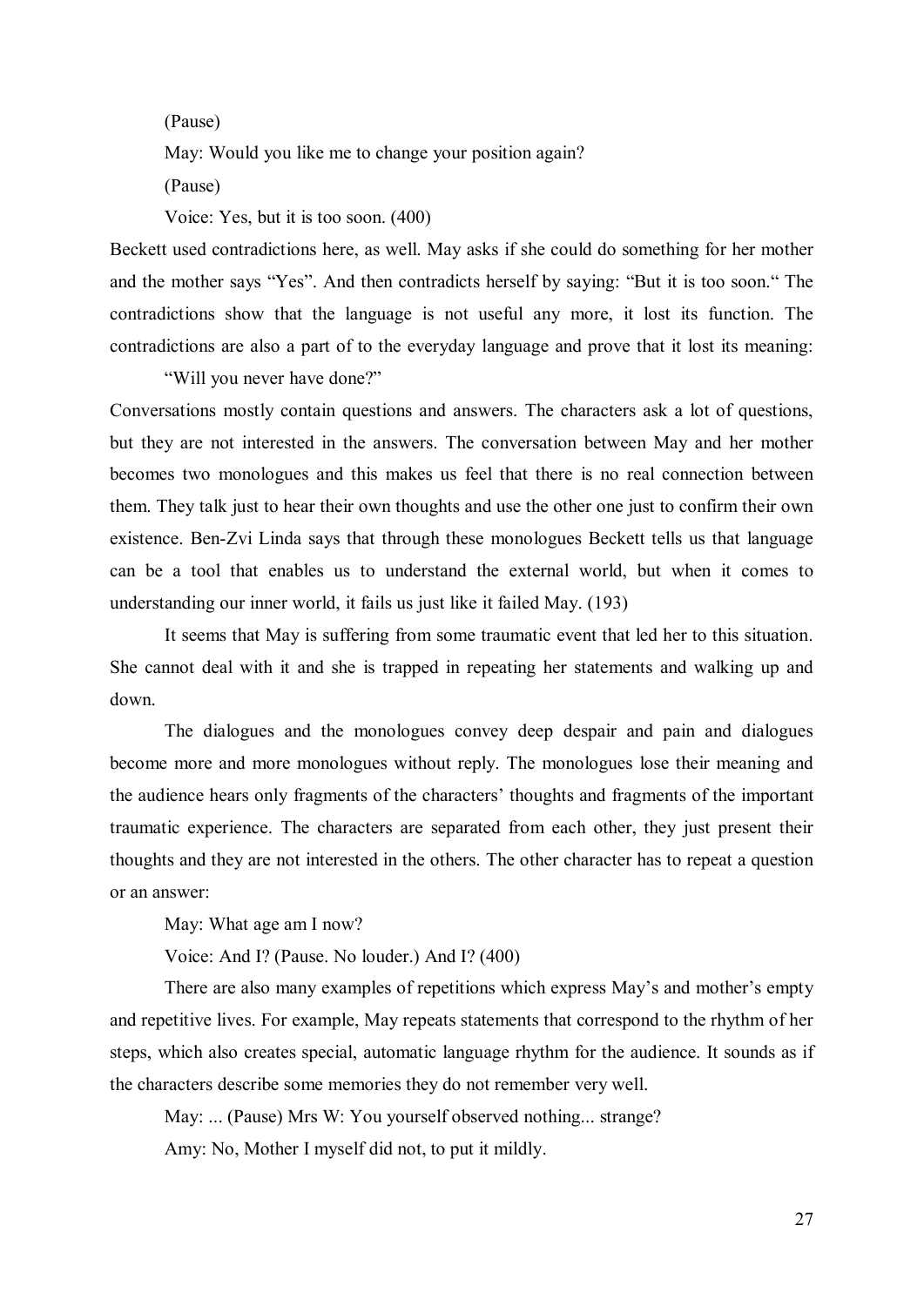(Pause)

May: Would you like me to change your position again?

(Pause)

Voice: Yes, but it is too soon. (400)

Beckett used contradictions here, as well. May asks if she could do something for her mother and the mother says "Yes". And then contradicts herself by saying: "But it is too soon." The contradictions show that the language is not useful any more, it lost its function. The contradictions are also a part of to the everyday language and prove that it lost its meaning:

"Will you never have done?"

Conversations mostly contain questions and answers. The characters ask a lot of questions, but they are not interested in the answers. The conversation between May and her mother becomes two monologues and this makes us feel that there is no real connection between them. They talk just to hear their own thoughts and use the other one just to confirm their own existence. Ben-Zvi Linda says that through these monologues Beckett tells us that language can be a tool that enables us to understand the external world, but when it comes to understanding our inner world, it fails us just like it failed May. (193)

It seems that May is suffering from some traumatic event that led her to this situation. She cannot deal with it and she is trapped in repeating her statements and walking up and down.

The dialogues and the monologues convey deep despair and pain and dialogues become more and more monologues without reply. The monologues lose their meaning and the audience hears only fragments of the characters' thoughts and fragments of the important traumatic experience. The characters are separated from each other, they just present their thoughts and they are not interested in the others. The other character has to repeat a question or an answer:

May: What age am I now?

Voice: And I? (Pause. No louder.) And I? (400)

There are also many examples of repetitions which express May's and mother's empty and repetitive lives. For example, May repeats statements that correspond to the rhythm of her steps, which also creates special, automatic language rhythm for the audience. It sounds as if the characters describe some memories they do not remember very well.

May: ... (Pause) Mrs W: You yourself observed nothing... strange?

Amy: No, Mother I myself did not, to put it mildly.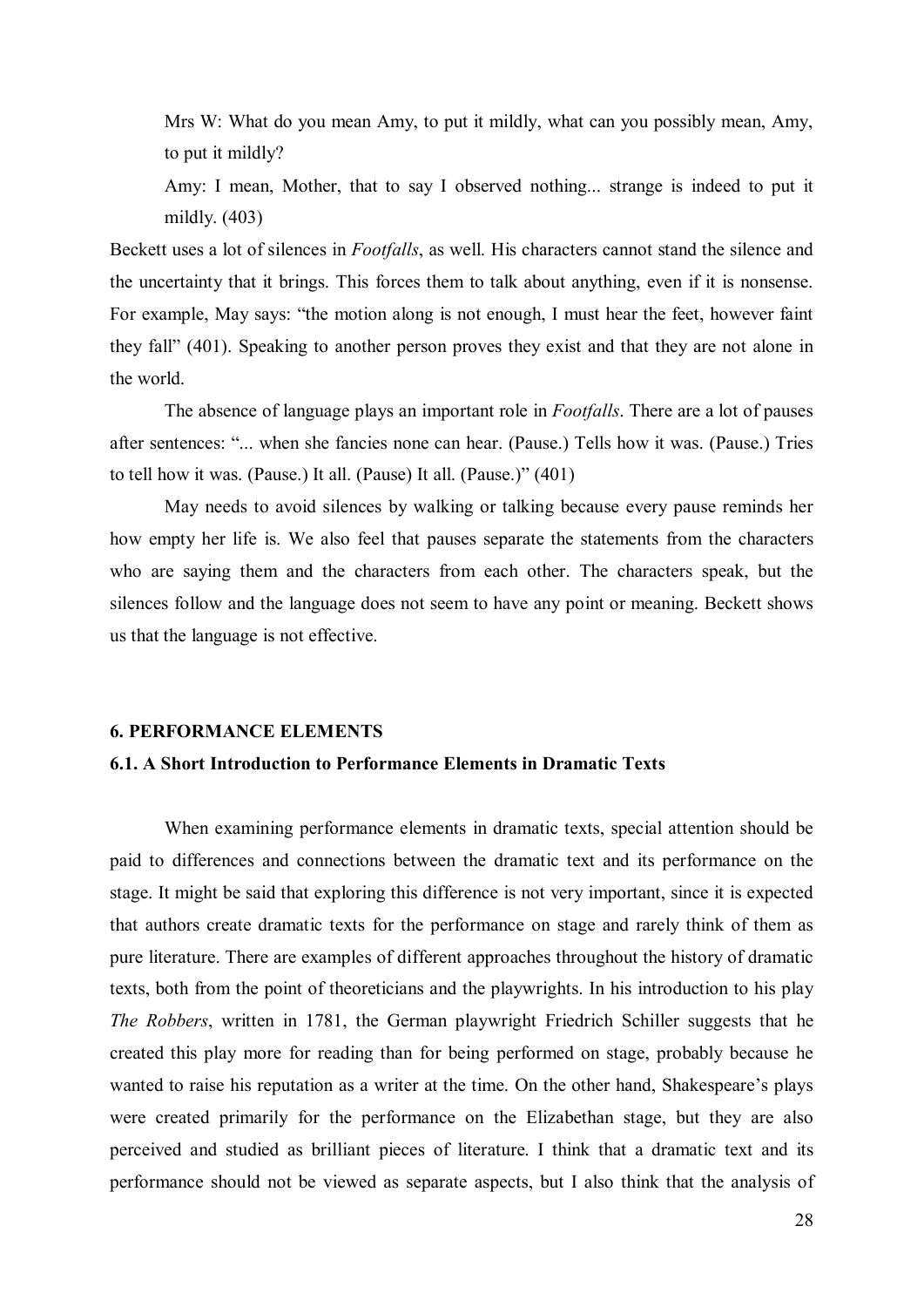Mrs W: What do you mean Amy, to put it mildly, what can you possibly mean, Amy, to put it mildly?

Amy: I mean, Mother, that to say I observed nothing... strange is indeed to put it mildly. (403)

Beckett uses a lot of silences in *Footfalls*, as well. His characters cannot stand the silence and the uncertainty that it brings. This forces them to talk about anything, even if it is nonsense. For example, May says: "the motion along is not enough, I must hear the feet, however faint they fall" (401). Speaking to another person proves they exist and that they are not alone in the world.

The absence of language plays an important role in *Footfalls*. There are a lot of pauses after sentences: "... when she fancies none can hear. (Pause.) Tells how it was. (Pause.) Tries to tell how it was. (Pause.) It all. (Pause) It all. (Pause.)" (401)

May needs to avoid silences by walking or talking because every pause reminds her how empty her life is. We also feel that pauses separate the statements from the characters who are saying them and the characters from each other. The characters speak, but the silences follow and the language does not seem to have any point or meaning. Beckett shows us that the language is not effective.

## 6. PERFORMANCE ELEMENTS

### 6.1. A Short Introduction to Performance Elements in Dramatic Texts

When examining performance elements in dramatic texts, special attention should be paid to differences and connections between the dramatic text and its performance on the stage. It might be said that exploring this difference is not very important, since it is expected that authors create dramatic texts for the performance on stage and rarely think of them as pure literature. There are examples of different approaches throughout the history of dramatic texts, both from the point of theoreticians and the playwrights. In his introduction to his play *The Robbers*, written in 1781, the German playwright Friedrich Schiller suggests that he created this play more for reading than for being performed on stage, probably because he wanted to raise his reputation as a writer at the time. On the other hand, Shakespeare's plays were created primarily for the performance on the Elizabethan stage, but they are also perceived and studied as brilliant pieces of literature. I think that a dramatic text and its performance should not be viewed as separate aspects, but I also think that the analysis of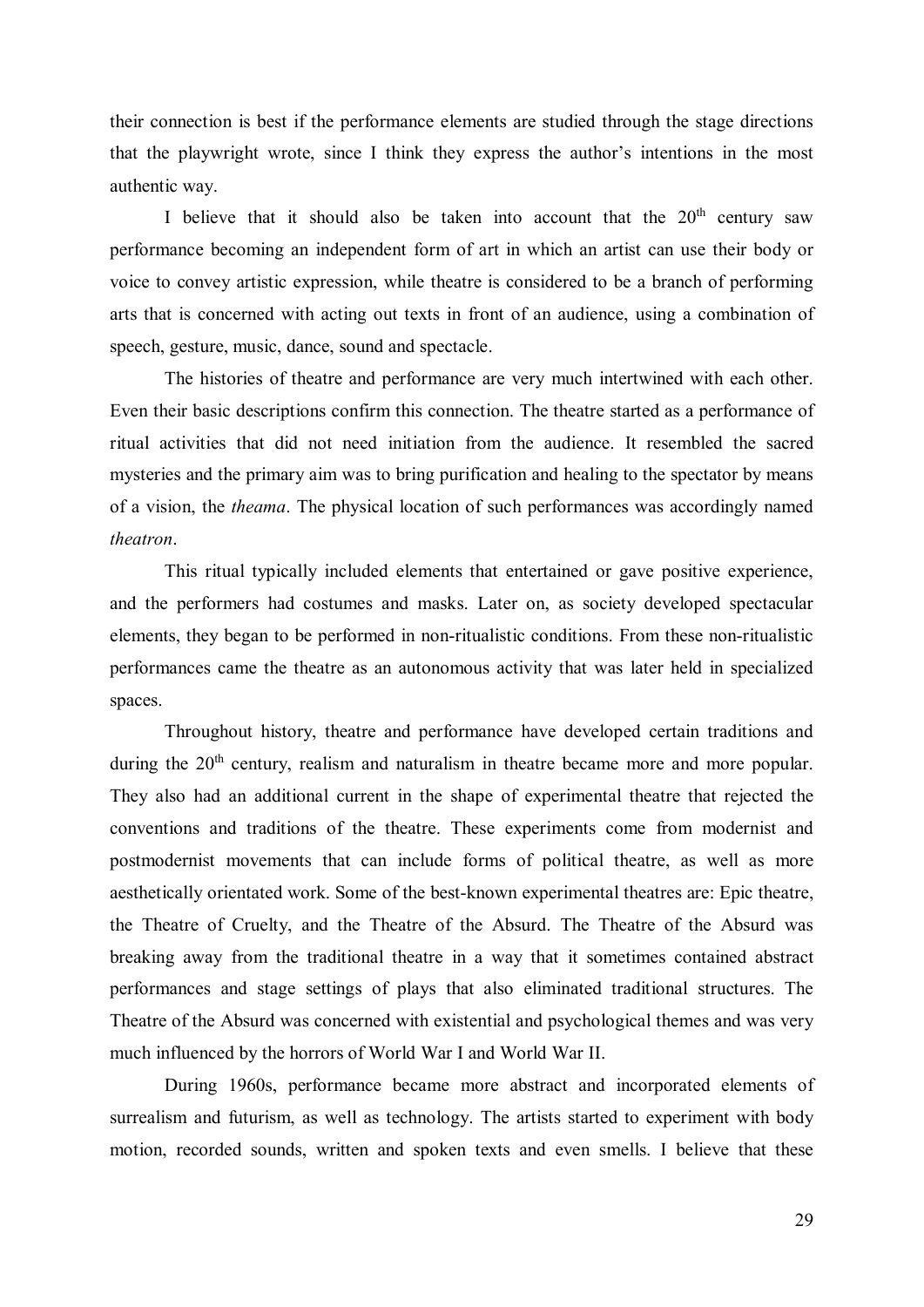their connection is best if the performance elements are studied through the stage directions that the playwright wrote, since I think they express the author's intentions in the most authentic way.

I believe that it should also be taken into account that the 20th century saw performance becoming an independent form of art in which an artist can use their body or voice to convey artistic expression, while theatre is considered to be a branch of performing arts that is concerned with acting out texts in front of an audience, using a combination of speech, gesture, music, dance, sound and spectacle.

The histories of theatre and performance are very much intertwined with each other. Even their basic descriptions confirm this connection. The theatre started as a performance of ritual activities that did not need initiation from the audience. It resembled the sacred mysteries and the primary aim was to bring purification and healing to the spectator by means of a vision, the *theama*. The physical location of such performances was accordingly named *theatron*.

This ritual typically included elements that entertained or gave positive experience, and the performers had costumes and masks. Later on, as society developed spectacular elements, they began to be performed in non-ritualistic conditions. From these non-ritualistic performances came the theatre as an autonomous activity that was later held in specialized spaces.

Throughout history, theatre and performance have developed certain traditions and during the 20th century, realism and naturalism in theatre became more and more popular. They also had an additional current in the shape of experimental theatre that rejected the conventions and traditions of the theatre. These experiments come from modernist and postmodernist movements that can include forms of political theatre, as well as more aesthetically orientated work. Some of the best-known experimental theatres are: Epic theatre, the Theatre of Cruelty, and the Theatre of the Absurd. The Theatre of the Absurd was breaking away from the traditional theatre in a way that it sometimes contained abstract performances and stage settings of plays that also eliminated traditional structures. The Theatre of the Absurd was concerned with existential and psychological themes and was very much influenced by the horrors of World War I and World War II.

During 1960s, performance became more abstract and incorporated elements of surrealism and futurism, as well as technology. The artists started to experiment with body motion, recorded sounds, written and spoken texts and even smells. I believe that these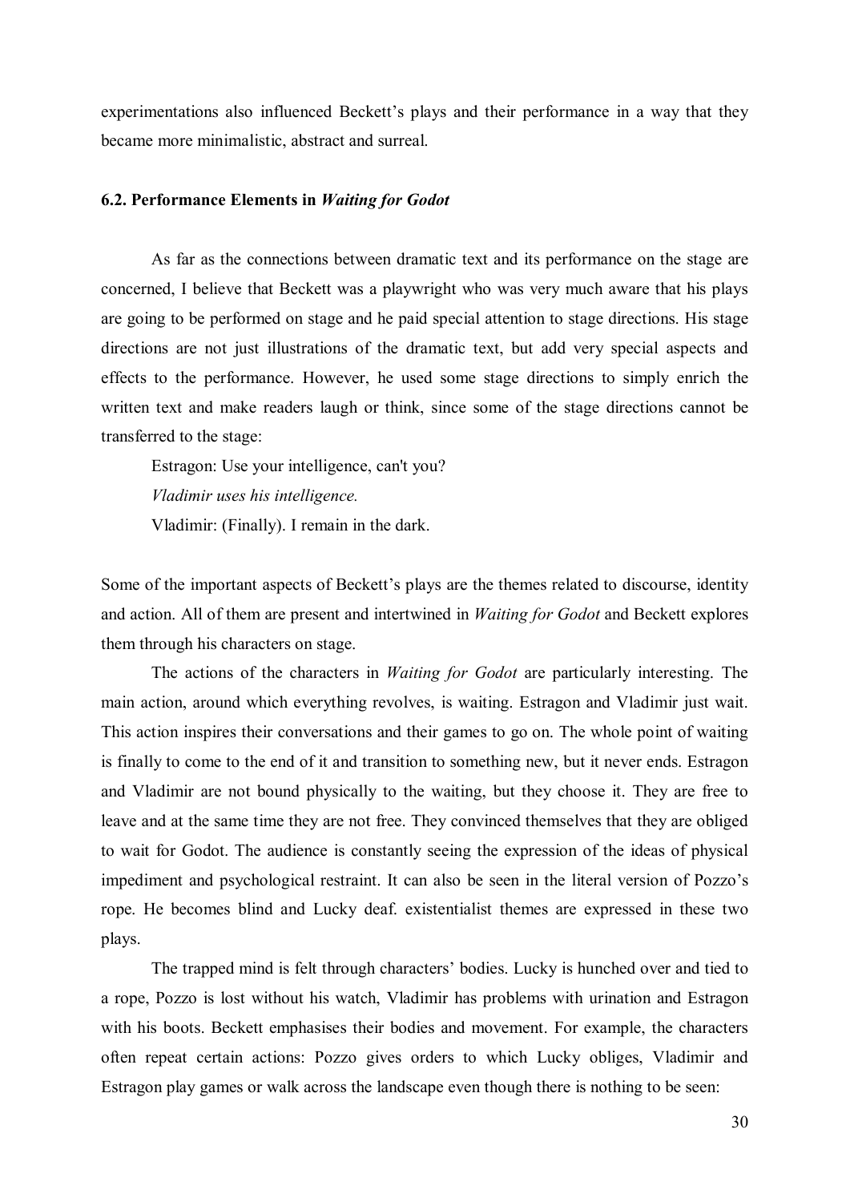experimentations also influenced Beckett's plays and their performance in a way that they became more minimalistic, abstract and surreal.

### 6.2. Performance Elements in *Waiting for Godot*

As far as the connections between dramatic text and its performance on the stage are concerned, I believe that Beckett was a playwright who was very much aware that his plays are going to be performed on stage and he paid special attention to stage directions. His stage directions are not just illustrations of the dramatic text, but add very special aspects and effects to the performance. However, he used some stage directions to simply enrich the written text and make readers laugh or think, since some of the stage directions cannot be transferred to the stage:

> Estragon: Use your intelligence, can't you?
>
> *Vladimir uses his intelligence.*
>
> Vladimir: (Finally). I remain in the dark.

Some of the important aspects of Beckett's plays are the themes related to discourse, identity and action. All of them are present and intertwined in *Waiting for Godot* and Beckett explores them through his characters on stage.

The actions of the characters in *Waiting for Godot* are particularly interesting. The main action, around which everything revolves, is waiting. Estragon and Vladimir just wait. This action inspires their conversations and their games to go on. The whole point of waiting is finally to come to the end of it and transition to something new, but it never ends. Estragon and Vladimir are not bound physically to the waiting, but they choose it. They are free to leave and at the same time they are not free. They convinced themselves that they are obliged to wait for Godot. The audience is constantly seeing the expression of the ideas of physical impediment and psychological restraint. It can also be seen in the literal version of Pozzo's rope. He becomes blind and Lucky deaf. existentialist themes are expressed in these two plays.

The trapped mind is felt through characters' bodies. Lucky is hunched over and tied to a rope, Pozzo is lost without his watch, Vladimir has problems with urination and Estragon with his boots. Beckett emphasises their bodies and movement. For example, the characters often repeat certain actions: Pozzo gives orders to which Lucky obliges, Vladimir and Estragon play games or walk across the landscape even though there is nothing to be seen: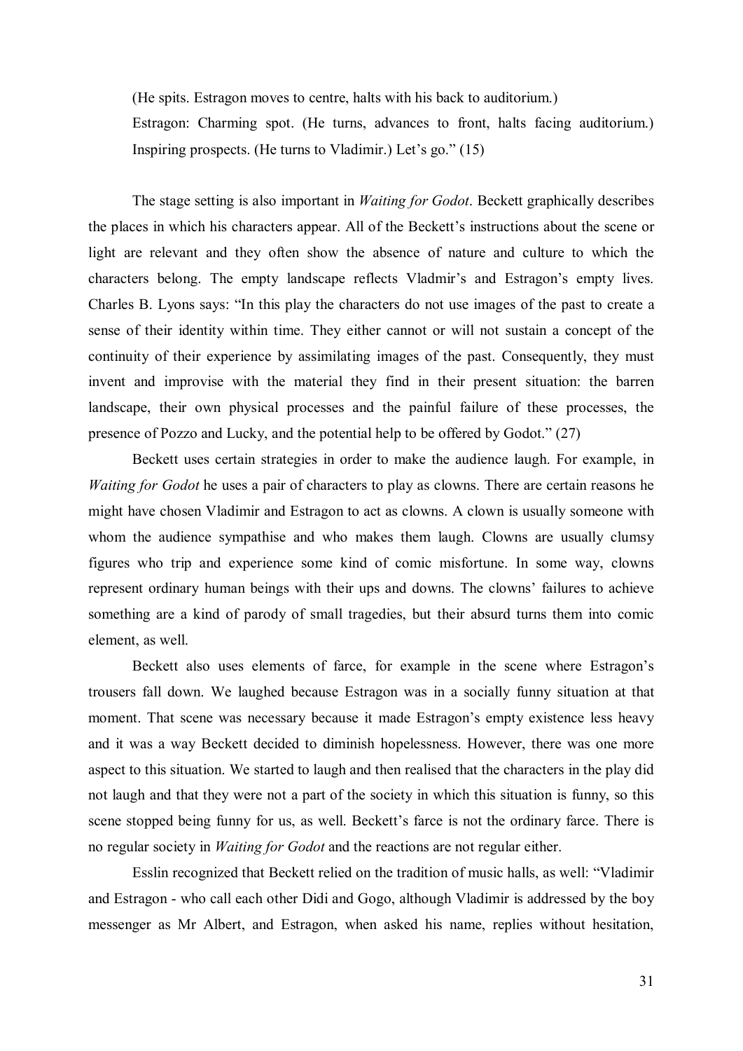(He spits. Estragon moves to centre, halts with his back to auditorium.)

Estragon: Charming spot. (He turns, advances to front, halts facing auditorium.) Inspiring prospects. (He turns to Vladimir.) Let's go." (15)

The stage setting is also important in *Waiting for Godot*. Beckett graphically describes the places in which his characters appear. All of the Beckett's instructions about the scene or light are relevant and they often show the absence of nature and culture to which the characters belong. The empty landscape reflects Vladmir's and Estragon's empty lives. Charles B. Lyons says: "In this play the characters do not use images of the past to create a sense of their identity within time. They either cannot or will not sustain a concept of the continuity of their experience by assimilating images of the past. Consequently, they must invent and improvise with the material they find in their present situation: the barren landscape, their own physical processes and the painful failure of these processes, the presence of Pozzo and Lucky, and the potential help to be offered by Godot." (27)

Beckett uses certain strategies in order to make the audience laugh. For example, in *Waiting for Godot* he uses a pair of characters to play as clowns. There are certain reasons he might have chosen Vladimir and Estragon to act as clowns. A clown is usually someone with whom the audience sympathise and who makes them laugh. Clowns are usually clumsy figures who trip and experience some kind of comic misfortune. In some way, clowns represent ordinary human beings with their ups and downs. The clowns' failures to achieve something are a kind of parody of small tragedies, but their absurd turns them into comic element, as well.

Beckett also uses elements of farce, for example in the scene where Estragon's trousers fall down. We laughed because Estragon was in a socially funny situation at that moment. That scene was necessary because it made Estragon's empty existence less heavy and it was a way Beckett decided to diminish hopelessness. However, there was one more aspect to this situation. We started to laugh and then realised that the characters in the play did not laugh and that they were not a part of the society in which this situation is funny, so this scene stopped being funny for us, as well. Beckett's farce is not the ordinary farce. There is no regular society in *Waiting for Godot* and the reactions are not regular either.

Esslin recognized that Beckett relied on the tradition of music halls, as well: "Vladimir and Estragon - who call each other Didi and Gogo, although Vladimir is addressed by the boy messenger as Mr Albert, and Estragon, when asked his name, replies without hesitation,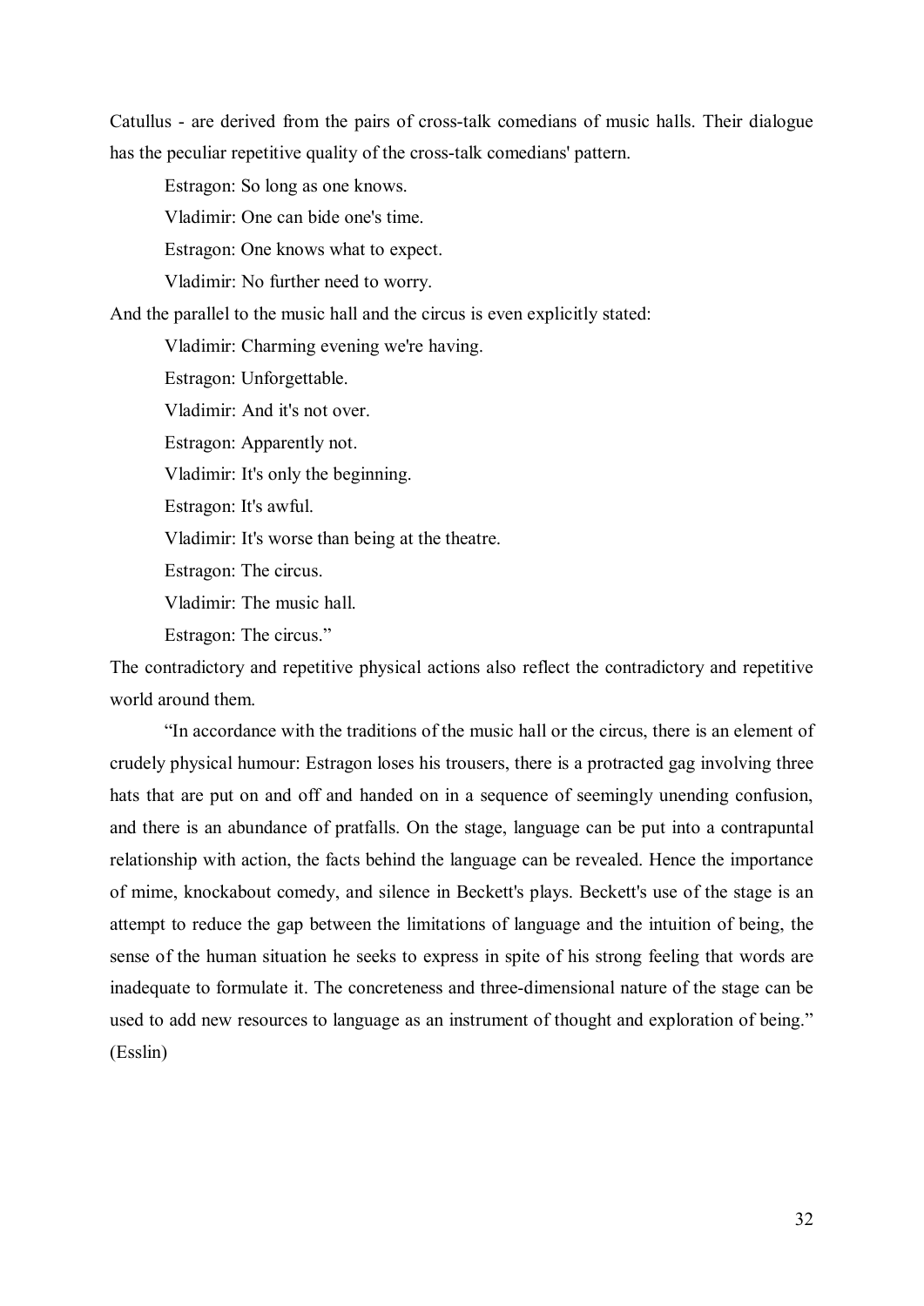Catullus - are derived from the pairs of cross-talk comedians of music halls. Their dialogue has the peculiar repetitive quality of the cross-talk comedians' pattern.

Estragon: So long as one knows.

Vladimir: One can bide one's time.

Estragon: One knows what to expect.

Vladimir: No further need to worry.

And the parallel to the music hall and the circus is even explicitly stated:

Vladimir: Charming evening we're having.

Estragon: Unforgettable.

Vladimir: And it's not over.

Estragon: Apparently not.

Vladimir: It's only the beginning.

Estragon: It's awful.

Vladimir: It's worse than being at the theatre.

Estragon: The circus.

Vladimir: The music hall.

Estragon: The circus."

The contradictory and repetitive physical actions also reflect the contradictory and repetitive world around them.

"In accordance with the traditions of the music hall or the circus, there is an element of crudely physical humour: Estragon loses his trousers, there is a protracted gag involving three hats that are put on and off and handed on in a sequence of seemingly unending confusion, and there is an abundance of pratfalls. On the stage, language can be put into a contrapuntal relationship with action, the facts behind the language can be revealed. Hence the importance of mime, knockabout comedy, and silence in Beckett's plays. Beckett's use of the stage is an attempt to reduce the gap between the limitations of language and the intuition of being, the sense of the human situation he seeks to express in spite of his strong feeling that words are inadequate to formulate it. The concreteness and three-dimensional nature of the stage can be used to add new resources to language as an instrument of thought and exploration of being." (Esslin)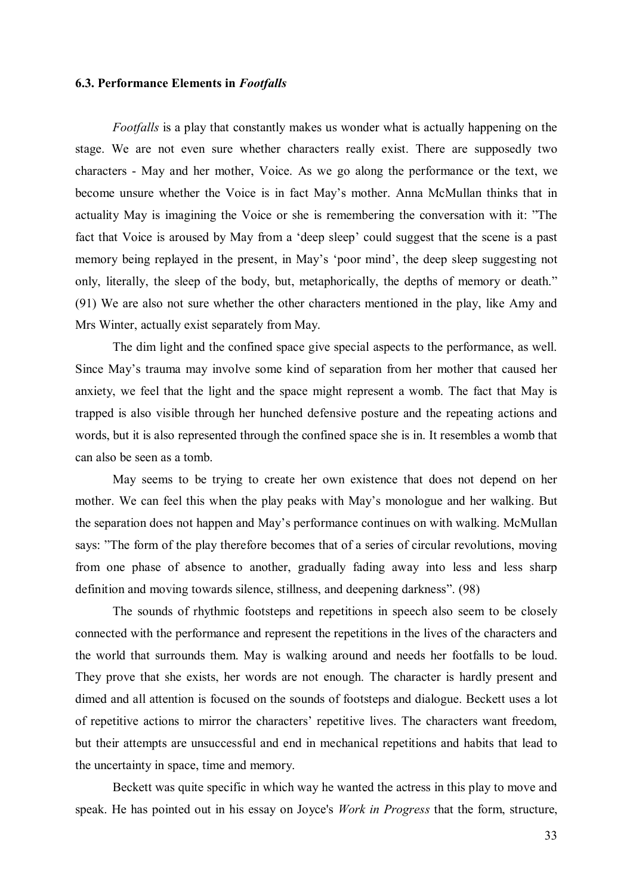### 6.3. Performance Elements in *Footfalls*

*Footfalls* is a play that constantly makes us wonder what is actually happening on the stage. We are not even sure whether characters really exist. There are supposedly two characters - May and her mother, Voice. As we go along the performance or the text, we become unsure whether the Voice is in fact May's mother. Anna McMullan thinks that in actuality May is imagining the Voice or she is remembering the conversation with it: "The fact that Voice is aroused by May from a 'deep sleep' could suggest that the scene is a past memory being replayed in the present, in May's 'poor mind', the deep sleep suggesting not only, literally, the sleep of the body, but, metaphorically, the depths of memory or death." (91) We are also not sure whether the other characters mentioned in the play, like Amy and Mrs Winter, actually exist separately from May.

The dim light and the confined space give special aspects to the performance, as well. Since May's trauma may involve some kind of separation from her mother that caused her anxiety, we feel that the light and the space might represent a womb. The fact that May is trapped is also visible through her hunched defensive posture and the repeating actions and words, but it is also represented through the confined space she is in. It resembles a womb that can also be seen as a tomb.

May seems to be trying to create her own existence that does not depend on her mother. We can feel this when the play peaks with May's monologue and her walking. But the separation does not happen and May's performance continues on with walking. McMullan says: "The form of the play therefore becomes that of a series of circular revolutions, moving from one phase of absence to another, gradually fading away into less and less sharp definition and moving towards silence, stillness, and deepening darkness". (98)

The sounds of rhythmic footsteps and repetitions in speech also seem to be closely connected with the performance and represent the repetitions in the lives of the characters and the world that surrounds them. May is walking around and needs her footfalls to be loud. They prove that she exists, her words are not enough. The character is hardly present and dimed and all attention is focused on the sounds of footsteps and dialogue. Beckett uses a lot of repetitive actions to mirror the characters' repetitive lives. The characters want freedom, but their attempts are unsuccessful and end in mechanical repetitions and habits that lead to the uncertainty in space, time and memory.

Beckett was quite specific in which way he wanted the actress in this play to move and speak. He has pointed out in his essay on Joyce's *Work in Progress* that the form, structure,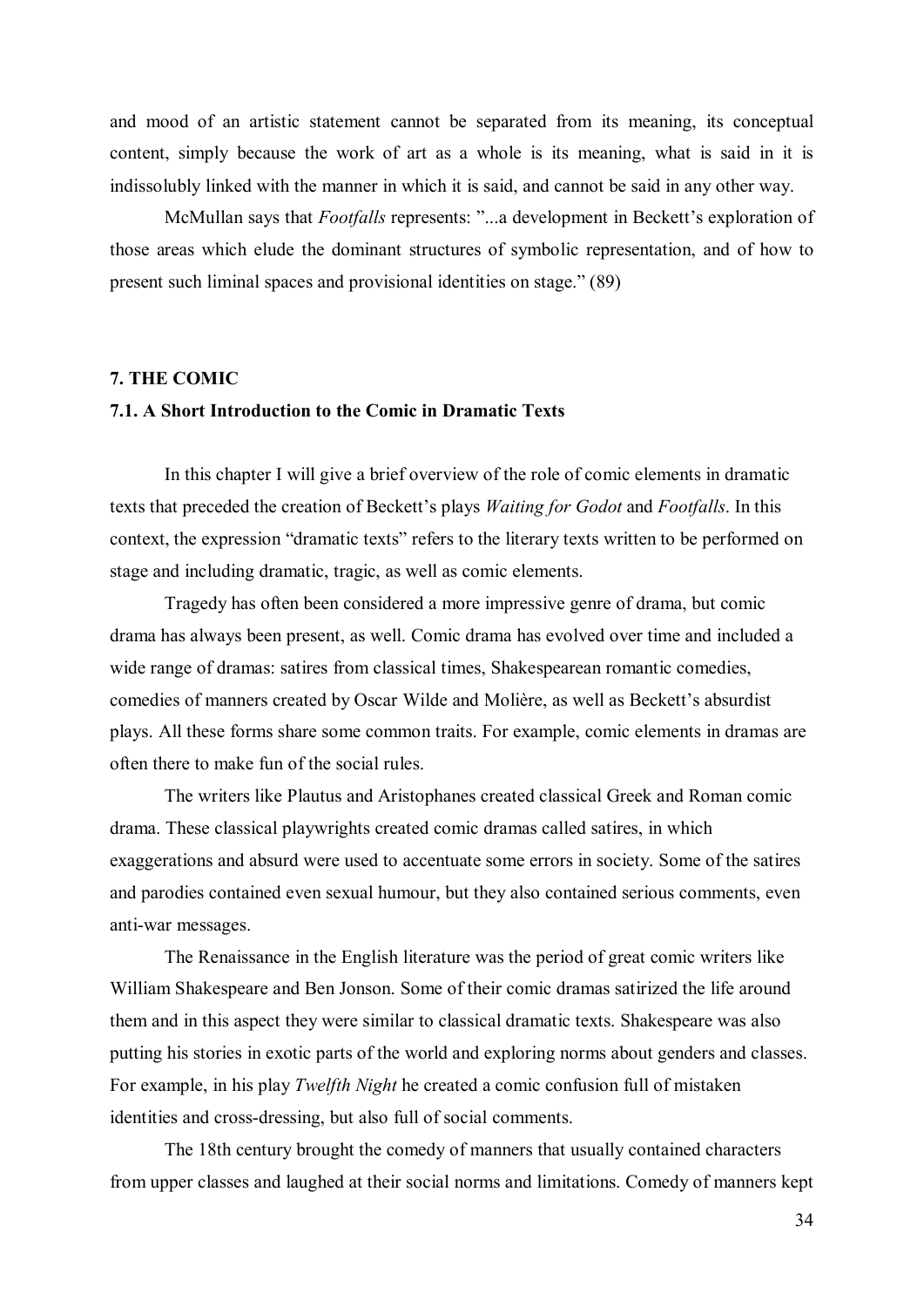and mood of an artistic statement cannot be separated from its meaning, its conceptual content, simply because the work of art as a whole is its meaning, what is said in it is indissolubly linked with the manner in which it is said, and cannot be said in any other way.

McMullan says that *Footfalls* represents: "...a development in Beckett's exploration of those areas which elude the dominant structures of symbolic representation, and of how to present such liminal spaces and provisional identities on stage." (89)

## 7. THE COMIC

### 7.1. A Short Introduction to the Comic in Dramatic Texts

In this chapter I will give a brief overview of the role of comic elements in dramatic texts that preceded the creation of Beckett's plays *Waiting for Godot* and *Footfalls*. In this context, the expression "dramatic texts" refers to the literary texts written to be performed on stage and including dramatic, tragic, as well as comic elements.

Tragedy has often been considered a more impressive genre of drama, but comic drama has always been present, as well. Comic drama has evolved over time and included a wide range of dramas: satires from classical times, Shakespearean romantic comedies, comedies of manners created by Oscar Wilde and Molière, as well as Beckett's absurdist plays. All these forms share some common traits. For example, comic elements in dramas are often there to make fun of the social rules.

The writers like Plautus and Aristophanes created classical Greek and Roman comic drama. These classical playwrights created comic dramas called satires, in which exaggerations and absurd were used to accentuate some errors in society. Some of the satires and parodies contained even sexual humour, but they also contained serious comments, even anti-war messages.

The Renaissance in the English literature was the period of great comic writers like William Shakespeare and Ben Jonson. Some of their comic dramas satirized the life around them and in this aspect they were similar to classical dramatic texts. Shakespeare was also putting his stories in exotic parts of the world and exploring norms about genders and classes. For example, in his play *Twelfth Night* he created a comic confusion full of mistaken identities and cross-dressing, but also full of social comments.

The 18th century brought the comedy of manners that usually contained characters from upper classes and laughed at their social norms and limitations. Comedy of manners kept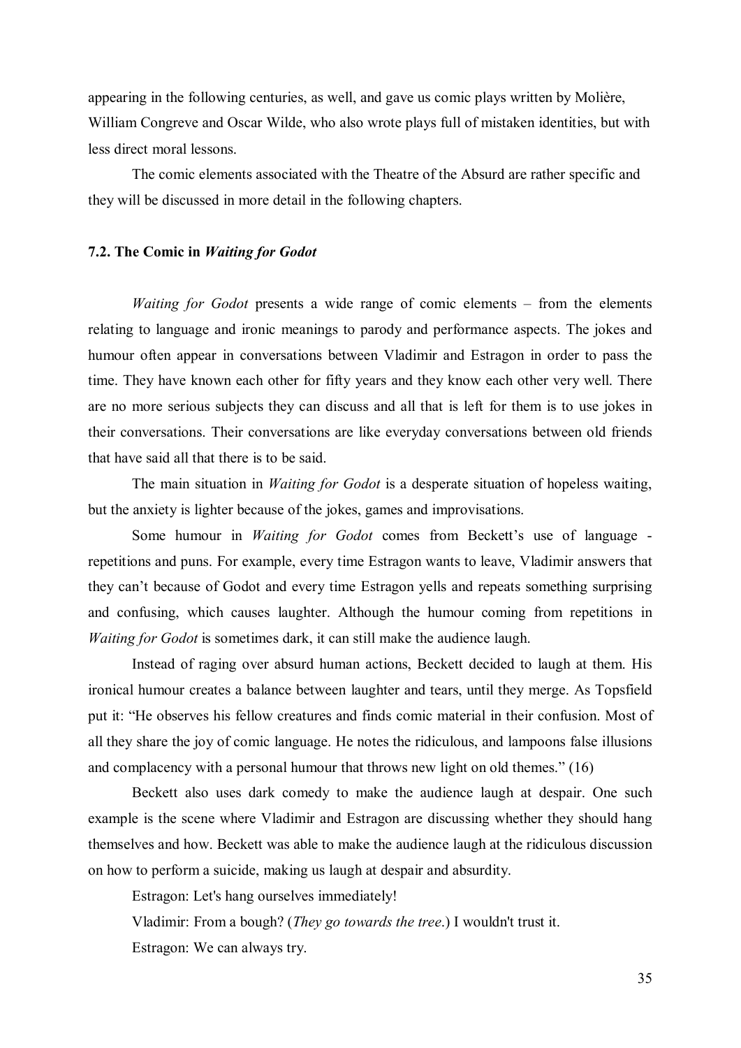appearing in the following centuries, as well, and gave us comic plays written by Molière, William Congreve and Oscar Wilde, who also wrote plays full of mistaken identities, but with less direct moral lessons.

The comic elements associated with the Theatre of the Absurd are rather specific and they will be discussed in more detail in the following chapters.

### 7.2. The Comic in *Waiting for Godot*

*Waiting for Godot* presents a wide range of comic elements – from the elements relating to language and ironic meanings to parody and performance aspects. The jokes and humour often appear in conversations between Vladimir and Estragon in order to pass the time. They have known each other for fifty years and they know each other very well. There are no more serious subjects they can discuss and all that is left for them is to use jokes in their conversations. Their conversations are like everyday conversations between old friends that have said all that there is to be said.

The main situation in *Waiting for Godot* is a desperate situation of hopeless waiting, but the anxiety is lighter because of the jokes, games and improvisations.

Some humour in *Waiting for Godot* comes from Beckett's use of language - repetitions and puns. For example, every time Estragon wants to leave, Vladimir answers that they can't because of Godot and every time Estragon yells and repeats something surprising and confusing, which causes laughter. Although the humour coming from repetitions in *Waiting for Godot* is sometimes dark, it can still make the audience laugh.

Instead of raging over absurd human actions, Beckett decided to laugh at them. His ironical humour creates a balance between laughter and tears, until they merge. As Topsfield put it: "He observes his fellow creatures and finds comic material in their confusion. Most of all they share the joy of comic language. He notes the ridiculous, and lampoons false illusions and complacency with a personal humour that throws new light on old themes." (16)

Beckett also uses dark comedy to make the audience laugh at despair. One such example is the scene where Vladimir and Estragon are discussing whether they should hang themselves and how. Beckett was able to make the audience laugh at the ridiculous discussion on how to perform a suicide, making us laugh at despair and absurdity.

Estragon: Let's hang ourselves immediately!

Vladimir: From a bough? (*They go towards the tree*.) I wouldn't trust it.

Estragon: We can always try.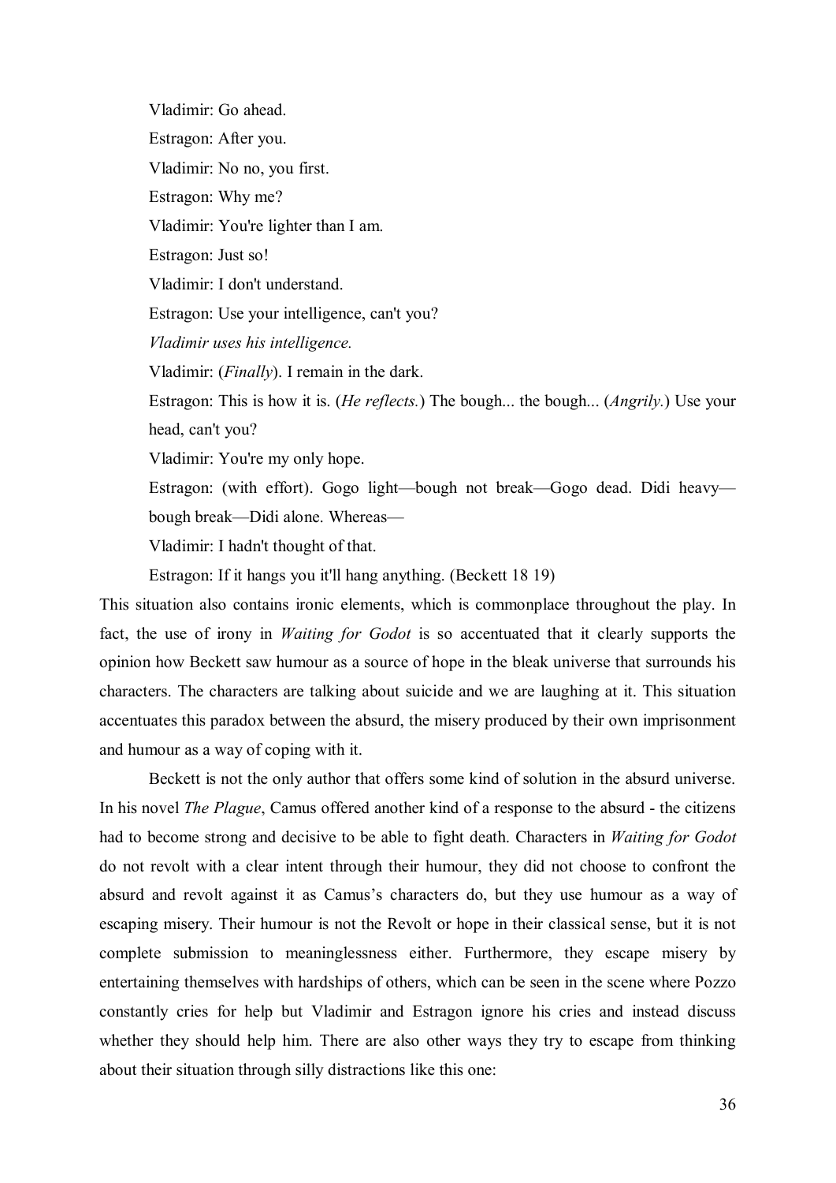Vladimir: Go ahead.

Estragon: After you.

Vladimir: No no, you first.

Estragon: Why me?

Vladimir: You're lighter than I am.

Estragon: Just so!

Vladimir: I don't understand.

Estragon: Use your intelligence, can't you?

*Vladimir uses his intelligence.*

Vladimir: (*Finally*). I remain in the dark.

Estragon: This is how it is. (*He reflects.*) The bough... the bough... (*Angrily.*) Use your head, can't you?

Vladimir: You're my only hope.

Estragon: (with effort). Gogo light—bough not break—Gogo dead. Didi heavy—bough break—Didi alone. Whereas—

Vladimir: I hadn't thought of that.

Estragon: If it hangs you it'll hang anything. (Beckett 18 19)

This situation also contains ironic elements, which is commonplace throughout the play. In fact, the use of irony in *Waiting for Godot* is so accentuated that it clearly supports the opinion how Beckett saw humour as a source of hope in the bleak universe that surrounds his characters. The characters are talking about suicide and we are laughing at it. This situation accentuates this paradox between the absurd, the misery produced by their own imprisonment and humour as a way of coping with it.

Beckett is not the only author that offers some kind of solution in the absurd universe. In his novel *The Plague*, Camus offered another kind of a response to the absurd - the citizens had to become strong and decisive to be able to fight death. Characters in *Waiting for Godot* do not revolt with a clear intent through their humour, they did not choose to confront the absurd and revolt against it as Camus's characters do, but they use humour as a way of escaping misery. Their humour is not the Revolt or hope in their classical sense, but it is not complete submission to meaninglessness either. Furthermore, they escape misery by entertaining themselves with hardships of others, which can be seen in the scene where Pozzo constantly cries for help but Vladimir and Estragon ignore his cries and instead discuss whether they should help him. There are also other ways they try to escape from thinking about their situation through silly distractions like this one: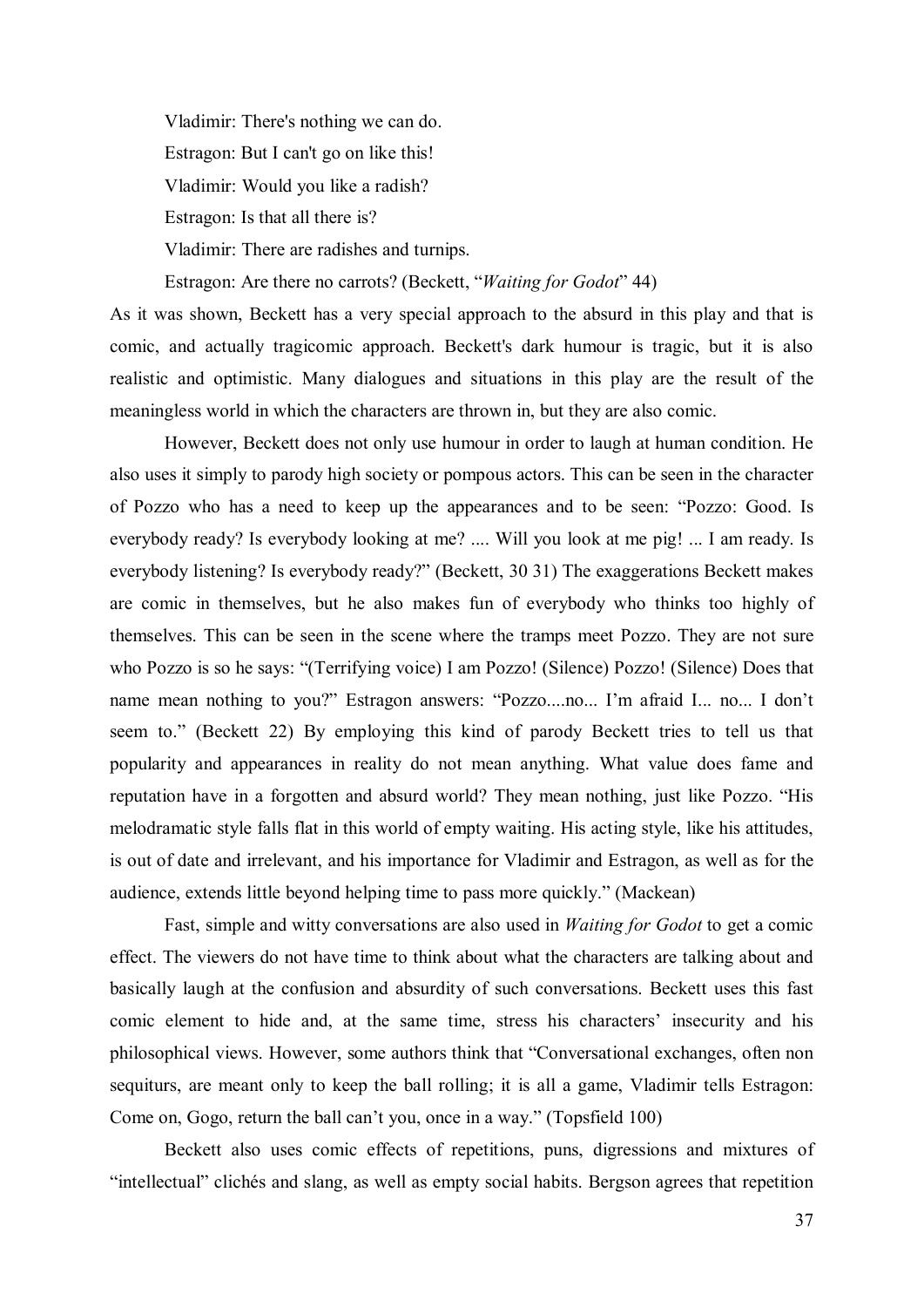Vladimir: There's nothing we can do.

Estragon: But I can't go on like this!

Vladimir: Would you like a radish?

Estragon: Is that all there is?

Vladimir: There are radishes and turnips.

Estragon: Are there no carrots? (Beckett, "*Waiting for Godot*" 44)

As it was shown, Beckett has a very special approach to the absurd in this play and that is comic, and actually tragicomic approach. Beckett's dark humour is tragic, but it is also realistic and optimistic. Many dialogues and situations in this play are the result of the meaningless world in which the characters are thrown in, but they are also comic.

However, Beckett does not only use humour in order to laugh at human condition. He also uses it simply to parody high society or pompous actors. This can be seen in the character of Pozzo who has a need to keep up the appearances and to be seen: "Pozzo: Good. Is everybody ready? Is everybody looking at me? .... Will you look at me pig! ... I am ready. Is everybody listening? Is everybody ready?" (Beckett, 30 31) The exaggerations Beckett makes are comic in themselves, but he also makes fun of everybody who thinks too highly of themselves. This can be seen in the scene where the tramps meet Pozzo. They are not sure who Pozzo is so he says: "(Terrifying voice) I am Pozzo! (Silence) Pozzo! (Silence) Does that name mean nothing to you?" Estragon answers: "Pozzo....no... I'm afraid I... no... I don't seem to." (Beckett 22) By employing this kind of parody Beckett tries to tell us that popularity and appearances in reality do not mean anything. What value does fame and reputation have in a forgotten and absurd world? They mean nothing, just like Pozzo. "His melodramatic style falls flat in this world of empty waiting. His acting style, like his attitudes, is out of date and irrelevant, and his importance for Vladimir and Estragon, as well as for the audience, extends little beyond helping time to pass more quickly." (Mackean)

Fast, simple and witty conversations are also used in *Waiting for Godot* to get a comic effect. The viewers do not have time to think about what the characters are talking about and basically laugh at the confusion and absurdity of such conversations. Beckett uses this fast comic element to hide and, at the same time, stress his characters' insecurity and his philosophical views. However, some authors think that "Conversational exchanges, often non sequiturs, are meant only to keep the ball rolling; it is all a game, Vladimir tells Estragon: Come on, Gogo, return the ball can't you, once in a way." (Topsfield 100)

Beckett also uses comic effects of repetitions, puns, digressions and mixtures of "intellectual" clichés and slang, as well as empty social habits. Bergson agrees that repetition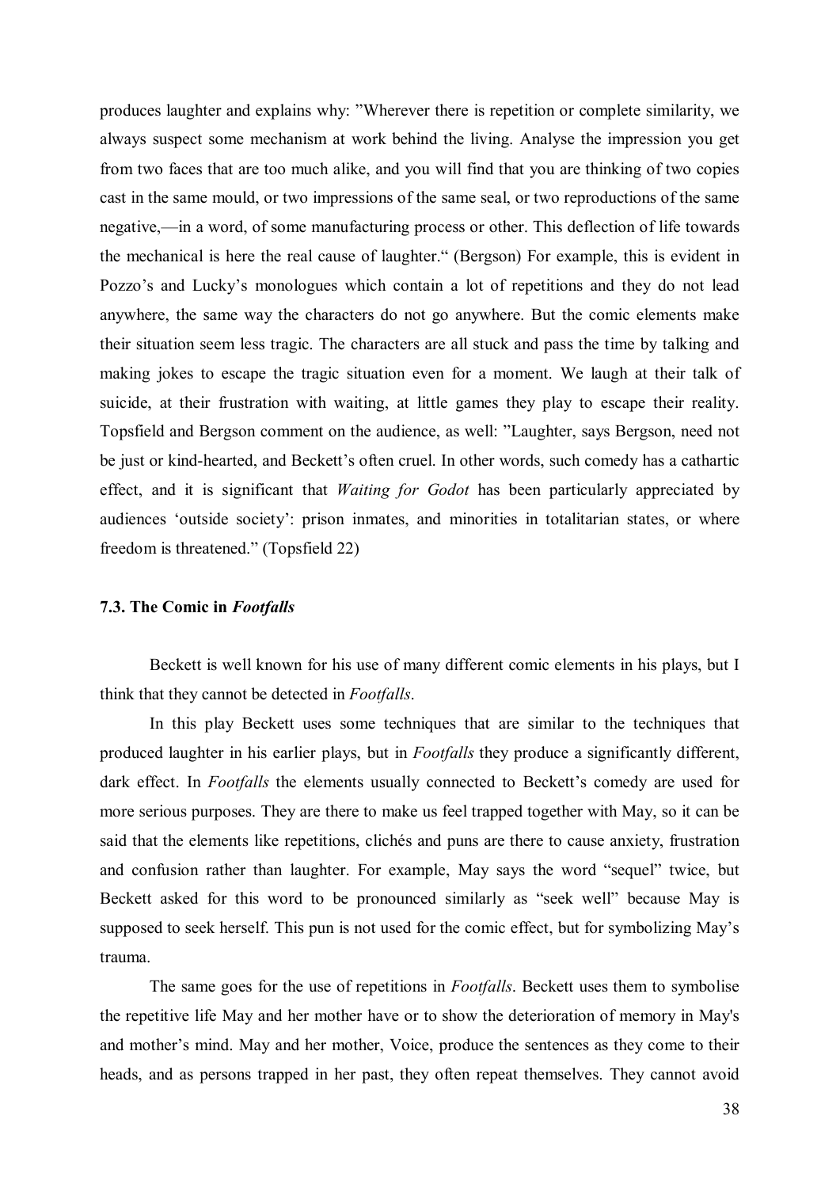produces laughter and explains why: "Wherever there is repetition or complete similarity, we always suspect some mechanism at work behind the living. Analyse the impression you get from two faces that are too much alike, and you will find that you are thinking of two copies cast in the same mould, or two impressions of the same seal, or two reproductions of the same negative,—in a word, of some manufacturing process or other. This deflection of life towards the mechanical is here the real cause of laughter." (Bergson) For example, this is evident in Pozzo's and Lucky's monologues which contain a lot of repetitions and they do not lead anywhere, the same way the characters do not go anywhere. But the comic elements make their situation seem less tragic. The characters are all stuck and pass the time by talking and making jokes to escape the tragic situation even for a moment. We laugh at their talk of suicide, at their frustration with waiting, at little games they play to escape their reality. Topsfield and Bergson comment on the audience, as well: "Laughter, says Bergson, need not be just or kind-hearted, and Beckett's often cruel. In other words, such comedy has a cathartic effect, and it is significant that *Waiting for Godot* has been particularly appreciated by audiences 'outside society': prison inmates, and minorities in totalitarian states, or where freedom is threatened." (Topsfield 22)

### 7.3. The Comic in *Footfalls*

Beckett is well known for his use of many different comic elements in his plays, but I think that they cannot be detected in *Footfalls*.

In this play Beckett uses some techniques that are similar to the techniques that produced laughter in his earlier plays, but in *Footfalls* they produce a significantly different, dark effect. In *Footfalls* the elements usually connected to Beckett's comedy are used for more serious purposes. They are there to make us feel trapped together with May, so it can be said that the elements like repetitions, clichés and puns are there to cause anxiety, frustration and confusion rather than laughter. For example, May says the word "sequel" twice, but Beckett asked for this word to be pronounced similarly as "seek well" because May is supposed to seek herself. This pun is not used for the comic effect, but for symbolizing May's trauma.

The same goes for the use of repetitions in *Footfalls*. Beckett uses them to symbolise the repetitive life May and her mother have or to show the deterioration of memory in May's and mother's mind. May and her mother, Voice, produce the sentences as they come to their heads, and as persons trapped in her past, they often repeat themselves. They cannot avoid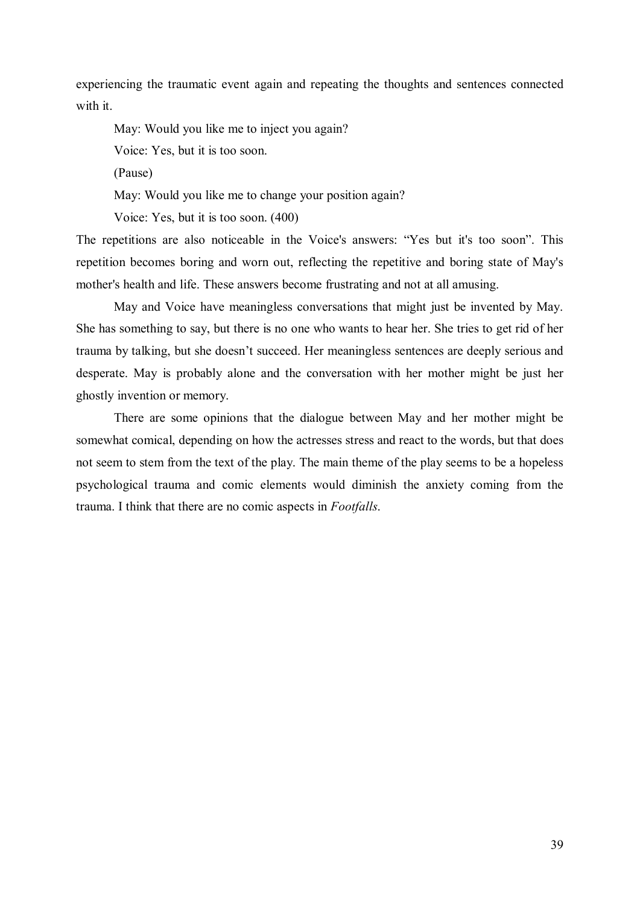experiencing the traumatic event again and repeating the thoughts and sentences connected with it.

May: Would you like me to inject you again?

Voice: Yes, but it is too soon.

(Pause)

May: Would you like me to change your position again?

Voice: Yes, but it is too soon. (400)

The repetitions are also noticeable in the Voice's answers: "Yes but it's too soon". This repetition becomes boring and worn out, reflecting the repetitive and boring state of May's mother's health and life. These answers become frustrating and not at all amusing.

May and Voice have meaningless conversations that might just be invented by May. She has something to say, but there is no one who wants to hear her. She tries to get rid of her trauma by talking, but she doesn't succeed. Her meaningless sentences are deeply serious and desperate. May is probably alone and the conversation with her mother might be just her ghostly invention or memory.

There are some opinions that the dialogue between May and her mother might be somewhat comical, depending on how the actresses stress and react to the words, but that does not seem to stem from the text of the play. The main theme of the play seems to be a hopeless psychological trauma and comic elements would diminish the anxiety coming from the trauma. I think that there are no comic aspects in *Footfalls*.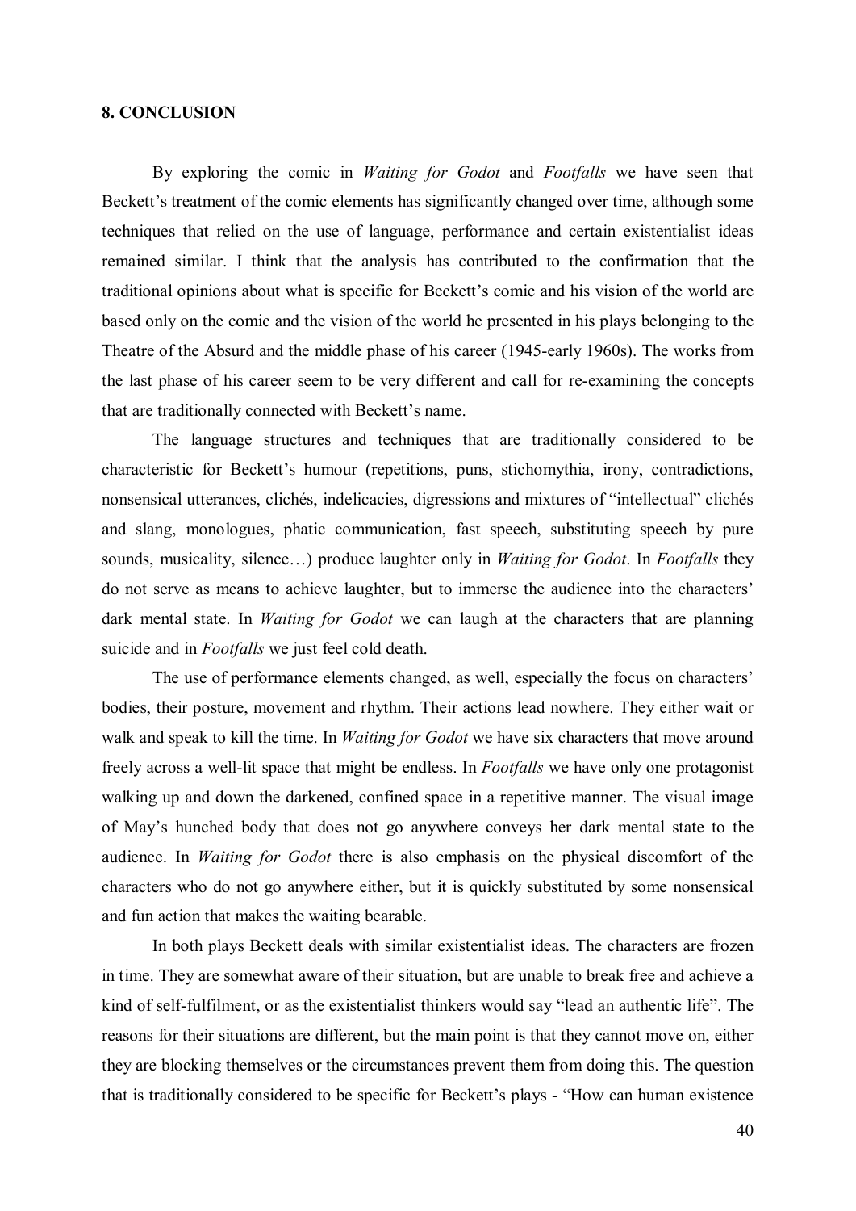## 8. CONCLUSION

By exploring the comic in *Waiting for Godot* and *Footfalls* we have seen that Beckett's treatment of the comic elements has significantly changed over time, although some techniques that relied on the use of language, performance and certain existentialist ideas remained similar. I think that the analysis has contributed to the confirmation that the traditional opinions about what is specific for Beckett's comic and his vision of the world are based only on the comic and the vision of the world he presented in his plays belonging to the Theatre of the Absurd and the middle phase of his career (1945-early 1960s). The works from the last phase of his career seem to be very different and call for re-examining the concepts that are traditionally connected with Beckett's name.

The language structures and techniques that are traditionally considered to be characteristic for Beckett's humour (repetitions, puns, stichomythia, irony, contradictions, nonsensical utterances, clichés, indelicacies, digressions and mixtures of "intellectual" clichés and slang, monologues, phatic communication, fast speech, substituting speech by pure sounds, musicality, silence…) produce laughter only in *Waiting for Godot*. In *Footfalls* they do not serve as means to achieve laughter, but to immerse the audience into the characters' dark mental state. In *Waiting for Godot* we can laugh at the characters that are planning suicide and in *Footfalls* we just feel cold death.

The use of performance elements changed, as well, especially the focus on characters' bodies, their posture, movement and rhythm. Their actions lead nowhere. They either wait or walk and speak to kill the time. In *Waiting for Godot* we have six characters that move around freely across a well-lit space that might be endless. In *Footfalls* we have only one protagonist walking up and down the darkened, confined space in a repetitive manner. The visual image of May's hunched body that does not go anywhere conveys her dark mental state to the audience. In *Waiting for Godot* there is also emphasis on the physical discomfort of the characters who do not go anywhere either, but it is quickly substituted by some nonsensical and fun action that makes the waiting bearable.

In both plays Beckett deals with similar existentialist ideas. The characters are frozen in time. They are somewhat aware of their situation, but are unable to break free and achieve a kind of self-fulfilment, or as the existentialist thinkers would say "lead an authentic life". The reasons for their situations are different, but the main point is that they cannot move on, either they are blocking themselves or the circumstances prevent them from doing this. The question that is traditionally considered to be specific for Beckett's plays - "How can human existence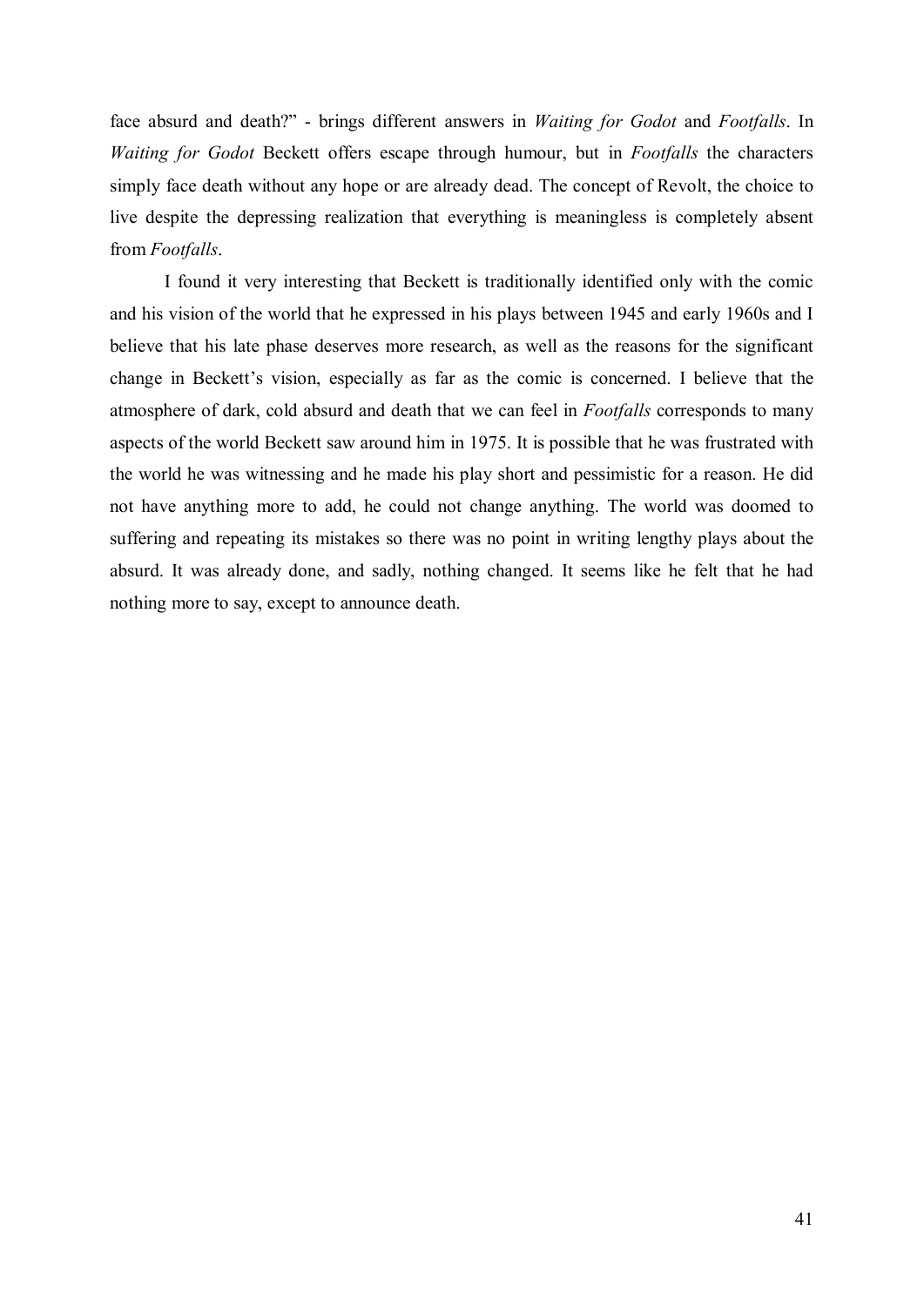face absurd and death?" - brings different answers in *Waiting for Godot* and *Footfalls*. In *Waiting for Godot* Beckett offers escape through humour, but in *Footfalls* the characters simply face death without any hope or are already dead. The concept of Revolt, the choice to live despite the depressing realization that everything is meaningless is completely absent from *Footfalls*.

I found it very interesting that Beckett is traditionally identified only with the comic and his vision of the world that he expressed in his plays between 1945 and early 1960s and I believe that his late phase deserves more research, as well as the reasons for the significant change in Beckett's vision, especially as far as the comic is concerned. I believe that the atmosphere of dark, cold absurd and death that we can feel in *Footfalls* corresponds to many aspects of the world Beckett saw around him in 1975. It is possible that he was frustrated with the world he was witnessing and he made his play short and pessimistic for a reason. He did not have anything more to add, he could not change anything. The world was doomed to suffering and repeating its mistakes so there was no point in writing lengthy plays about the absurd. It was already done, and sadly, nothing changed. It seems like he felt that he had nothing more to say, except to announce death.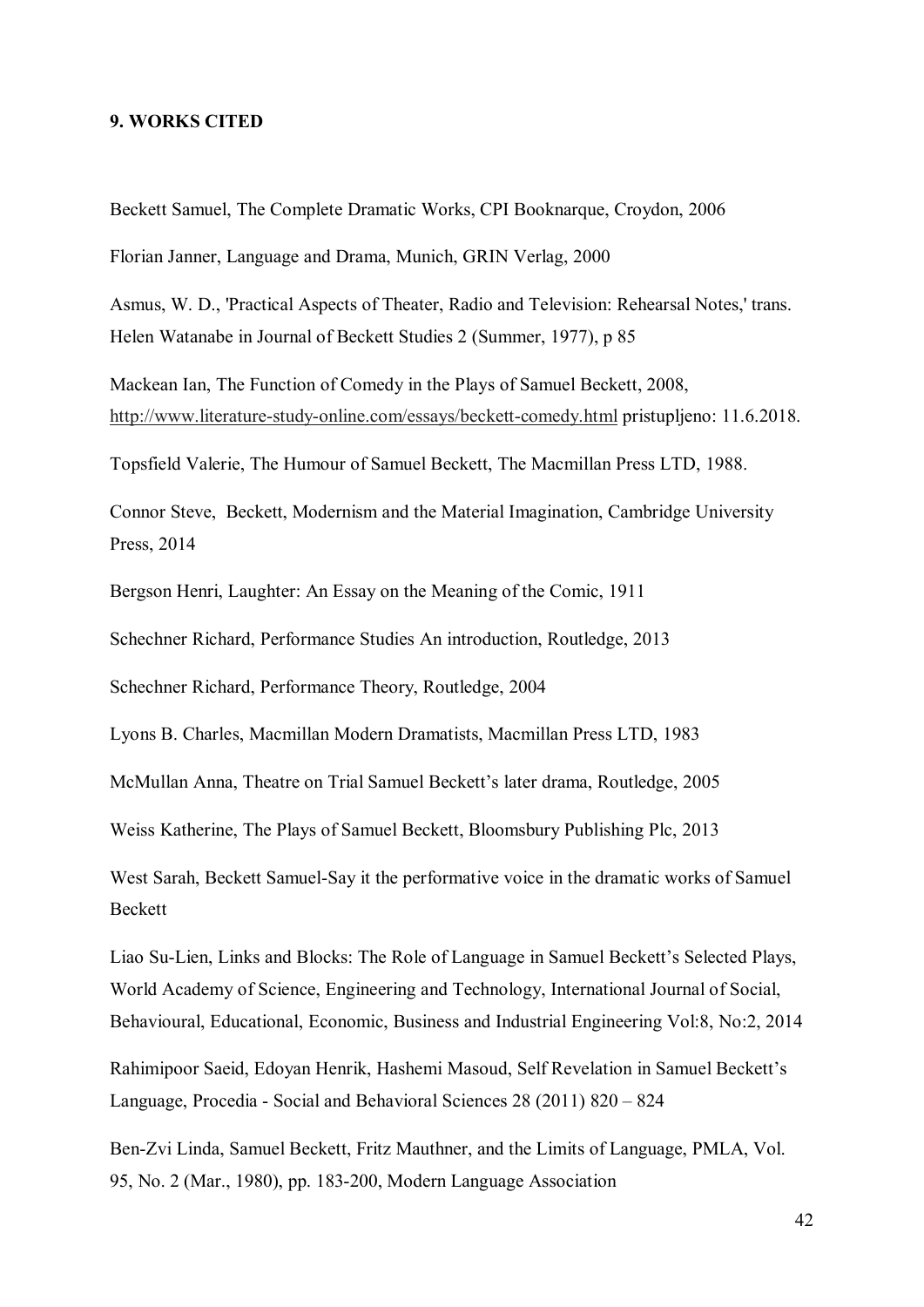## 9. WORKS CITED

Beckett Samuel, The Complete Dramatic Works, CPI Booknarque, Croydon, 2006

Florian Janner, Language and Drama, Munich, GRIN Verlag, 2000

Asmus, W. D., 'Practical Aspects of Theater, Radio and Television: Rehearsal Notes,' trans. Helen Watanabe in Journal of Beckett Studies 2 (Summer, 1977), p 85

Mackean Ian, The Function of Comedy in the Plays of Samuel Beckett, 2008, http://www.literature-study-online.com/essays/beckett-comedy.html pristupljeno: 11.6.2018.

Topsfield Valerie, The Humour of Samuel Beckett, The Macmillan Press LTD, 1988.

Connor Steve, Beckett, Modernism and the Material Imagination, Cambridge University Press, 2014

Bergson Henri, Laughter: An Essay on the Meaning of the Comic, 1911

Schechner Richard, Performance Studies An introduction, Routledge, 2013

Schechner Richard, Performance Theory, Routledge, 2004

Lyons B. Charles, Macmillan Modern Dramatists, Macmillan Press LTD, 1983

McMullan Anna, Theatre on Trial Samuel Beckett's later drama, Routledge, 2005

Weiss Katherine, The Plays of Samuel Beckett, Bloomsbury Publishing Plc, 2013

West Sarah, Beckett Samuel-Say it the performative voice in the dramatic works of Samuel Beckett

Liao Su-Lien, Links and Blocks: The Role of Language in Samuel Beckett's Selected Plays, World Academy of Science, Engineering and Technology, International Journal of Social, Behavioural, Educational, Economic, Business and Industrial Engineering Vol:8, No:2, 2014

Rahimipoor Saeid, Edoyan Henrik, Hashemi Masoud, Self Revelation in Samuel Beckett's Language, Procedia - Social and Behavioral Sciences 28 (2011) 820 – 824

Ben-Zvi Linda, Samuel Beckett, Fritz Mauthner, and the Limits of Language, PMLA, Vol. 95, No. 2 (Mar., 1980), pp. 183-200, Modern Language Association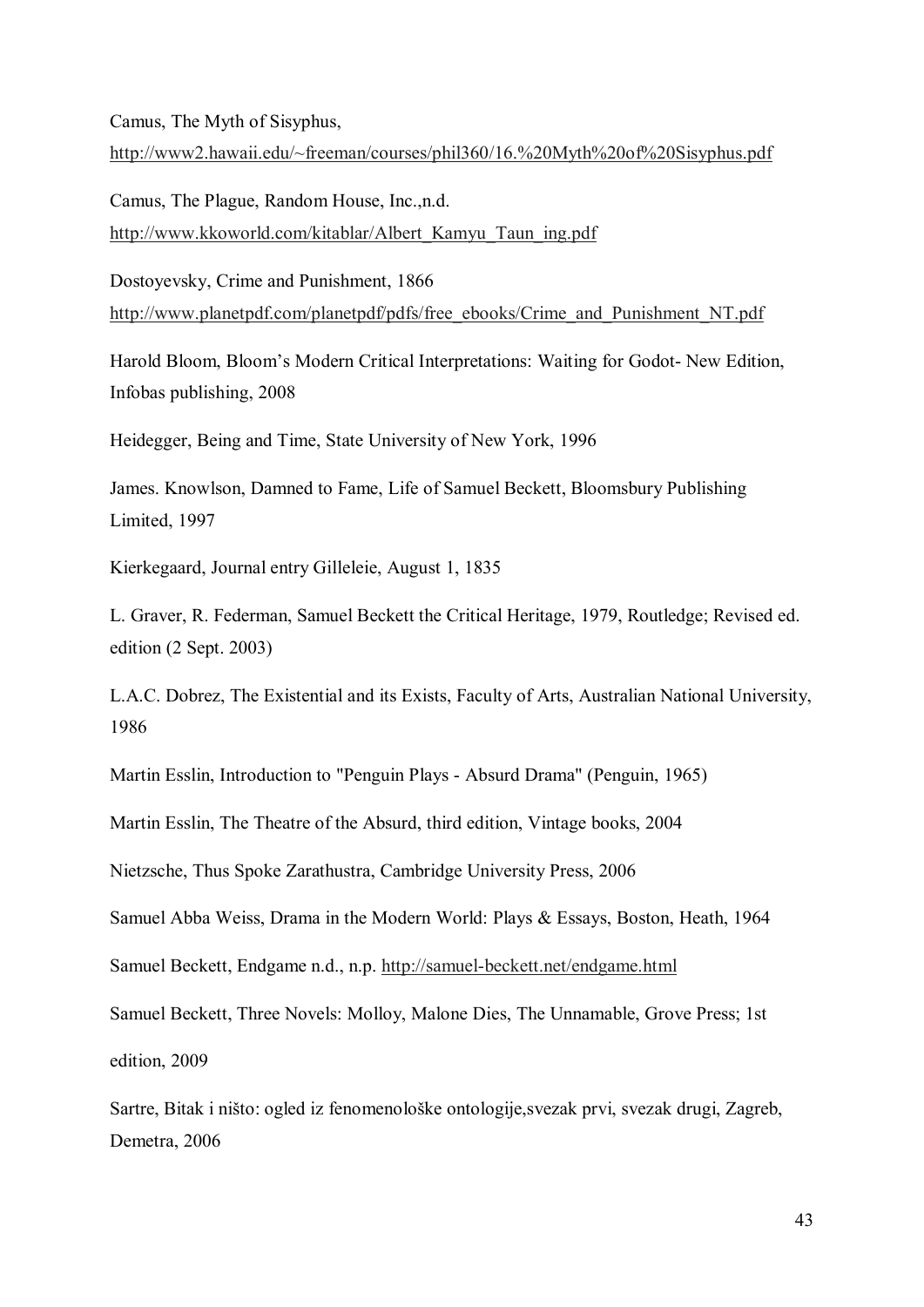Camus, The Myth of Sisyphus,
http://www2.hawaii.edu/~freeman/courses/phil360/16.%20Myth%20of%20Sisyphus.pdf

Camus, The Plague, Random House, Inc.,n.d.
http://www.kkoworld.com/kitablar/Albert_Kamyu_Taun_ing.pdf

Dostoyevsky, Crime and Punishment, 1866
http://www.planetpdf.com/planetpdf/pdfs/free_ebooks/Crime_and_Punishment_NT.pdf

Harold Bloom, Bloom's Modern Critical Interpretations: Waiting for Godot- New Edition, Infobas publishing, 2008

Heidegger, Being and Time, State University of New York, 1996

James. Knowlson, Damned to Fame, Life of Samuel Beckett, Bloomsbury Publishing Limited, 1997

Kierkegaard, Journal entry Gilleleie, August 1, 1835

L. Graver, R. Federman, Samuel Beckett the Critical Heritage, 1979, Routledge; Revised ed. edition (2 Sept. 2003)

L.A.C. Dobrez, The Existential and its Exists, Faculty of Arts, Australian National University, 1986

Martin Esslin, Introduction to "Penguin Plays - Absurd Drama" (Penguin, 1965)

Martin Esslin, The Theatre of the Absurd, third edition, Vintage books, 2004

Nietzsche, Thus Spoke Zarathustra, Cambridge University Press, 2006

Samuel Abba Weiss, Drama in the Modern World: Plays & Essays, Boston, Heath, 1964

Samuel Beckett, Endgame n.d., n.p. http://samuel-beckett.net/endgame.html

Samuel Beckett, Three Novels: Molloy, Malone Dies, The Unnamable, Grove Press; 1st edition, 2009

Sartre, Bitak i ništo: ogled iz fenomenološke ontologije,svezak prvi, svezak drugi, Zagreb, Demetra, 2006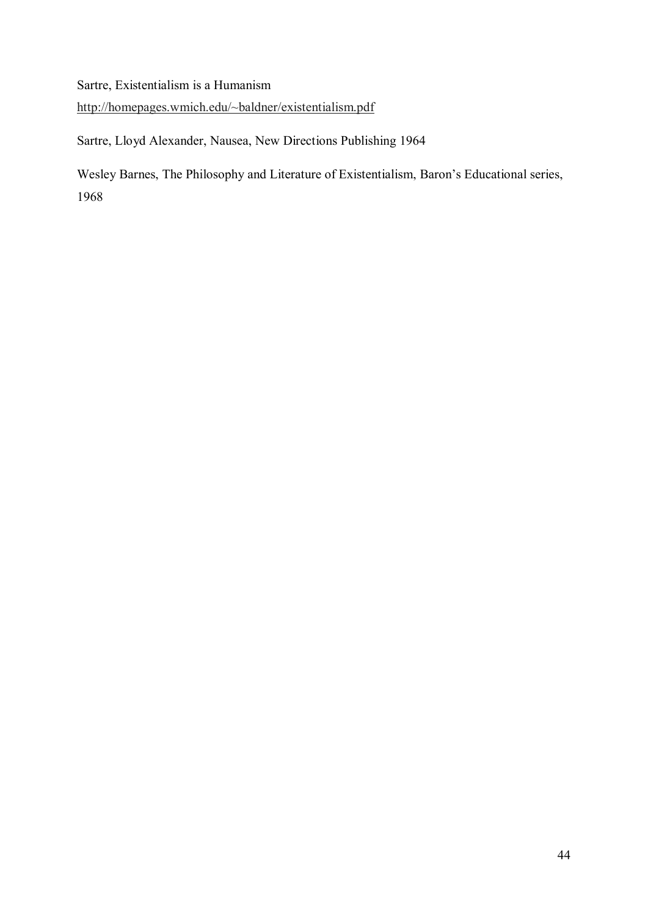Sartre, Existentialism is a Humanism
http://homepages.wmich.edu/~baldner/existentialism.pdf

Sartre, Lloyd Alexander, Nausea, New Directions Publishing 1964

Wesley Barnes, The Philosophy and Literature of Existentialism, Baron's Educational series, 1968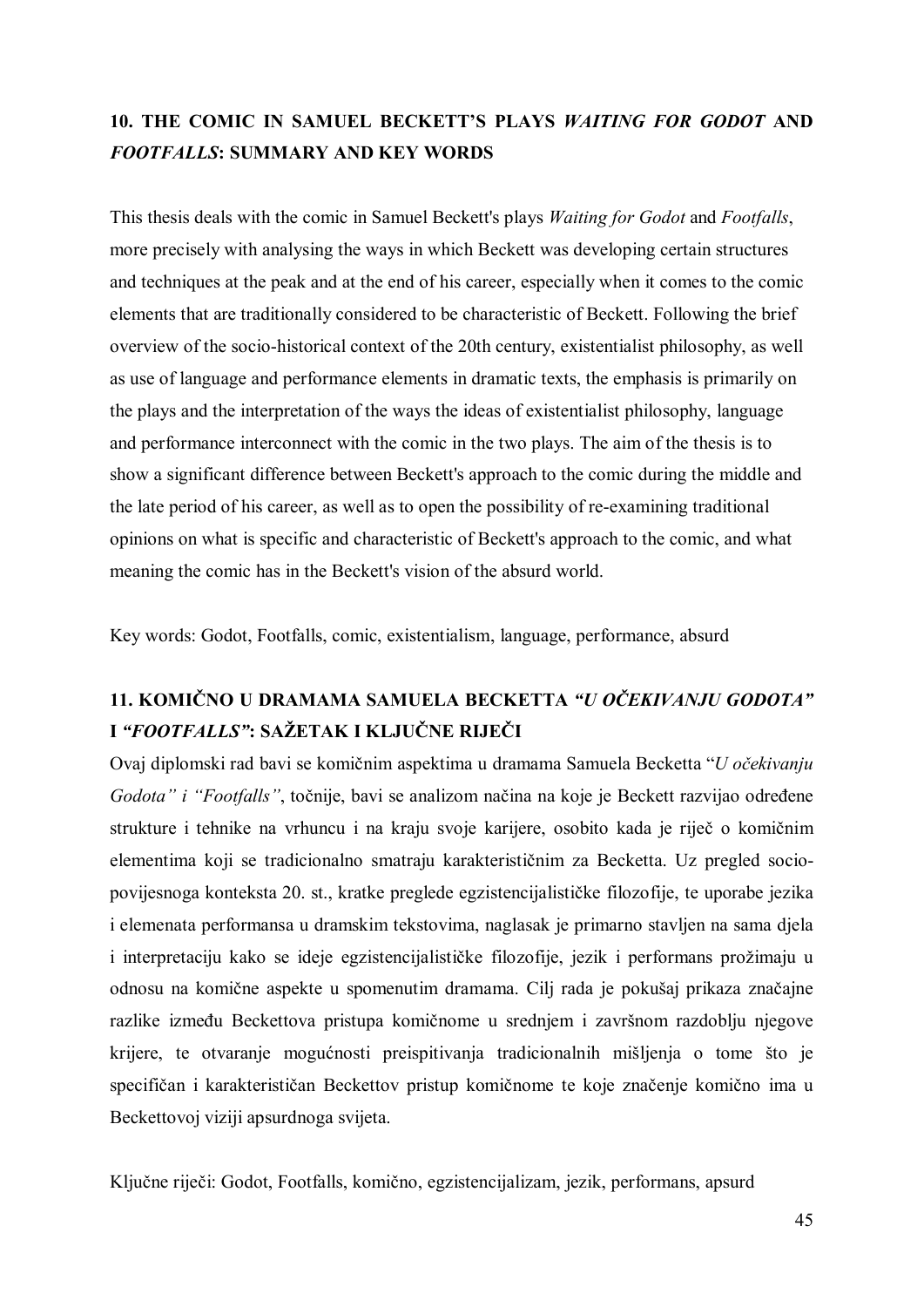## 10. THE COMIC IN SAMUEL BECKETT'S PLAYS *WAITING FOR GODOT* AND *FOOTFALLS*: SUMMARY AND KEY WORDS

This thesis deals with the comic in Samuel Beckett's plays *Waiting for Godot* and *Footfalls*, more precisely with analysing the ways in which Beckett was developing certain structures and techniques at the peak and at the end of his career, especially when it comes to the comic elements that are traditionally considered to be characteristic of Beckett. Following the brief overview of the socio-historical context of the 20th century, existentialist philosophy, as well as use of language and performance elements in dramatic texts, the emphasis is primarily on the plays and the interpretation of the ways the ideas of existentialist philosophy, language and performance interconnect with the comic in the two plays. The aim of the thesis is to show a significant difference between Beckett's approach to the comic during the middle and the late period of his career, as well as to open the possibility of re-examining traditional opinions on what is specific and characteristic of Beckett's approach to the comic, and what meaning the comic has in the Beckett's vision of the absurd world.

Key words: Godot, Footfalls, comic, existentialism, language, performance, absurd

## 11. KOMIČNO U DRAMAMA SAMUELA BECKETTA *"U OČEKIVANJU GODOTA"* I *"FOOTFALLS"*: SAŽETAK I KLJUČNE RIJEČI

Ovaj diplomski rad bavi se komičnim aspektima u dramama Samuela Becketta "*U očekivanju Godota" i "Footfalls"*, točnije, bavi se analizom načina na koje je Beckett razvijao određene strukture i tehnike na vrhuncu i na kraju svoje karijere, osobito kada je riječ o komičnim elementima koji se tradicionalno smatraju karakterističnim za Becketta. Uz pregled socio-povijesnoga konteksta 20. st., kratke preglede egzistencijalističke filozofije, te uporabe jezika i elemenata performansa u dramskim tekstovima, naglasak je primarno stavljen na sama djela i interpretaciju kako se ideje egzistencijalističke filozofije, jezik i performans prožimaju u odnosu na komične aspekte u spomenutim dramama. Cilj rada je pokušaj prikaza značajne razlike između Beckettova pristupa komičnome u srednjem i završnom razdoblju njegove krijere, te otvaranje mogućnosti preispitivanja tradicionalnih mišljenja o tome što je specifičan i karakterističan Beckettov pristup komičnome te koje značenje komično ima u Beckettovoj viziji apsurdnoga svijeta.

Ključne riječi: Godot, Footfalls, komično, egzistencijalizam, jezik, performans, apsurd